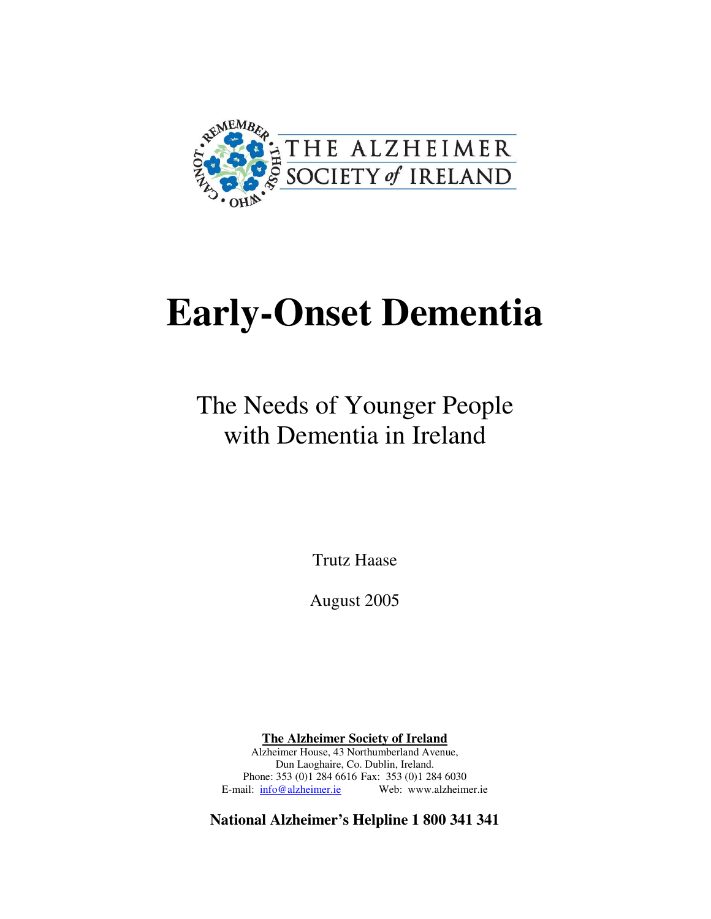THE ALZHEIMER SOCIETY of IRELAND

# Early-Onset Dementia

## The Needs of Younger People with Dementia in Ireland

Trutz Haase

August 2005

**The Alzheimer Society of Ireland**
Alzheimer House, 43 Northumberland Avenue,
Dun Laoghaire, Co. Dublin, Ireland.
Phone: 353 (0)1 284 6616 Fax: 353 (0)1 284 6030
E-mail: info@alzheimer.ie Web: www.alzheimer.ie

**National Alzheimer's Helpline 1 800 341 341**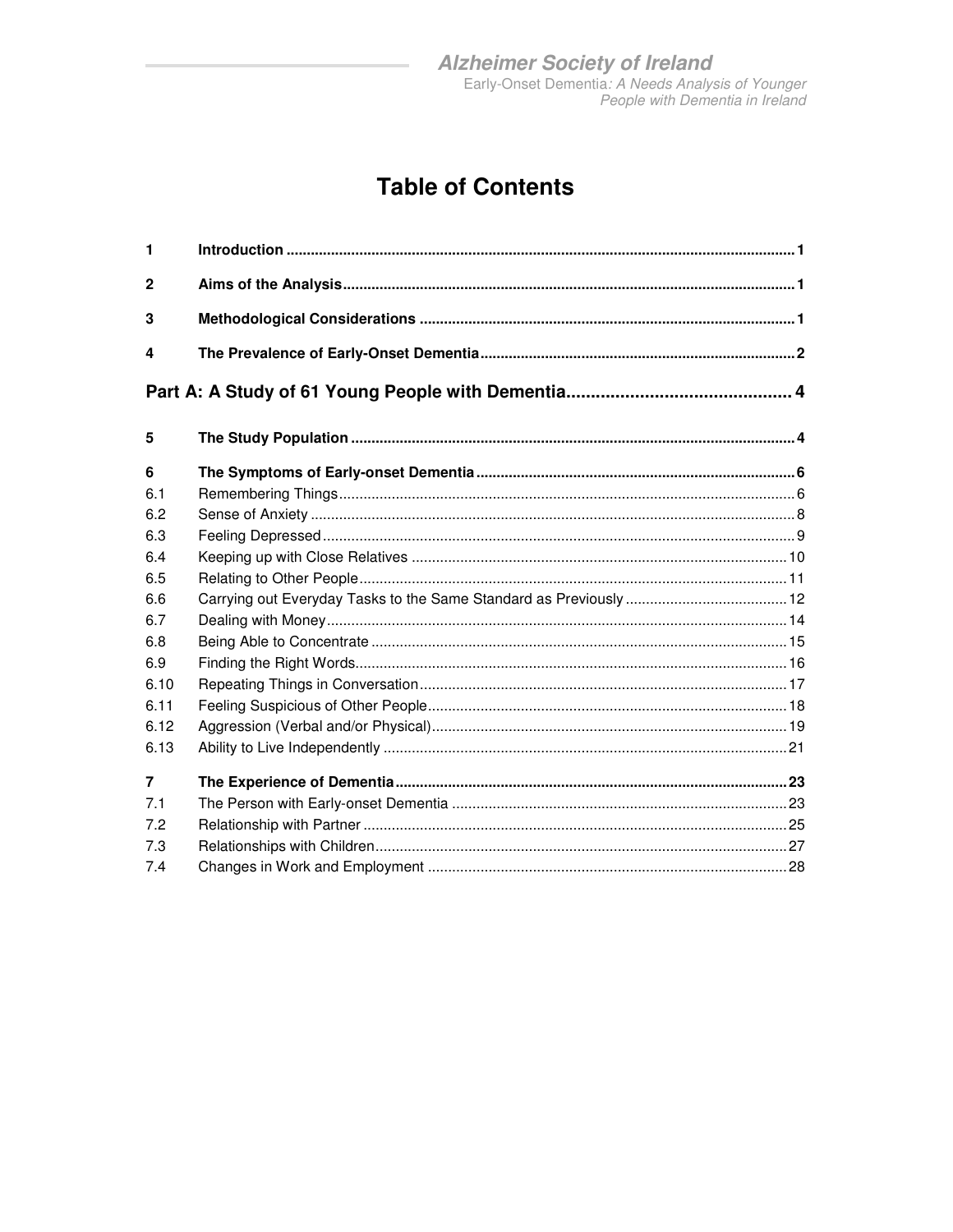# Table of Contents

| | | |
|---|---|---|
| **1** | **Introduction** | **1** |
| **2** | **Aims of the Analysis** | **1** |
| **3** | **Methodological Considerations** | **1** |
| **4** | **The Prevalence of Early-Onset Dementia** | **2** |
| | **Part A: A Study of 61 Young People with Dementia** | **4** |
| **5** | **The Study Population** | **4** |
| **6** | **The Symptoms of Early-onset Dementia** | **6** |
| 6.1 | Remembering Things | 6 |
| 6.2 | Sense of Anxiety | 8 |
| 6.3 | Feeling Depressed | 9 |
| 6.4 | Keeping up with Close Relatives | 10 |
| 6.5 | Relating to Other People | 11 |
| 6.6 | Carrying out Everyday Tasks to the Same Standard as Previously | 12 |
| 6.7 | Dealing with Money | 14 |
| 6.8 | Being Able to Concentrate | 15 |
| 6.9 | Finding the Right Words | 16 |
| 6.10 | Repeating Things in Conversation | 17 |
| 6.11 | Feeling Suspicious of Other People | 18 |
| 6.12 | Aggression (Verbal and/or Physical) | 19 |
| 6.13 | Ability to Live Independently | 21 |
| **7** | **The Experience of Dementia** | **23** |
| 7.1 | The Person with Early-onset Dementia | 23 |
| 7.2 | Relationship with Partner | 25 |
| 7.3 | Relationships with Children | 27 |
| 7.4 | Changes in Work and Employment | 28 |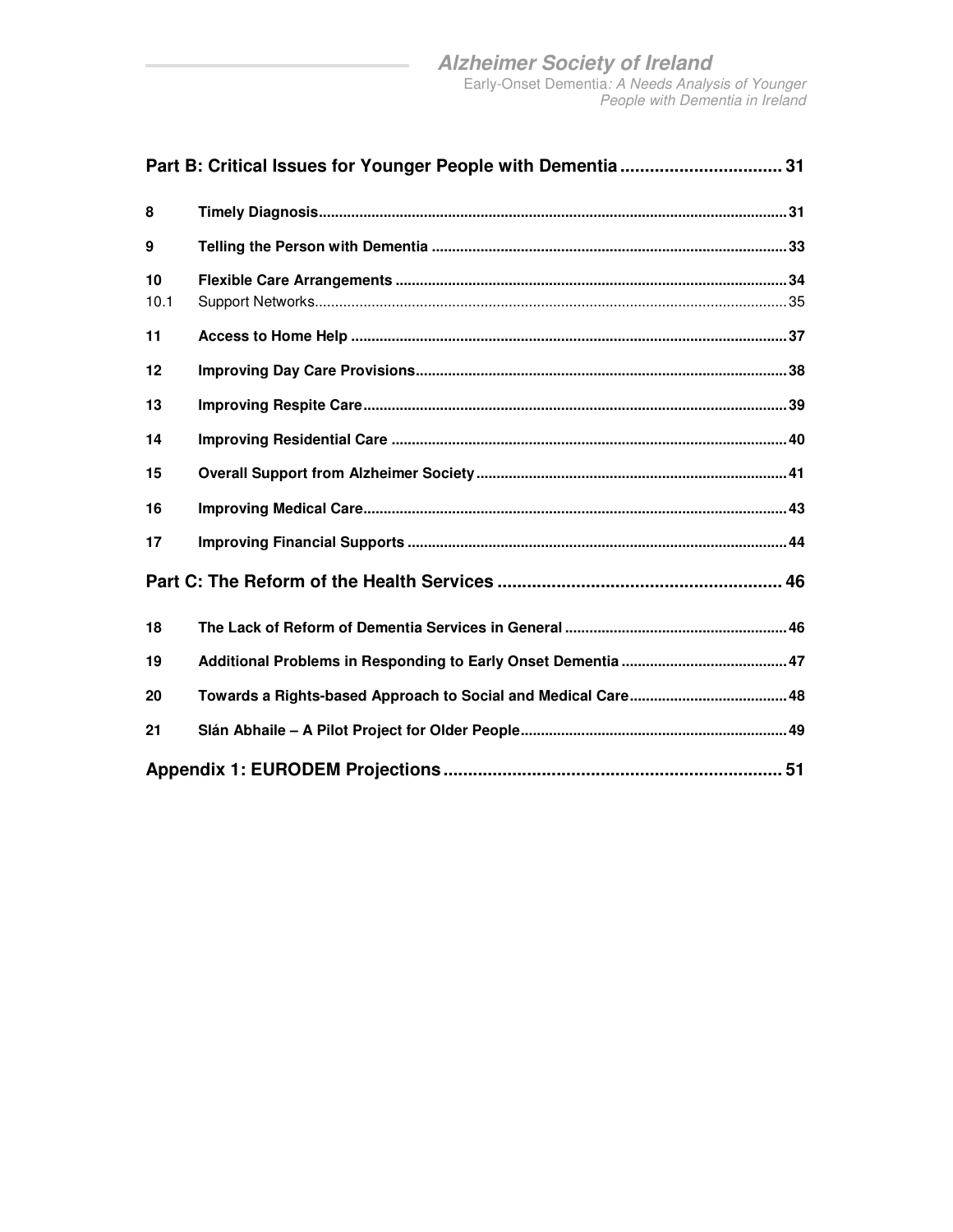**Part B: Critical Issues for Younger People with Dementia ................................ 31**

| | | |
|---|---|---|
| **8** | **Timely Diagnosis** | **31** |
| **9** | **Telling the Person with Dementia** | **33** |
| **10** | **Flexible Care Arrangements** | **34** |
| 10.1 | Support Networks | 35 |
| **11** | **Access to Home Help** | **37** |
| **12** | **Improving Day Care Provisions** | **38** |
| **13** | **Improving Respite Care** | **39** |
| **14** | **Improving Residential Care** | **40** |
| **15** | **Overall Support from Alzheimer Society** | **41** |
| **16** | **Improving Medical Care** | **43** |
| **17** | **Improving Financial Supports** | **44** |

**Part C: The Reform of the Health Services ......................................................... 46**

| | | |
|---|---|---|
| **18** | **The Lack of Reform of Dementia Services in General** | **46** |
| **19** | **Additional Problems in Responding to Early Onset Dementia** | **47** |
| **20** | **Towards a Rights-based Approach to Social and Medical Care** | **48** |
| **21** | **Slán Abhaile – A Pilot Project for Older People** | **49** |

**Appendix 1: EURODEM Projections ................................................................... 51**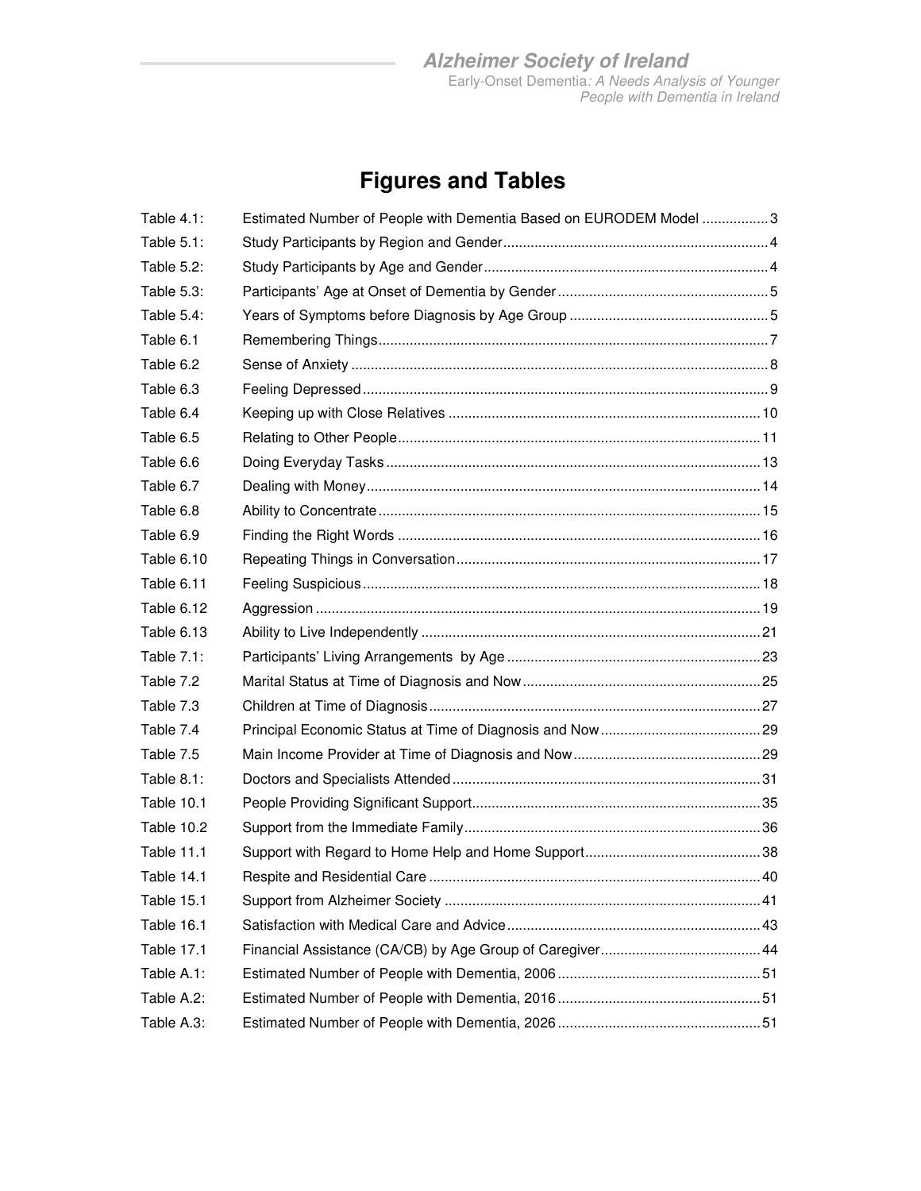# Figures and Tables

| | | |
|---|---|---|
| Table 4.1: | Estimated Number of People with Dementia Based on EURODEM Model | 3 |
| Table 5.1: | Study Participants by Region and Gender | 4 |
| Table 5.2: | Study Participants by Age and Gender | 4 |
| Table 5.3: | Participants' Age at Onset of Dementia by Gender | 5 |
| Table 5.4: | Years of Symptoms before Diagnosis by Age Group | 5 |
| Table 6.1 | Remembering Things | 7 |
| Table 6.2 | Sense of Anxiety | 8 |
| Table 6.3 | Feeling Depressed | 9 |
| Table 6.4 | Keeping up with Close Relatives | 10 |
| Table 6.5 | Relating to Other People | 11 |
| Table 6.6 | Doing Everyday Tasks | 13 |
| Table 6.7 | Dealing with Money | 14 |
| Table 6.8 | Ability to Concentrate | 15 |
| Table 6.9 | Finding the Right Words | 16 |
| Table 6.10 | Repeating Things in Conversation | 17 |
| Table 6.11 | Feeling Suspicious | 18 |
| Table 6.12 | Aggression | 19 |
| Table 6.13 | Ability to Live Independently | 21 |
| Table 7.1: | Participants' Living Arrangements by Age | 23 |
| Table 7.2 | Marital Status at Time of Diagnosis and Now | 25 |
| Table 7.3 | Children at Time of Diagnosis | 27 |
| Table 7.4 | Principal Economic Status at Time of Diagnosis and Now | 29 |
| Table 7.5 | Main Income Provider at Time of Diagnosis and Now | 29 |
| Table 8.1: | Doctors and Specialists Attended | 31 |
| Table 10.1 | People Providing Significant Support | 35 |
| Table 10.2 | Support from the Immediate Family | 36 |
| Table 11.1 | Support with Regard to Home Help and Home Support | 38 |
| Table 14.1 | Respite and Residential Care | 40 |
| Table 15.1 | Support from Alzheimer Society | 41 |
| Table 16.1 | Satisfaction with Medical Care and Advice | 43 |
| Table 17.1 | Financial Assistance (CA/CB) by Age Group of Caregiver | 44 |
| Table A.1: | Estimated Number of People with Dementia, 2006 | 51 |
| Table A.2: | Estimated Number of People with Dementia, 2016 | 51 |
| Table A.3: | Estimated Number of People with Dementia, 2026 | 51 |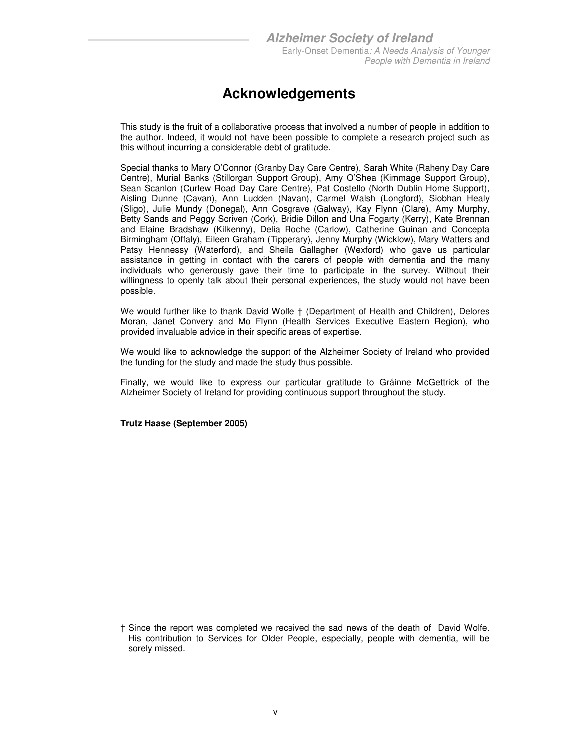# Acknowledgements

This study is the fruit of a collaborative process that involved a number of people in addition to the author. Indeed, it would not have been possible to complete a research project such as this without incurring a considerable debt of gratitude.

Special thanks to Mary O'Connor (Granby Day Care Centre), Sarah White (Raheny Day Care Centre), Murial Banks (Stillorgan Support Group), Amy O'Shea (Kimmage Support Group), Sean Scanlon (Curlew Road Day Care Centre), Pat Costello (North Dublin Home Support), Aisling Dunne (Cavan), Ann Ludden (Navan), Carmel Walsh (Longford), Siobhan Healy (Sligo), Julie Mundy (Donegal), Ann Cosgrave (Galway), Kay Flynn (Clare), Amy Murphy, Betty Sands and Peggy Scriven (Cork), Bridie Dillon and Una Fogarty (Kerry), Kate Brennan and Elaine Bradshaw (Kilkenny), Delia Roche (Carlow), Catherine Guinan and Concepta Birmingham (Offaly), Eileen Graham (Tipperary), Jenny Murphy (Wicklow), Mary Watters and Patsy Hennessy (Waterford), and Sheila Gallagher (Wexford) who gave us particular assistance in getting in contact with the carers of people with dementia and the many individuals who generously gave their time to participate in the survey. Without their willingness to openly talk about their personal experiences, the study would not have been possible.

We would further like to thank David Wolfe † (Department of Health and Children), Delores Moran, Janet Convery and Mo Flynn (Health Services Executive Eastern Region), who provided invaluable advice in their specific areas of expertise.

We would like to acknowledge the support of the Alzheimer Society of Ireland who provided the funding for the study and made the study thus possible.

Finally, we would like to express our particular gratitude to Gráinne McGettrick of the Alzheimer Society of Ireland for providing continuous support throughout the study.

**Trutz Haase (September 2005)**

† Since the report was completed we received the sad news of the death of David Wolfe. His contribution to Services for Older People, especially, people with dementia, will be sorely missed.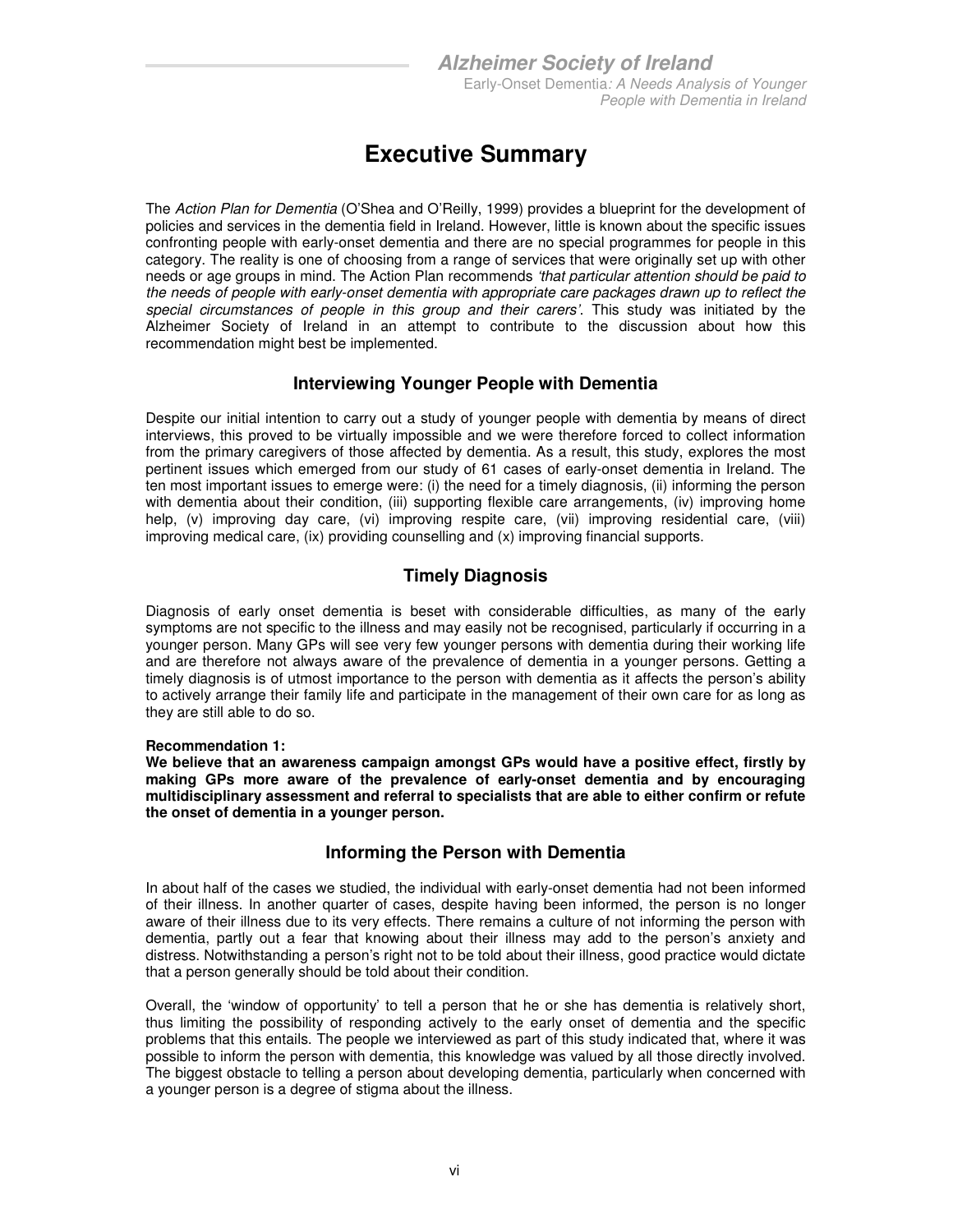# Executive Summary

The *Action Plan for Dementia* (O'Shea and O'Reilly, 1999) provides a blueprint for the development of policies and services in the dementia field in Ireland. However, little is known about the specific issues confronting people with early-onset dementia and there are no special programmes for people in this category. The reality is one of choosing from a range of services that were originally set up with other needs or age groups in mind. The Action Plan recommends *'that particular attention should be paid to the needs of people with early-onset dementia with appropriate care packages drawn up to reflect the special circumstances of people in this group and their carers'*. This study was initiated by the Alzheimer Society of Ireland in an attempt to contribute to the discussion about how this recommendation might best be implemented.

## Interviewing Younger People with Dementia

Despite our initial intention to carry out a study of younger people with dementia by means of direct interviews, this proved to be virtually impossible and we were therefore forced to collect information from the primary caregivers of those affected by dementia. As a result, this study, explores the most pertinent issues which emerged from our study of 61 cases of early-onset dementia in Ireland. The ten most important issues to emerge were: (i) the need for a timely diagnosis, (ii) informing the person with dementia about their condition, (iii) supporting flexible care arrangements, (iv) improving home help, (v) improving day care, (vi) improving respite care, (vii) improving residential care, (viii) improving medical care, (ix) providing counselling and (x) improving financial supports.

## Timely Diagnosis

Diagnosis of early onset dementia is beset with considerable difficulties, as many of the early symptoms are not specific to the illness and may easily not be recognised, particularly if occurring in a younger person. Many GPs will see very few younger persons with dementia during their working life and are therefore not always aware of the prevalence of dementia in a younger persons. Getting a timely diagnosis is of utmost importance to the person with dementia as it affects the person's ability to actively arrange their family life and participate in the management of their own care for as long as they are still able to do so.

**Recommendation 1:**
**We believe that an awareness campaign amongst GPs would have a positive effect, firstly by making GPs more aware of the prevalence of early-onset dementia and by encouraging multidisciplinary assessment and referral to specialists that are able to either confirm or refute the onset of dementia in a younger person.**

## Informing the Person with Dementia

In about half of the cases we studied, the individual with early-onset dementia had not been informed of their illness. In another quarter of cases, despite having been informed, the person is no longer aware of their illness due to its very effects. There remains a culture of not informing the person with dementia, partly out a fear that knowing about their illness may add to the person's anxiety and distress. Notwithstanding a person's right not to be told about their illness, good practice would dictate that a person generally should be told about their condition.

Overall, the 'window of opportunity' to tell a person that he or she has dementia is relatively short, thus limiting the possibility of responding actively to the early onset of dementia and the specific problems that this entails. The people we interviewed as part of this study indicated that, where it was possible to inform the person with dementia, this knowledge was valued by all those directly involved. The biggest obstacle to telling a person about developing dementia, particularly when concerned with a younger person is a degree of stigma about the illness.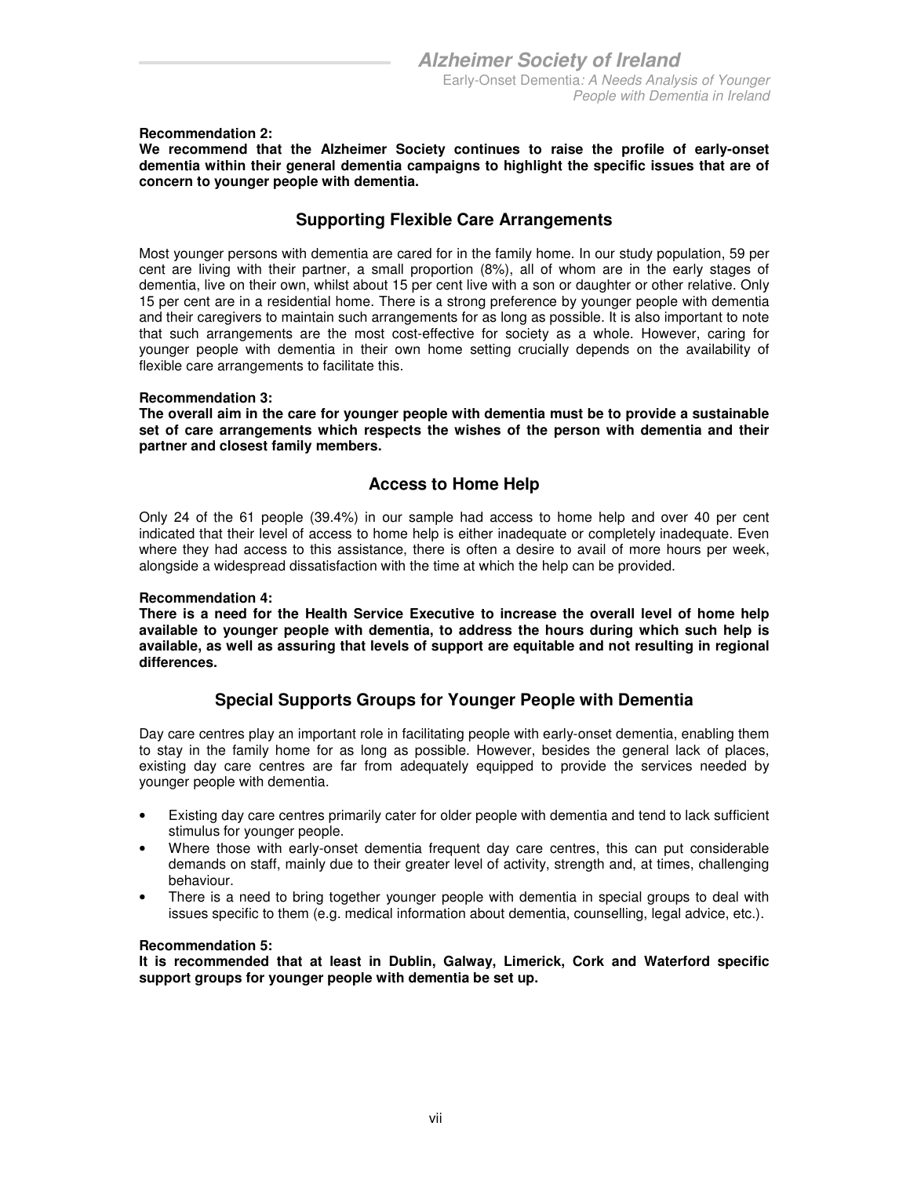**Recommendation 2:**
**We recommend that the Alzheimer Society continues to raise the profile of early-onset dementia within their general dementia campaigns to highlight the specific issues that are of concern to younger people with dementia.**

## Supporting Flexible Care Arrangements

Most younger persons with dementia are cared for in the family home. In our study population, 59 per cent are living with their partner, a small proportion (8%), all of whom are in the early stages of dementia, live on their own, whilst about 15 per cent live with a son or daughter or other relative. Only 15 per cent are in a residential home. There is a strong preference by younger people with dementia and their caregivers to maintain such arrangements for as long as possible. It is also important to note that such arrangements are the most cost-effective for society as a whole. However, caring for younger people with dementia in their own home setting crucially depends on the availability of flexible care arrangements to facilitate this.

**Recommendation 3:**
**The overall aim in the care for younger people with dementia must be to provide a sustainable set of care arrangements which respects the wishes of the person with dementia and their partner and closest family members.**

## Access to Home Help

Only 24 of the 61 people (39.4%) in our sample had access to home help and over 40 per cent indicated that their level of access to home help is either inadequate or completely inadequate. Even where they had access to this assistance, there is often a desire to avail of more hours per week, alongside a widespread dissatisfaction with the time at which the help can be provided.

**Recommendation 4:**
**There is a need for the Health Service Executive to increase the overall level of home help available to younger people with dementia, to address the hours during which such help is available, as well as assuring that levels of support are equitable and not resulting in regional differences.**

## Special Supports Groups for Younger People with Dementia

Day care centres play an important role in facilitating people with early-onset dementia, enabling them to stay in the family home for as long as possible. However, besides the general lack of places, existing day care centres are far from adequately equipped to provide the services needed by younger people with dementia.

- Existing day care centres primarily cater for older people with dementia and tend to lack sufficient stimulus for younger people.
- Where those with early-onset dementia frequent day care centres, this can put considerable demands on staff, mainly due to their greater level of activity, strength and, at times, challenging behaviour.
- There is a need to bring together younger people with dementia in special groups to deal with issues specific to them (e.g. medical information about dementia, counselling, legal advice, etc.).

**Recommendation 5:**
**It is recommended that at least in Dublin, Galway, Limerick, Cork and Waterford specific support groups for younger people with dementia be set up.**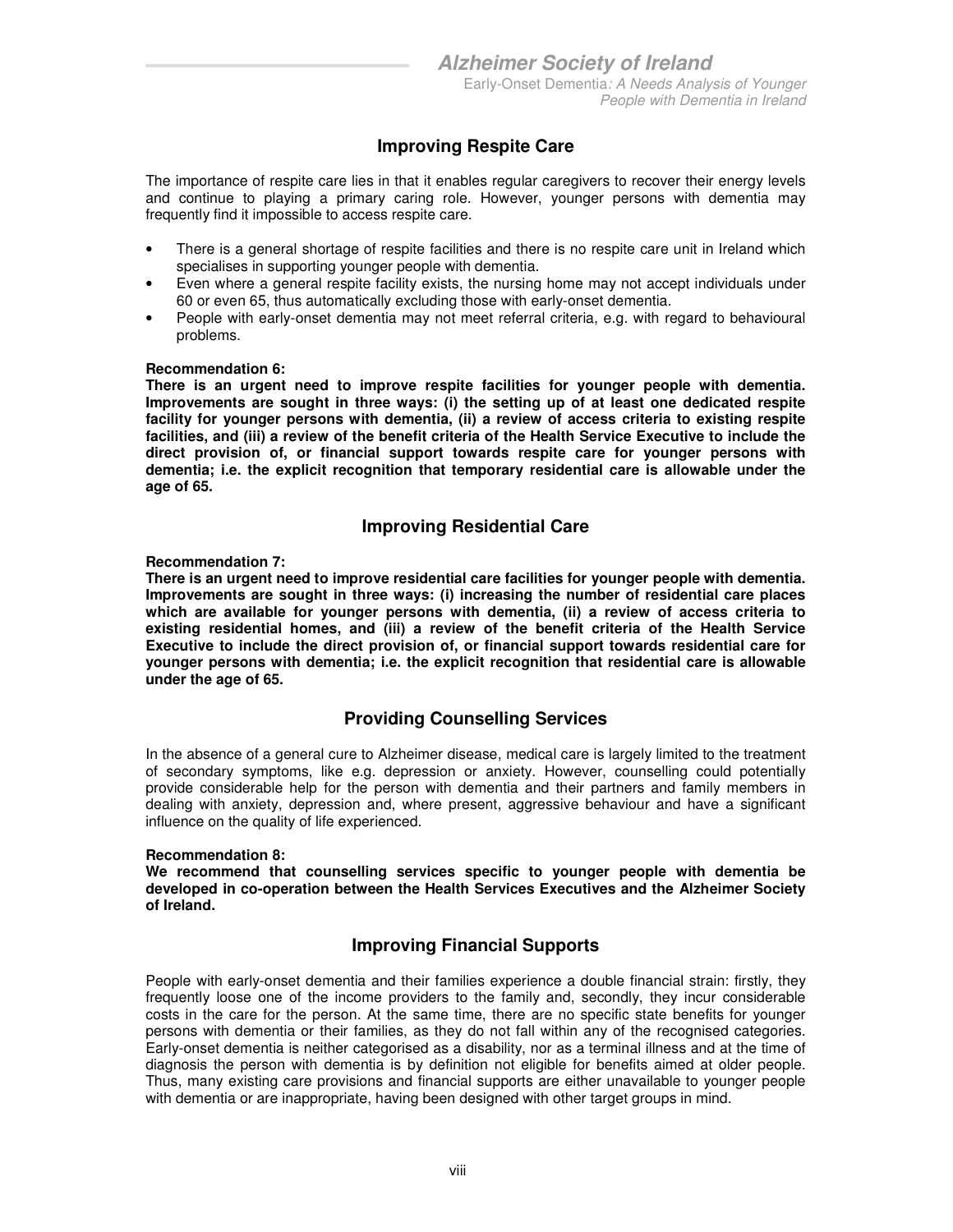## Improving Respite Care

The importance of respite care lies in that it enables regular caregivers to recover their energy levels and continue to playing a primary caring role. However, younger persons with dementia may frequently find it impossible to access respite care.

- There is a general shortage of respite facilities and there is no respite care unit in Ireland which specialises in supporting younger people with dementia.
- Even where a general respite facility exists, the nursing home may not accept individuals under 60 or even 65, thus automatically excluding those with early-onset dementia.
- People with early-onset dementia may not meet referral criteria, e.g. with regard to behavioural problems.

**Recommendation 6:**
**There is an urgent need to improve respite facilities for younger people with dementia. Improvements are sought in three ways: (i) the setting up of at least one dedicated respite facility for younger persons with dementia, (ii) a review of access criteria to existing respite facilities, and (iii) a review of the benefit criteria of the Health Service Executive to include the direct provision of, or financial support towards respite care for younger persons with dementia; i.e. the explicit recognition that temporary residential care is allowable under the age of 65.**

## Improving Residential Care

**Recommendation 7:**
**There is an urgent need to improve residential care facilities for younger people with dementia. Improvements are sought in three ways: (i) increasing the number of residential care places which are available for younger persons with dementia, (ii) a review of access criteria to existing residential homes, and (iii) a review of the benefit criteria of the Health Service Executive to include the direct provision of, or financial support towards residential care for younger persons with dementia; i.e. the explicit recognition that residential care is allowable under the age of 65.**

## Providing Counselling Services

In the absence of a general cure to Alzheimer disease, medical care is largely limited to the treatment of secondary symptoms, like e.g. depression or anxiety. However, counselling could potentially provide considerable help for the person with dementia and their partners and family members in dealing with anxiety, depression and, where present, aggressive behaviour and have a significant influence on the quality of life experienced.

**Recommendation 8:**
**We recommend that counselling services specific to younger people with dementia be developed in co-operation between the Health Services Executives and the Alzheimer Society of Ireland.**

## Improving Financial Supports

People with early-onset dementia and their families experience a double financial strain: firstly, they frequently loose one of the income providers to the family and, secondly, they incur considerable costs in the care for the person. At the same time, there are no specific state benefits for younger persons with dementia or their families, as they do not fall within any of the recognised categories. Early-onset dementia is neither categorised as a disability, nor as a terminal illness and at the time of diagnosis the person with dementia is by definition not eligible for benefits aimed at older people. Thus, many existing care provisions and financial supports are either unavailable to younger people with dementia or are inappropriate, having been designed with other target groups in mind.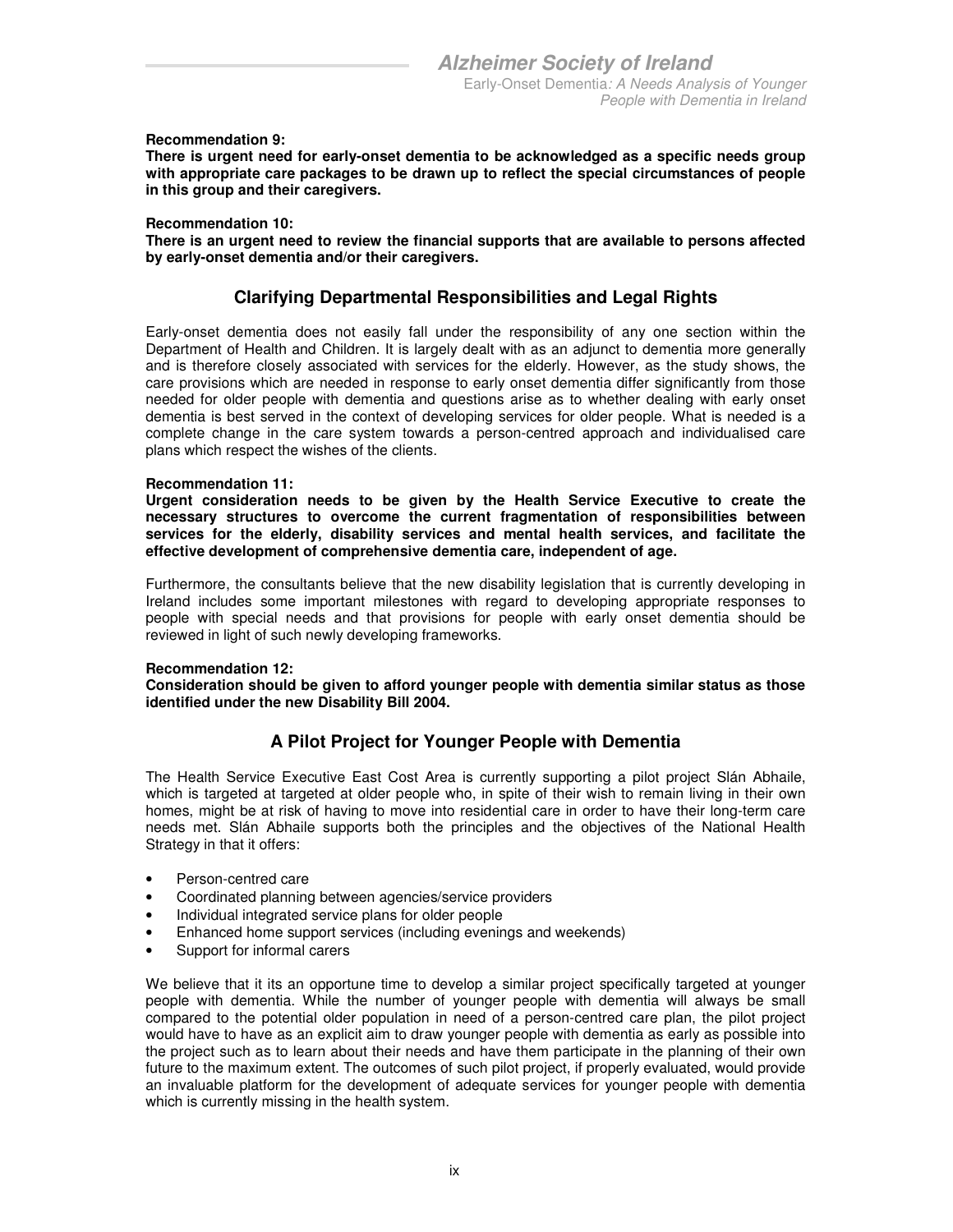**Recommendation 9:**
**There is urgent need for early-onset dementia to be acknowledged as a specific needs group with appropriate care packages to be drawn up to reflect the special circumstances of people in this group and their caregivers.**

**Recommendation 10:**
**There is an urgent need to review the financial supports that are available to persons affected by early-onset dementia and/or their caregivers.**

## Clarifying Departmental Responsibilities and Legal Rights

Early-onset dementia does not easily fall under the responsibility of any one section within the Department of Health and Children. It is largely dealt with as an adjunct to dementia more generally and is therefore closely associated with services for the elderly. However, as the study shows, the care provisions which are needed in response to early onset dementia differ significantly from those needed for older people with dementia and questions arise as to whether dealing with early onset dementia is best served in the context of developing services for older people. What is needed is a complete change in the care system towards a person-centred approach and individualised care plans which respect the wishes of the clients.

**Recommendation 11:**
**Urgent consideration needs to be given by the Health Service Executive to create the necessary structures to overcome the current fragmentation of responsibilities between services for the elderly, disability services and mental health services, and facilitate the effective development of comprehensive dementia care, independent of age.**

Furthermore, the consultants believe that the new disability legislation that is currently developing in Ireland includes some important milestones with regard to developing appropriate responses to people with special needs and that provisions for people with early onset dementia should be reviewed in light of such newly developing frameworks.

**Recommendation 12:**
**Consideration should be given to afford younger people with dementia similar status as those identified under the new Disability Bill 2004.**

## A Pilot Project for Younger People with Dementia

The Health Service Executive East Cost Area is currently supporting a pilot project Slán Abhaile, which is targeted at targeted at older people who, in spite of their wish to remain living in their own homes, might be at risk of having to move into residential care in order to have their long-term care needs met. Slán Abhaile supports both the principles and the objectives of the National Health Strategy in that it offers:

- Person-centred care
- Coordinated planning between agencies/service providers
- Individual integrated service plans for older people
- Enhanced home support services (including evenings and weekends)
- Support for informal carers

We believe that it its an opportune time to develop a similar project specifically targeted at younger people with dementia. While the number of younger people with dementia will always be small compared to the potential older population in need of a person-centred care plan, the pilot project would have to have as an explicit aim to draw younger people with dementia as early as possible into the project such as to learn about their needs and have them participate in the planning of their own future to the maximum extent. The outcomes of such pilot project, if properly evaluated, would provide an invaluable platform for the development of adequate services for younger people with dementia which is currently missing in the health system.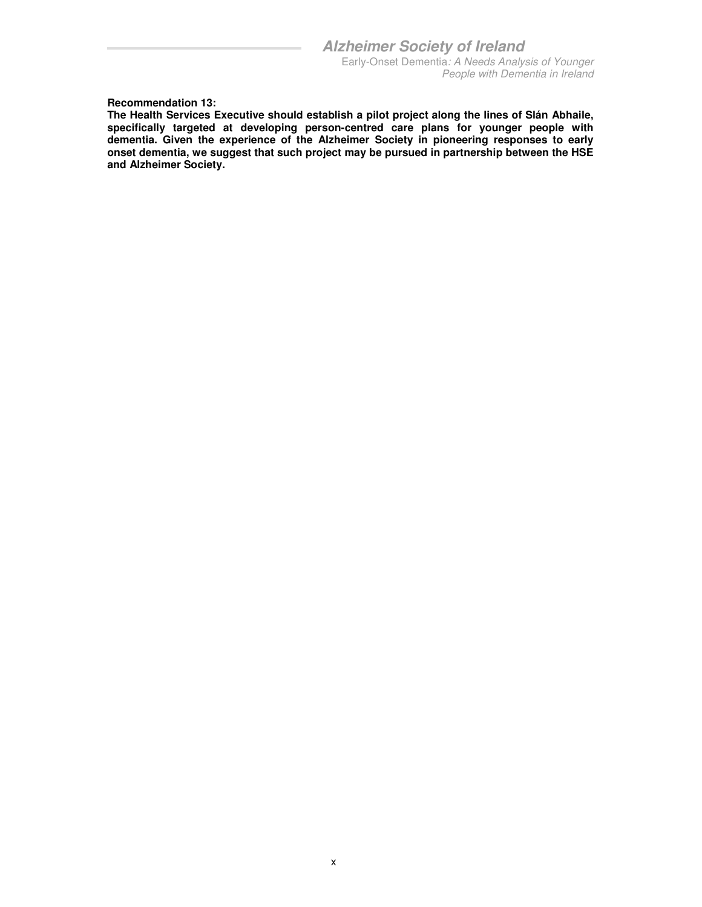**Recommendation 13:**
**The Health Services Executive should establish a pilot project along the lines of Slán Abhaile, specifically targeted at developing person-centred care plans for younger people with dementia. Given the experience of the Alzheimer Society in pioneering responses to early onset dementia, we suggest that such project may be pursued in partnership between the HSE and Alzheimer Society.**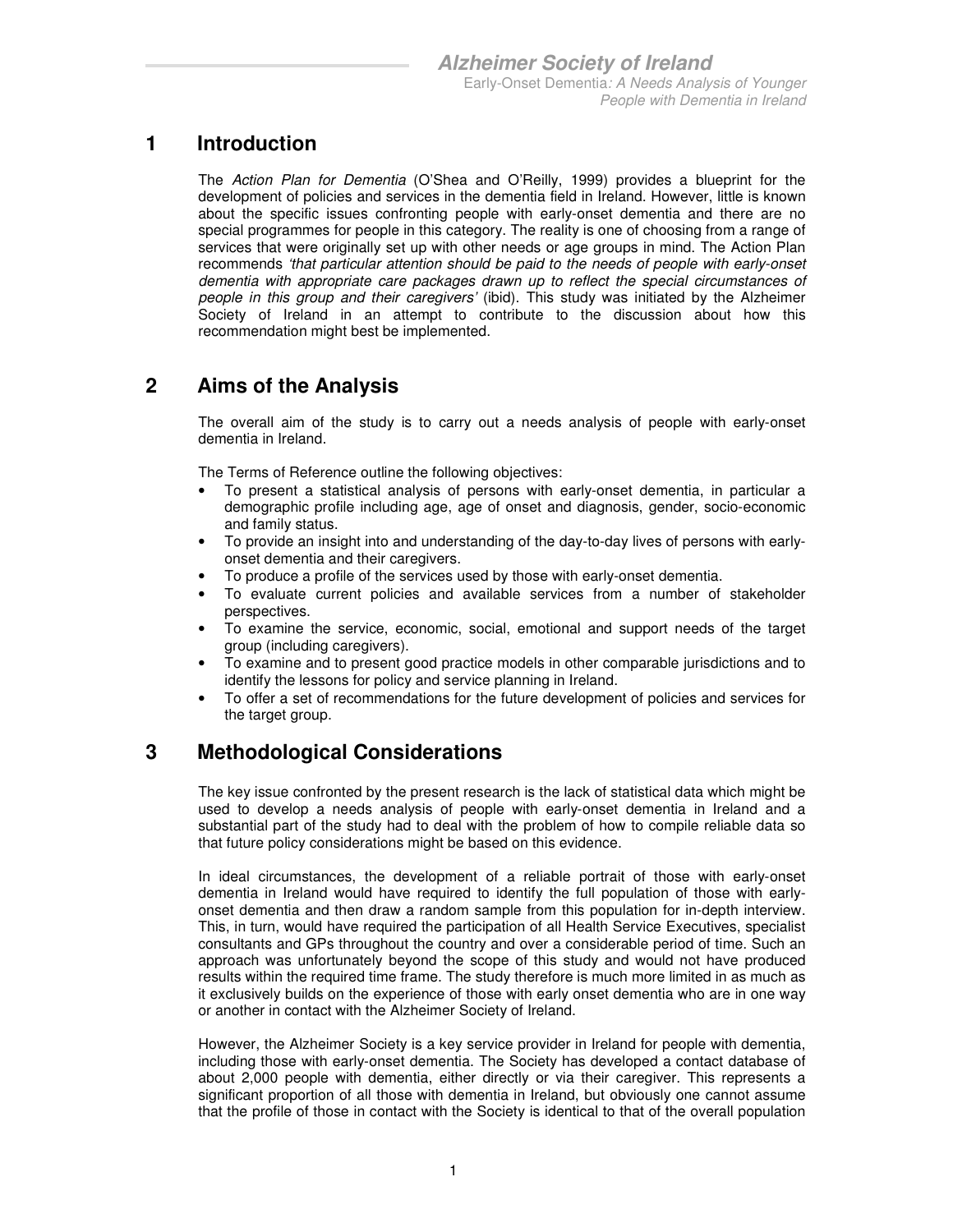# 1 Introduction

The *Action Plan for Dementia* (O'Shea and O'Reilly, 1999) provides a blueprint for the development of policies and services in the dementia field in Ireland. However, little is known about the specific issues confronting people with early-onset dementia and there are no special programmes for people in this category. The reality is one of choosing from a range of services that were originally set up with other needs or age groups in mind. The Action Plan recommends *'that particular attention should be paid to the needs of people with early-onset dementia with appropriate care packages drawn up to reflect the special circumstances of people in this group and their caregivers'* (ibid). This study was initiated by the Alzheimer Society of Ireland in an attempt to contribute to the discussion about how this recommendation might best be implemented.

# 2 Aims of the Analysis

The overall aim of the study is to carry out a needs analysis of people with early-onset dementia in Ireland.

The Terms of Reference outline the following objectives:

- To present a statistical analysis of persons with early-onset dementia, in particular a demographic profile including age, age of onset and diagnosis, gender, socio-economic and family status.
- To provide an insight into and understanding of the day-to-day lives of persons with early-onset dementia and their caregivers.
- To produce a profile of the services used by those with early-onset dementia.
- To evaluate current policies and available services from a number of stakeholder perspectives.
- To examine the service, economic, social, emotional and support needs of the target group (including caregivers).
- To examine and to present good practice models in other comparable jurisdictions and to identify the lessons for policy and service planning in Ireland.
- To offer a set of recommendations for the future development of policies and services for the target group.

# 3 Methodological Considerations

The key issue confronted by the present research is the lack of statistical data which might be used to develop a needs analysis of people with early-onset dementia in Ireland and a substantial part of the study had to deal with the problem of how to compile reliable data so that future policy considerations might be based on this evidence.

In ideal circumstances, the development of a reliable portrait of those with early-onset dementia in Ireland would have required to identify the full population of those with early-onset dementia and then draw a random sample from this population for in-depth interview. This, in turn, would have required the participation of all Health Service Executives, specialist consultants and GPs throughout the country and over a considerable period of time. Such an approach was unfortunately beyond the scope of this study and would not have produced results within the required time frame. The study therefore is much more limited in as much as it exclusively builds on the experience of those with early onset dementia who are in one way or another in contact with the Alzheimer Society of Ireland.

However, the Alzheimer Society is a key service provider in Ireland for people with dementia, including those with early-onset dementia. The Society has developed a contact database of about 2,000 people with dementia, either directly or via their caregiver. This represents a significant proportion of all those with dementia in Ireland, but obviously one cannot assume that the profile of those in contact with the Society is identical to that of the overall population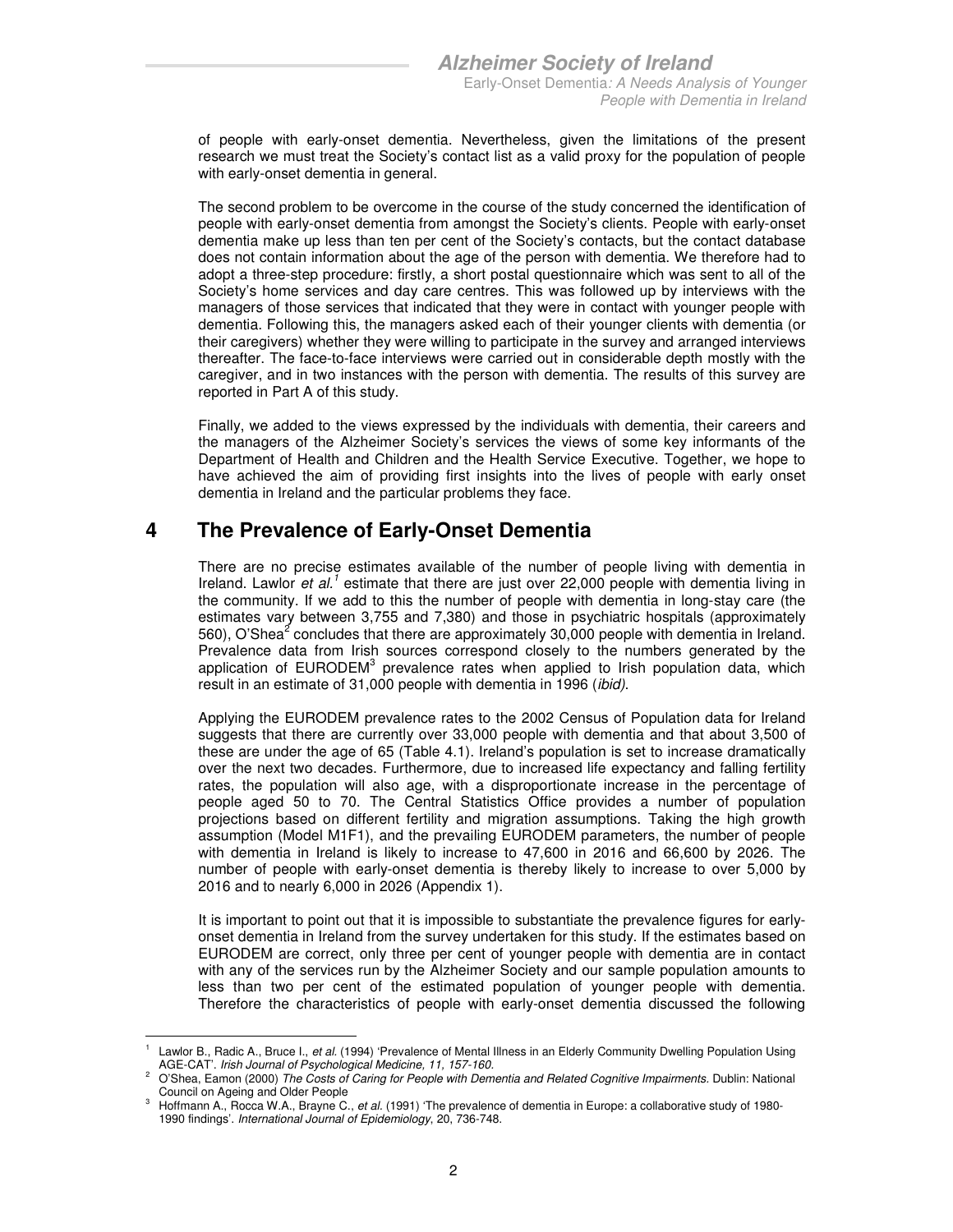of people with early-onset dementia. Nevertheless, given the limitations of the present research we must treat the Society's contact list as a valid proxy for the population of people with early-onset dementia in general.

The second problem to be overcome in the course of the study concerned the identification of people with early-onset dementia from amongst the Society's clients. People with early-onset dementia make up less than ten per cent of the Society's contacts, but the contact database does not contain information about the age of the person with dementia. We therefore had to adopt a three-step procedure: firstly, a short postal questionnaire which was sent to all of the Society's home services and day care centres. This was followed up by interviews with the managers of those services that indicated that they were in contact with younger people with dementia. Following this, the managers asked each of their younger clients with dementia (or their caregivers) whether they were willing to participate in the survey and arranged interviews thereafter. The face-to-face interviews were carried out in considerable depth mostly with the caregiver, and in two instances with the person with dementia. The results of this survey are reported in Part A of this study.

Finally, we added to the views expressed by the individuals with dementia, their careers and the managers of the Alzheimer Society's services the views of some key informants of the Department of Health and Children and the Health Service Executive. Together, we hope to have achieved the aim of providing first insights into the lives of people with early onset dementia in Ireland and the particular problems they face.

# 4 The Prevalence of Early-Onset Dementia

There are no precise estimates available of the number of people living with dementia in Ireland. Lawlor *et al.*[1] estimate that there are just over 22,000 people with dementia living in the community. If we add to this the number of people with dementia in long-stay care (the estimates vary between 3,755 and 7,380) and those in psychiatric hospitals (approximately 560), O'Shea[2] concludes that there are approximately 30,000 people with dementia in Ireland. Prevalence data from Irish sources correspond closely to the numbers generated by the application of EURODEM[3] prevalence rates when applied to Irish population data, which result in an estimate of 31,000 people with dementia in 1996 (*ibid)*.

Applying the EURODEM prevalence rates to the 2002 Census of Population data for Ireland suggests that there are currently over 33,000 people with dementia and that about 3,500 of these are under the age of 65 (Table 4.1). Ireland's population is set to increase dramatically over the next two decades. Furthermore, due to increased life expectancy and falling fertility rates, the population will also age, with a disproportionate increase in the percentage of people aged 50 to 70. The Central Statistics Office provides a number of population projections based on different fertility and migration assumptions. Taking the high growth assumption (Model M1F1), and the prevailing EURODEM parameters, the number of people with dementia in Ireland is likely to increase to 47,600 in 2016 and 66,600 by 2026. The number of people with early-onset dementia is thereby likely to increase to over 5,000 by 2016 and to nearly 6,000 in 2026 (Appendix 1).

It is important to point out that it is impossible to substantiate the prevalence figures for early-onset dementia in Ireland from the survey undertaken for this study. If the estimates based on EURODEM are correct, only three per cent of younger people with dementia are in contact with any of the services run by the Alzheimer Society and our sample population amounts to less than two per cent of the estimated population of younger people with dementia. Therefore the characteristics of people with early-onset dementia discussed the following

---

[1] Lawlor B., Radic A., Bruce I., *et al.* (1994) 'Prevalence of Mental Illness in an Elderly Community Dwelling Population Using AGE-CAT'. *Irish Journal of Psychological Medicine, 11, 157-160.*

[2] O'Shea, Eamon (2000) *The Costs of Caring for People with Dementia and Related Cognitive Impairments*. Dublin: National Council on Ageing and Older People

[3] Hoffmann A., Rocca W.A., Brayne C., *et al.* (1991) 'The prevalence of dementia in Europe: a collaborative study of 1980-1990 findings'. *International Journal of Epidemiology*, 20, 736-748.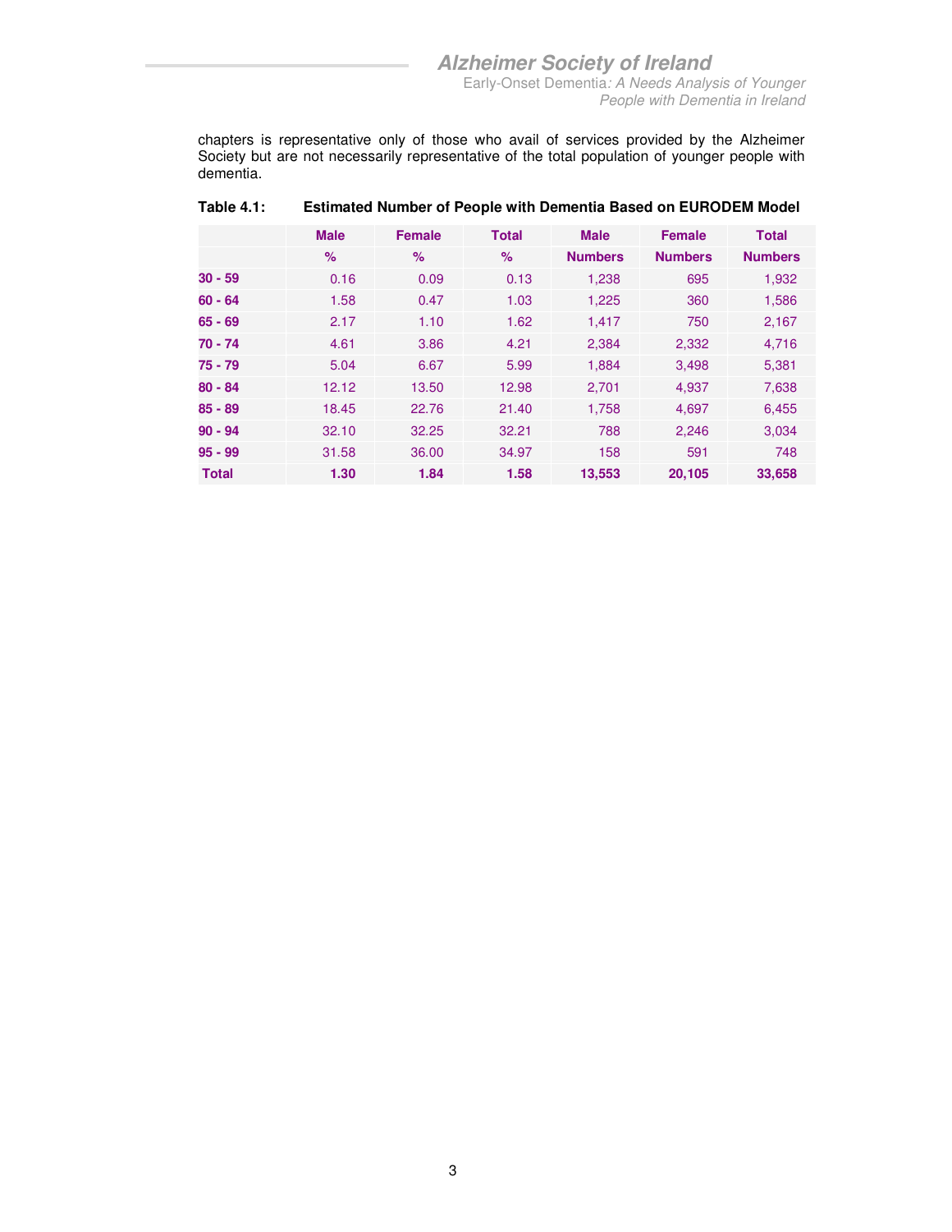chapters is representative only of those who avail of services provided by the Alzheimer Society but are not necessarily representative of the total population of younger people with dementia.

**Table 4.1: Estimated Number of People with Dementia Based on EURODEM Model**

| | Male | Female | Total | Male | Female | Total |
|---|---|---|---|---|---|---|
| | % | % | % | Numbers | Numbers | Numbers |
| **30 - 59** | 0.16 | 0.09 | 0.13 | 1,238 | 695 | 1,932 |
| **60 - 64** | 1.58 | 0.47 | 1.03 | 1,225 | 360 | 1,586 |
| **65 - 69** | 2.17 | 1.10 | 1.62 | 1,417 | 750 | 2,167 |
| **70 - 74** | 4.61 | 3.86 | 4.21 | 2,384 | 2,332 | 4,716 |
| **75 - 79** | 5.04 | 6.67 | 5.99 | 1,884 | 3,498 | 5,381 |
| **80 - 84** | 12.12 | 13.50 | 12.98 | 2,701 | 4,937 | 7,638 |
| **85 - 89** | 18.45 | 22.76 | 21.40 | 1,758 | 4,697 | 6,455 |
| **90 - 94** | 32.10 | 32.25 | 32.21 | 788 | 2,246 | 3,034 |
| **95 - 99** | 31.58 | 36.00 | 34.97 | 158 | 591 | 748 |
| **Total** | **1.30** | **1.84** | **1.58** | **13,553** | **20,105** | **33,658** |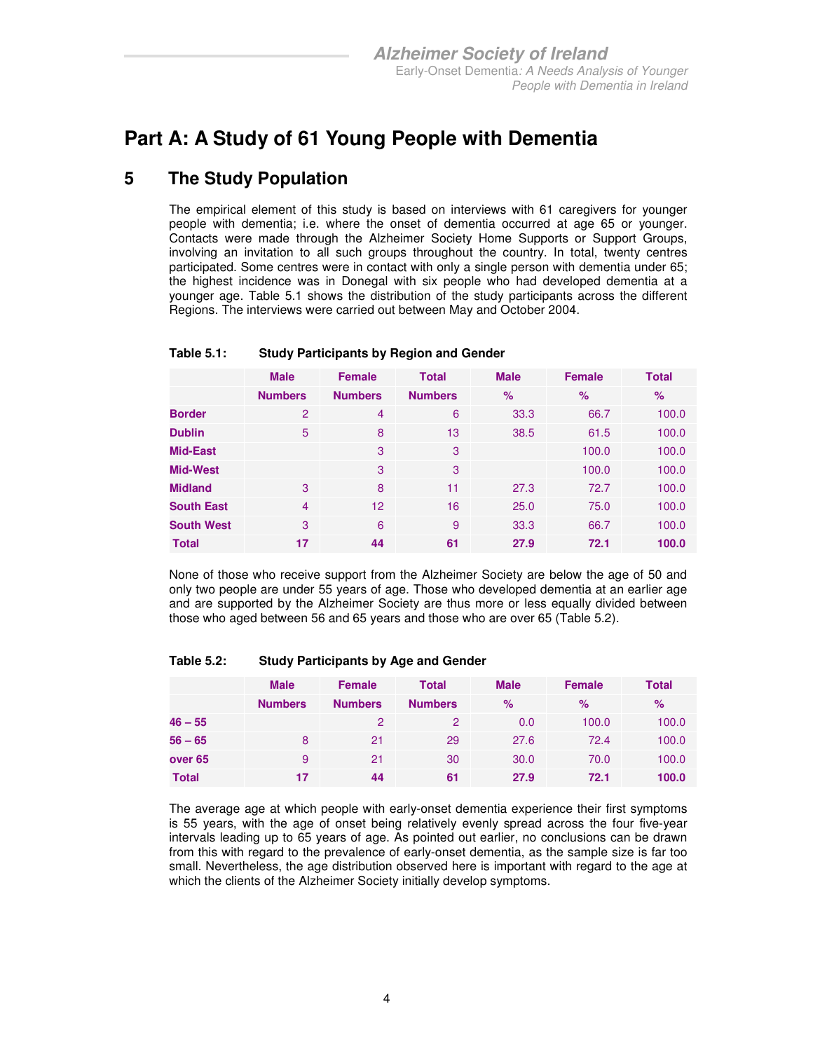# Part A: A Study of 61 Young People with Dementia

## 5 The Study Population

The empirical element of this study is based on interviews with 61 caregivers for younger people with dementia; i.e. where the onset of dementia occurred at age 65 or younger. Contacts were made through the Alzheimer Society Home Supports or Support Groups, involving an invitation to all such groups throughout the country. In total, twenty centres participated. Some centres were in contact with only a single person with dementia under 65; the highest incidence was in Donegal with six people who had developed dementia at a younger age. Table 5.1 shows the distribution of the study participants across the different Regions. The interviews were carried out between May and October 2004.

**Table 5.1: Study Participants by Region and Gender**

| | Male | Female | Total | Male | Female | Total |
|---|---|---|---|---|---|---|
| | Numbers | Numbers | Numbers | % | % | % |
| **Border** | 2 | 4 | 6 | 33.3 | 66.7 | 100.0 |
| **Dublin** | 5 | 8 | 13 | 38.5 | 61.5 | 100.0 |
| **Mid-East** | | 3 | 3 | | 100.0 | 100.0 |
| **Mid-West** | | 3 | 3 | | 100.0 | 100.0 |
| **Midland** | 3 | 8 | 11 | 27.3 | 72.7 | 100.0 |
| **South East** | 4 | 12 | 16 | 25.0 | 75.0 | 100.0 |
| **South West** | 3 | 6 | 9 | 33.3 | 66.7 | 100.0 |
| **Total** | **17** | **44** | **61** | **27.9** | **72.1** | **100.0** |

None of those who receive support from the Alzheimer Society are below the age of 50 and only two people are under 55 years of age. Those who developed dementia at an earlier age and are supported by the Alzheimer Society are thus more or less equally divided between those who aged between 56 and 65 years and those who are over 65 (Table 5.2).

**Table 5.2: Study Participants by Age and Gender**

| | Male | Female | Total | Male | Female | Total |
|---|---|---|---|---|---|---|
| | Numbers | Numbers | Numbers | % | % | % |
| **46 – 55** | | 2 | 2 | 0.0 | 100.0 | 100.0 |
| **56 – 65** | 8 | 21 | 29 | 27.6 | 72.4 | 100.0 |
| **over 65** | 9 | 21 | 30 | 30.0 | 70.0 | 100.0 |
| **Total** | **17** | **44** | **61** | **27.9** | **72.1** | **100.0** |

The average age at which people with early-onset dementia experience their first symptoms is 55 years, with the age of onset being relatively evenly spread across the four five-year intervals leading up to 65 years of age. As pointed out earlier, no conclusions can be drawn from this with regard to the prevalence of early-onset dementia, as the sample size is far too small. Nevertheless, the age distribution observed here is important with regard to the age at which the clients of the Alzheimer Society initially develop symptoms.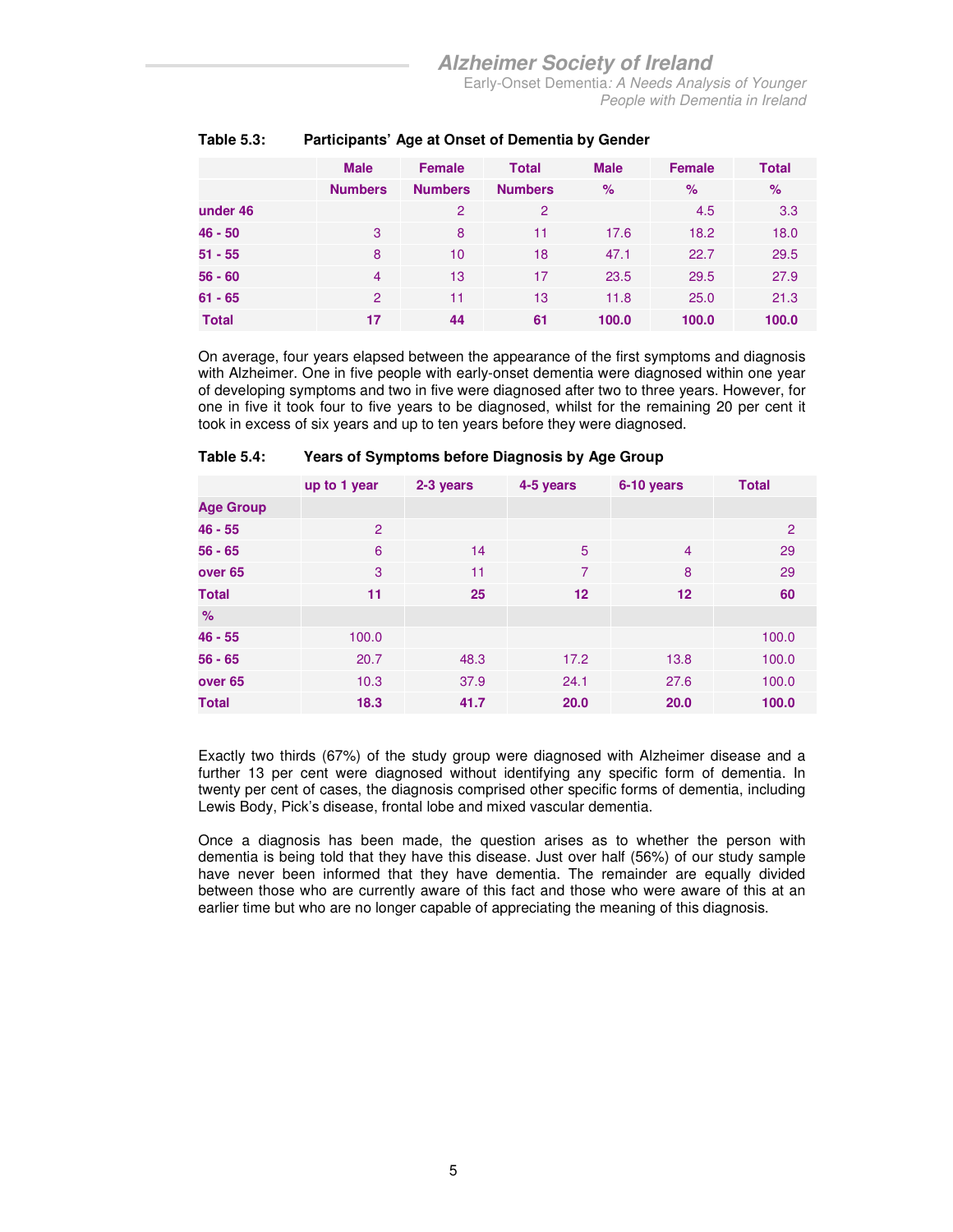**Table 5.3: Participants' Age at Onset of Dementia by Gender**

| | Male Numbers | Female Numbers | Total Numbers | Male % | Female % | Total % |
|---|---|---|---|---|---|---|
| under 46 | | 2 | 2 | | 4.5 | 3.3 |
| 46 - 50 | 3 | 8 | 11 | 17.6 | 18.2 | 18.0 |
| 51 - 55 | 8 | 10 | 18 | 47.1 | 22.7 | 29.5 |
| 56 - 60 | 4 | 13 | 17 | 23.5 | 29.5 | 27.9 |
| 61 - 65 | 2 | 11 | 13 | 11.8 | 25.0 | 21.3 |
| **Total** | **17** | **44** | **61** | **100.0** | **100.0** | **100.0** |

On average, four years elapsed between the appearance of the first symptoms and diagnosis with Alzheimer. One in five people with early-onset dementia were diagnosed within one year of developing symptoms and two in five were diagnosed after two to three years. However, for one in five it took four to five years to be diagnosed, whilst for the remaining 20 per cent it took in excess of six years and up to ten years before they were diagnosed.

**Table 5.4: Years of Symptoms before Diagnosis by Age Group**

| | up to 1 year | 2-3 years | 4-5 years | 6-10 years | Total |
|---|---|---|---|---|---|
| **Age Group** | | | | | |
| 46 - 55 | 2 | | | | 2 |
| 56 - 65 | 6 | 14 | 5 | 4 | 29 |
| over 65 | 3 | 11 | 7 | 8 | 29 |
| **Total** | **11** | **25** | **12** | **12** | **60** |
| **%** | | | | | |
| 46 - 55 | 100.0 | | | | 100.0 |
| 56 - 65 | 20.7 | 48.3 | 17.2 | 13.8 | 100.0 |
| over 65 | 10.3 | 37.9 | 24.1 | 27.6 | 100.0 |
| **Total** | **18.3** | **41.7** | **20.0** | **20.0** | **100.0** |

Exactly two thirds (67%) of the study group were diagnosed with Alzheimer disease and a further 13 per cent were diagnosed without identifying any specific form of dementia. In twenty per cent of cases, the diagnosis comprised other specific forms of dementia, including Lewis Body, Pick's disease, frontal lobe and mixed vascular dementia.

Once a diagnosis has been made, the question arises as to whether the person with dementia is being told that they have this disease. Just over half (56%) of our study sample have never been informed that they have dementia. The remainder are equally divided between those who are currently aware of this fact and those who were aware of this at an earlier time but who are no longer capable of appreciating the meaning of this diagnosis.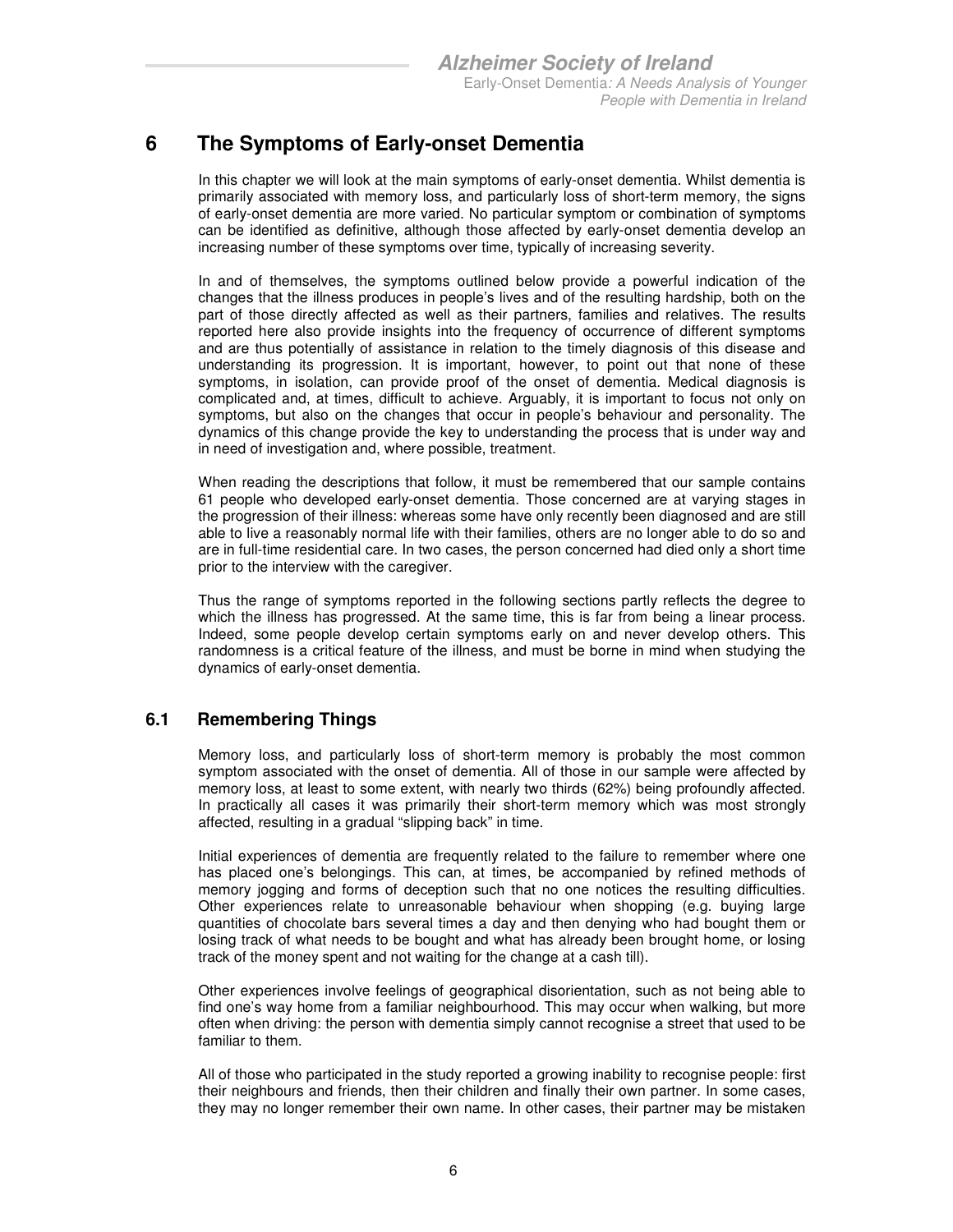# 6 The Symptoms of Early-onset Dementia

In this chapter we will look at the main symptoms of early-onset dementia. Whilst dementia is primarily associated with memory loss, and particularly loss of short-term memory, the signs of early-onset dementia are more varied. No particular symptom or combination of symptoms can be identified as definitive, although those affected by early-onset dementia develop an increasing number of these symptoms over time, typically of increasing severity.

In and of themselves, the symptoms outlined below provide a powerful indication of the changes that the illness produces in people's lives and of the resulting hardship, both on the part of those directly affected as well as their partners, families and relatives. The results reported here also provide insights into the frequency of occurrence of different symptoms and are thus potentially of assistance in relation to the timely diagnosis of this disease and understanding its progression. It is important, however, to point out that none of these symptoms, in isolation, can provide proof of the onset of dementia. Medical diagnosis is complicated and, at times, difficult to achieve. Arguably, it is important to focus not only on symptoms, but also on the changes that occur in people's behaviour and personality. The dynamics of this change provide the key to understanding the process that is under way and in need of investigation and, where possible, treatment.

When reading the descriptions that follow, it must be remembered that our sample contains 61 people who developed early-onset dementia. Those concerned are at varying stages in the progression of their illness: whereas some have only recently been diagnosed and are still able to live a reasonably normal life with their families, others are no longer able to do so and are in full-time residential care. In two cases, the person concerned had died only a short time prior to the interview with the caregiver.

Thus the range of symptoms reported in the following sections partly reflects the degree to which the illness has progressed. At the same time, this is far from being a linear process. Indeed, some people develop certain symptoms early on and never develop others. This randomness is a critical feature of the illness, and must be borne in mind when studying the dynamics of early-onset dementia.

## 6.1 Remembering Things

Memory loss, and particularly loss of short-term memory is probably the most common symptom associated with the onset of dementia. All of those in our sample were affected by memory loss, at least to some extent, with nearly two thirds (62%) being profoundly affected. In practically all cases it was primarily their short-term memory which was most strongly affected, resulting in a gradual "slipping back" in time.

Initial experiences of dementia are frequently related to the failure to remember where one has placed one's belongings. This can, at times, be accompanied by refined methods of memory jogging and forms of deception such that no one notices the resulting difficulties. Other experiences relate to unreasonable behaviour when shopping (e.g. buying large quantities of chocolate bars several times a day and then denying who had bought them or losing track of what needs to be bought and what has already been brought home, or losing track of the money spent and not waiting for the change at a cash till).

Other experiences involve feelings of geographical disorientation, such as not being able to find one's way home from a familiar neighbourhood. This may occur when walking, but more often when driving: the person with dementia simply cannot recognise a street that used to be familiar to them.

All of those who participated in the study reported a growing inability to recognise people: first their neighbours and friends, then their children and finally their own partner. In some cases, they may no longer remember their own name. In other cases, their partner may be mistaken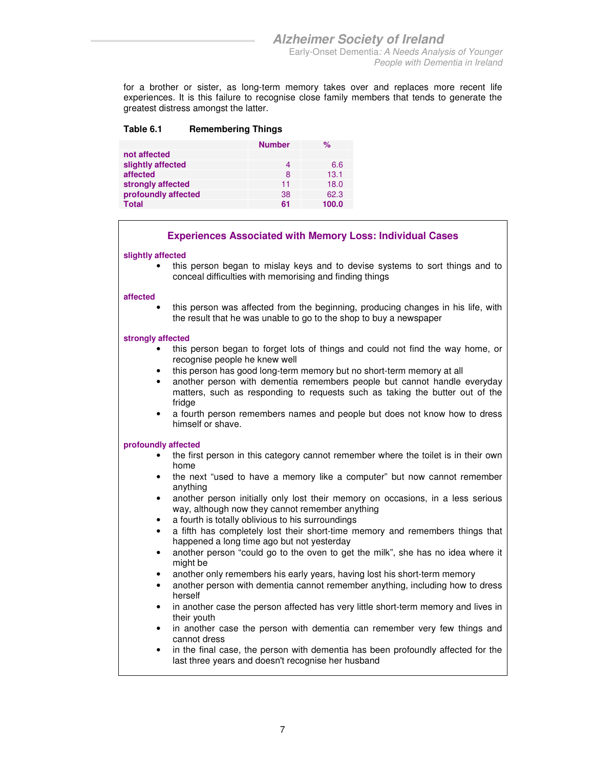for a brother or sister, as long-term memory takes over and replaces more recent life experiences. It is this failure to recognise close family members that tends to generate the greatest distress amongst the latter.

**Table 6.1 Remembering Things**

| | Number | % |
|---|---|---|
| not affected | | |
| slightly affected | 4 | 6.6 |
| affected | 8 | 13.1 |
| strongly affected | 11 | 18.0 |
| profoundly affected | 38 | 62.3 |
| **Total** | **61** | **100.0** |

### Experiences Associated with Memory Loss: Individual Cases

**slightly affected**

- this person began to mislay keys and to devise systems to sort things and to conceal difficulties with memorising and finding things

**affected**

- this person was affected from the beginning, producing changes in his life, with the result that he was unable to go to the shop to buy a newspaper

**strongly affected**

- this person began to forget lots of things and could not find the way home, or recognise people he knew well
- this person has good long-term memory but no short-term memory at all
- another person with dementia remembers people but cannot handle everyday matters, such as responding to requests such as taking the butter out of the fridge
- a fourth person remembers names and people but does not know how to dress himself or shave.

**profoundly affected**

- the first person in this category cannot remember where the toilet is in their own home
- the next "used to have a memory like a computer" but now cannot remember anything
- another person initially only lost their memory on occasions, in a less serious way, although now they cannot remember anything
- a fourth is totally oblivious to his surroundings
- a fifth has completely lost their short-time memory and remembers things that happened a long time ago but not yesterday
- another person "could go to the oven to get the milk", she has no idea where it might be
- another only remembers his early years, having lost his short-term memory
- another person with dementia cannot remember anything, including how to dress herself
- in another case the person affected has very little short-term memory and lives in their youth
- in another case the person with dementia can remember very few things and cannot dress
- in the final case, the person with dementia has been profoundly affected for the last three years and doesn't recognise her husband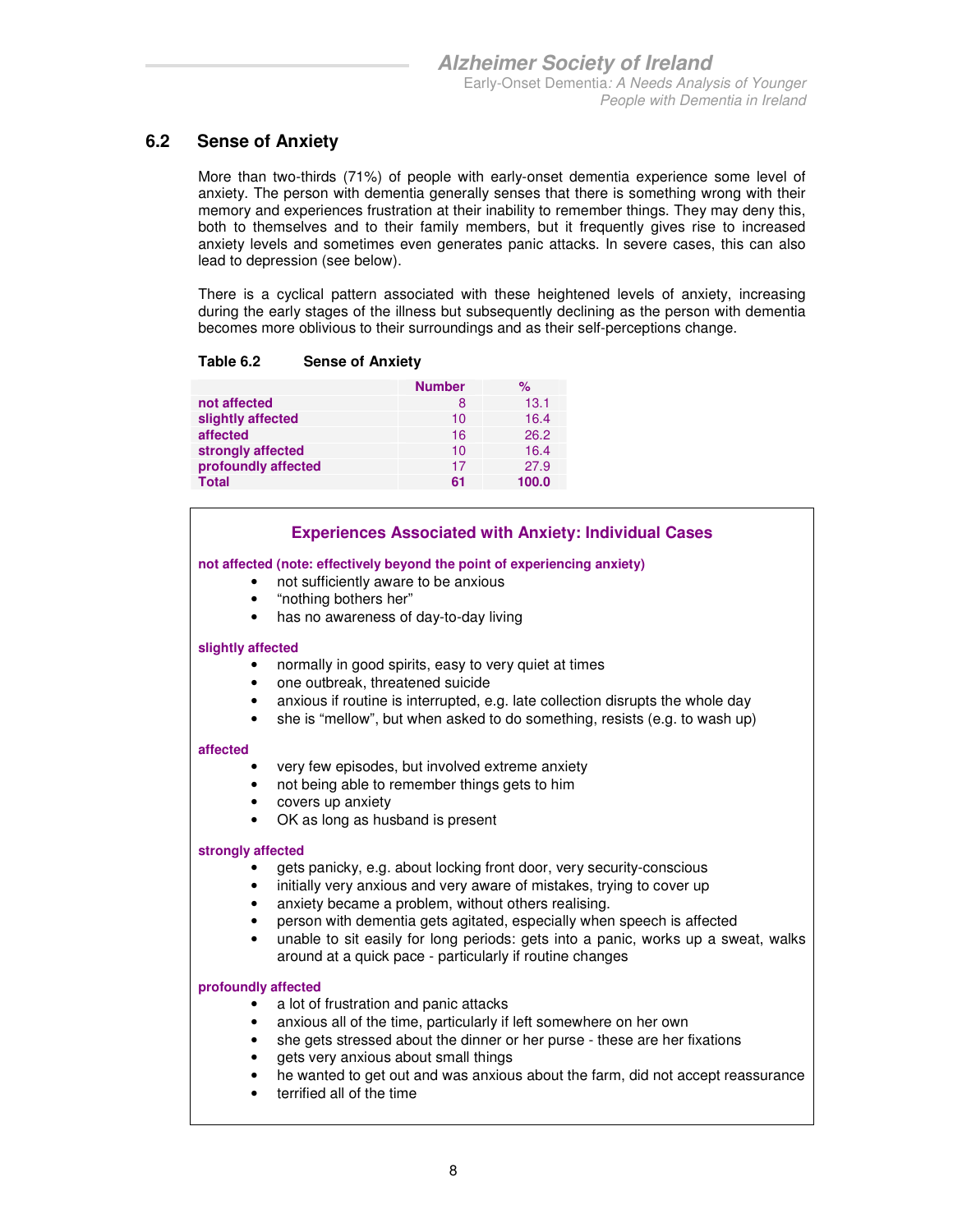## 6.2 Sense of Anxiety

More than two-thirds (71%) of people with early-onset dementia experience some level of anxiety. The person with dementia generally senses that there is something wrong with their memory and experiences frustration at their inability to remember things. They may deny this, both to themselves and to their family members, but it frequently gives rise to increased anxiety levels and sometimes even generates panic attacks. In severe cases, this can also lead to depression (see below).

There is a cyclical pattern associated with these heightened levels of anxiety, increasing during the early stages of the illness but subsequently declining as the person with dementia becomes more oblivious to their surroundings and as their self-perceptions change.

**Table 6.2 Sense of Anxiety**

| | Number | % |
|---|---|---|
| **not affected** | 8 | 13.1 |
| **slightly affected** | 10 | 16.4 |
| **affected** | 16 | 26.2 |
| **strongly affected** | 10 | 16.4 |
| **profoundly affected** | 17 | 27.9 |
| **Total** | **61** | **100.0** |

### Experiences Associated with Anxiety: Individual Cases

**not affected (note: effectively beyond the point of experiencing anxiety)**

- not sufficiently aware to be anxious
- "nothing bothers her"
- has no awareness of day-to-day living

**slightly affected**

- normally in good spirits, easy to very quiet at times
- one outbreak, threatened suicide
- anxious if routine is interrupted, e.g. late collection disrupts the whole day
- she is "mellow", but when asked to do something, resists (e.g. to wash up)

**affected**

- very few episodes, but involved extreme anxiety
- not being able to remember things gets to him
- covers up anxiety
- OK as long as husband is present

**strongly affected**

- gets panicky, e.g. about locking front door, very security-conscious
- initially very anxious and very aware of mistakes, trying to cover up
- anxiety became a problem, without others realising.
- person with dementia gets agitated, especially when speech is affected
- unable to sit easily for long periods: gets into a panic, works up a sweat, walks around at a quick pace - particularly if routine changes

**profoundly affected**

- a lot of frustration and panic attacks
- anxious all of the time, particularly if left somewhere on her own
- she gets stressed about the dinner or her purse - these are her fixations
- gets very anxious about small things
- he wanted to get out and was anxious about the farm, did not accept reassurance
- terrified all of the time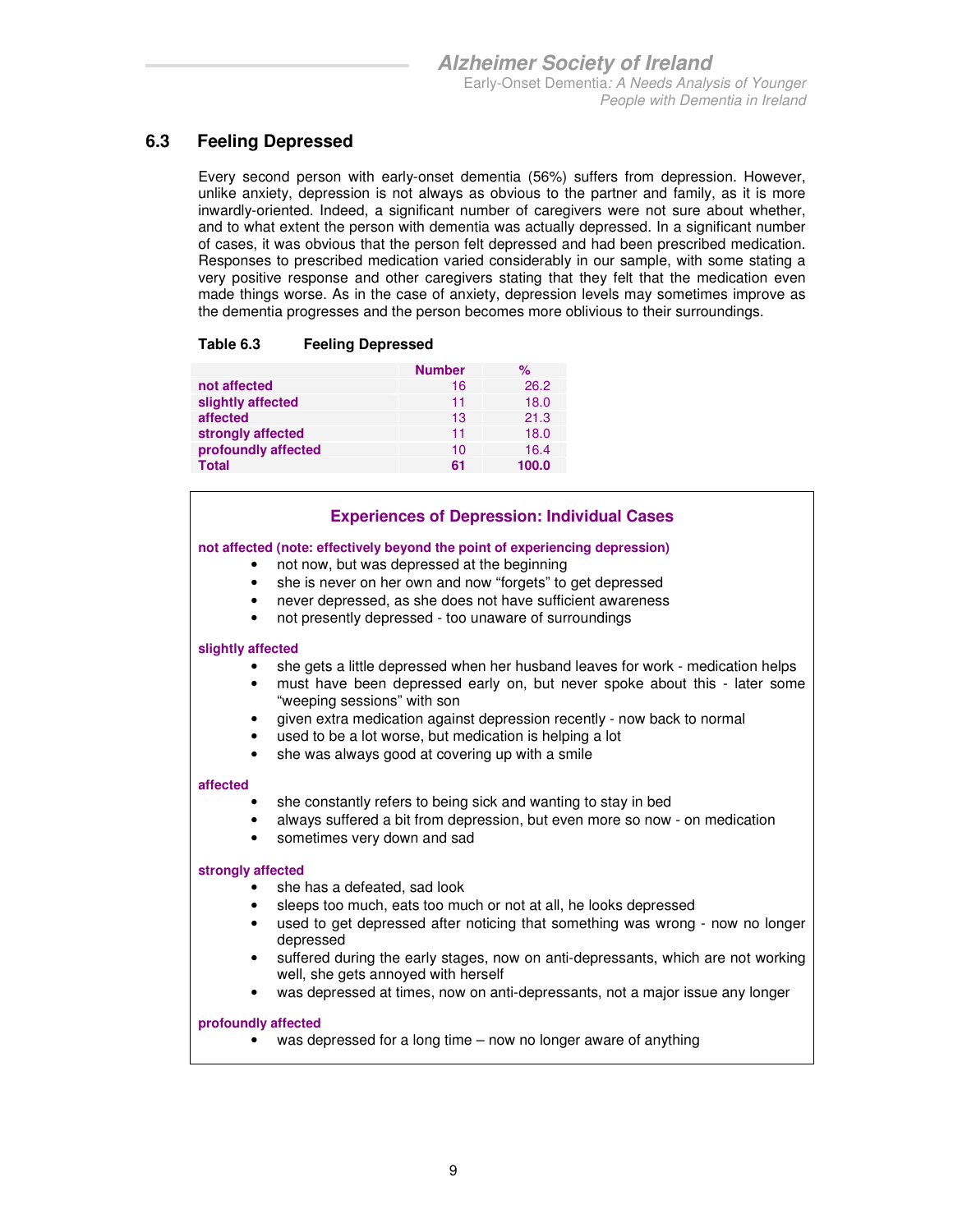## 6.3 Feeling Depressed

Every second person with early-onset dementia (56%) suffers from depression. However, unlike anxiety, depression is not always as obvious to the partner and family, as it is more inwardly-oriented. Indeed, a significant number of caregivers were not sure about whether, and to what extent the person with dementia was actually depressed. In a significant number of cases, it was obvious that the person felt depressed and had been prescribed medication. Responses to prescribed medication varied considerably in our sample, with some stating a very positive response and other caregivers stating that they felt that the medication even made things worse. As in the case of anxiety, depression levels may sometimes improve as the dementia progresses and the person becomes more oblivious to their surroundings.

**Table 6.3 Feeling Depressed**

| | Number | % |
|---|---|---|
| **not affected** | 16 | 26.2 |
| **slightly affected** | 11 | 18.0 |
| **affected** | 13 | 21.3 |
| **strongly affected** | 11 | 18.0 |
| **profoundly affected** | 10 | 16.4 |
| **Total** | **61** | **100.0** |

### Experiences of Depression: Individual Cases

**not affected (note: effectively beyond the point of experiencing depression)**

- not now, but was depressed at the beginning
- she is never on her own and now "forgets" to get depressed
- never depressed, as she does not have sufficient awareness
- not presently depressed - too unaware of surroundings

**slightly affected**

- she gets a little depressed when her husband leaves for work - medication helps
- must have been depressed early on, but never spoke about this - later some "weeping sessions" with son
- given extra medication against depression recently - now back to normal
- used to be a lot worse, but medication is helping a lot
- she was always good at covering up with a smile

**affected**

- she constantly refers to being sick and wanting to stay in bed
- always suffered a bit from depression, but even more so now - on medication
- sometimes very down and sad

**strongly affected**

- she has a defeated, sad look
- sleeps too much, eats too much or not at all, he looks depressed
- used to get depressed after noticing that something was wrong - now no longer depressed
- suffered during the early stages, now on anti-depressants, which are not working well, she gets annoyed with herself
- was depressed at times, now on anti-depressants, not a major issue any longer

**profoundly affected**

- was depressed for a long time – now no longer aware of anything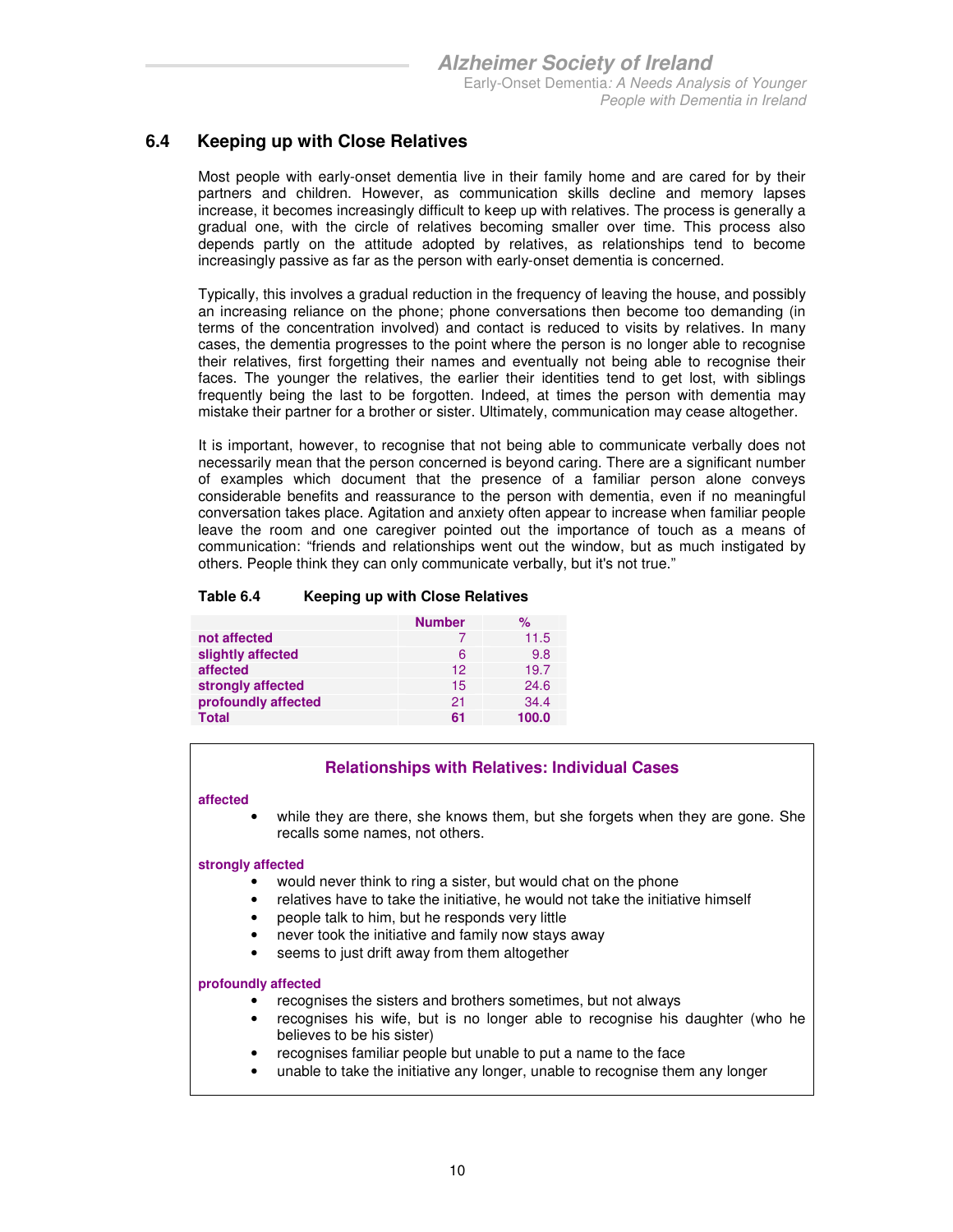## 6.4 Keeping up with Close Relatives

Most people with early-onset dementia live in their family home and are cared for by their partners and children. However, as communication skills decline and memory lapses increase, it becomes increasingly difficult to keep up with relatives. The process is generally a gradual one, with the circle of relatives becoming smaller over time. This process also depends partly on the attitude adopted by relatives, as relationships tend to become increasingly passive as far as the person with early-onset dementia is concerned.

Typically, this involves a gradual reduction in the frequency of leaving the house, and possibly an increasing reliance on the phone; phone conversations then become too demanding (in terms of the concentration involved) and contact is reduced to visits by relatives. In many cases, the dementia progresses to the point where the person is no longer able to recognise their relatives, first forgetting their names and eventually not being able to recognise their faces. The younger the relatives, the earlier their identities tend to get lost, with siblings frequently being the last to be forgotten. Indeed, at times the person with dementia may mistake their partner for a brother or sister. Ultimately, communication may cease altogether.

It is important, however, to recognise that not being able to communicate verbally does not necessarily mean that the person concerned is beyond caring. There are a significant number of examples which document that the presence of a familiar person alone conveys considerable benefits and reassurance to the person with dementia, even if no meaningful conversation takes place. Agitation and anxiety often appear to increase when familiar people leave the room and one caregiver pointed out the importance of touch as a means of communication: "friends and relationships went out the window, but as much instigated by others. People think they can only communicate verbally, but it's not true."

**Table 6.4 Keeping up with Close Relatives**

| | Number | % |
|---|---|---|
| **not affected** | 7 | 11.5 |
| **slightly affected** | 6 | 9.8 |
| **affected** | 12 | 19.7 |
| **strongly affected** | 15 | 24.6 |
| **profoundly affected** | 21 | 34.4 |
| **Total** | **61** | **100.0** |

### Relationships with Relatives: Individual Cases

**affected**

- while they are there, she knows them, but she forgets when they are gone. She recalls some names, not others.

**strongly affected**

- would never think to ring a sister, but would chat on the phone
- relatives have to take the initiative, he would not take the initiative himself
- people talk to him, but he responds very little
- never took the initiative and family now stays away
- seems to just drift away from them altogether

**profoundly affected**

- recognises the sisters and brothers sometimes, but not always
- recognises his wife, but is no longer able to recognise his daughter (who he believes to be his sister)
- recognises familiar people but unable to put a name to the face
- unable to take the initiative any longer, unable to recognise them any longer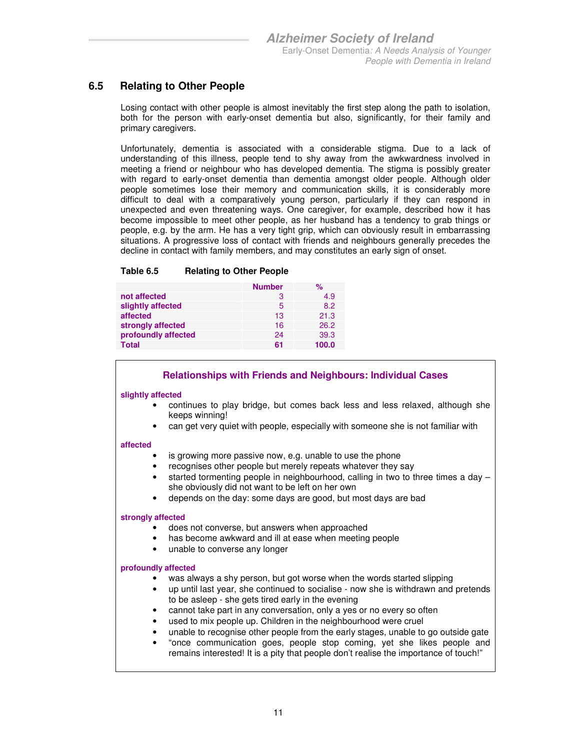## 6.5 Relating to Other People

Losing contact with other people is almost inevitably the first step along the path to isolation, both for the person with early-onset dementia but also, significantly, for their family and primary caregivers.

Unfortunately, dementia is associated with a considerable stigma. Due to a lack of understanding of this illness, people tend to shy away from the awkwardness involved in meeting a friend or neighbour who has developed dementia. The stigma is possibly greater with regard to early-onset dementia than dementia amongst older people. Although older people sometimes lose their memory and communication skills, it is considerably more difficult to deal with a comparatively young person, particularly if they can respond in unexpected and even threatening ways. One caregiver, for example, described how it has become impossible to meet other people, as her husband has a tendency to grab things or people, e.g. by the arm. He has a very tight grip, which can obviously result in embarrassing situations. A progressive loss of contact with friends and neighbours generally precedes the decline in contact with family members, and may constitutes an early sign of onset.

**Table 6.5 Relating to Other People**

| | Number | % |
|---|---|---|
| not affected | 3 | 4.9 |
| slightly affected | 5 | 8.2 |
| affected | 13 | 21.3 |
| strongly affected | 16 | 26.2 |
| profoundly affected | 24 | 39.3 |
| **Total** | **61** | **100.0** |

### Relationships with Friends and Neighbours: Individual Cases

**slightly affected**

- continues to play bridge, but comes back less and less relaxed, although she keeps winning!
- can get very quiet with people, especially with someone she is not familiar with

**affected**

- is growing more passive now, e.g. unable to use the phone
- recognises other people but merely repeats whatever they say
- started tormenting people in neighbourhood, calling in two to three times a day – she obviously did not want to be left on her own
- depends on the day: some days are good, but most days are bad

**strongly affected**

- does not converse, but answers when approached
- has become awkward and ill at ease when meeting people
- unable to converse any longer

**profoundly affected**

- was always a shy person, but got worse when the words started slipping
- up until last year, she continued to socialise - now she is withdrawn and pretends to be asleep - she gets tired early in the evening
- cannot take part in any conversation, only a yes or no every so often
- used to mix people up. Children in the neighbourhood were cruel
- unable to recognise other people from the early stages, unable to go outside gate
- "once communication goes, people stop coming, yet she likes people and remains interested! It is a pity that people don't realise the importance of touch!"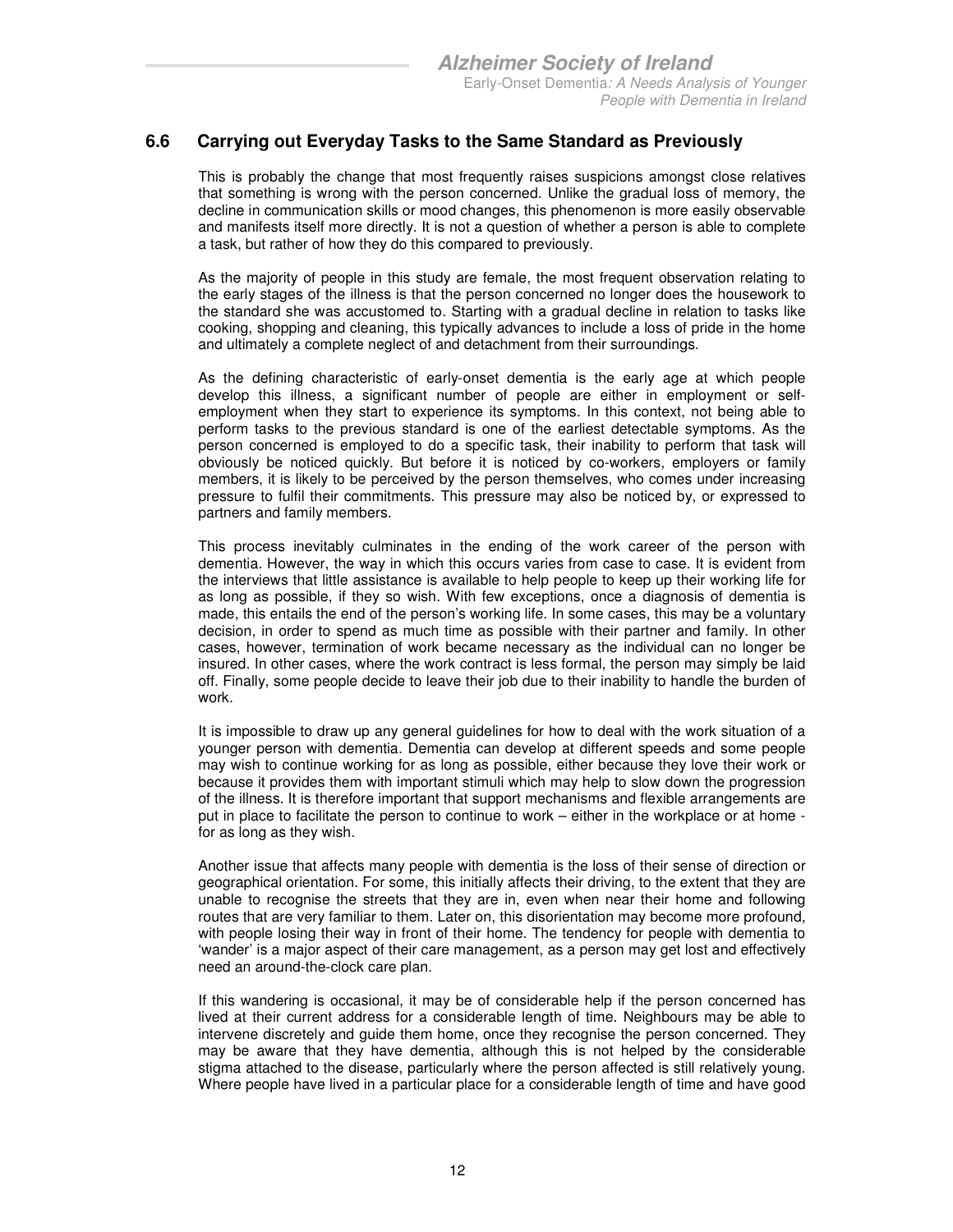## 6.6 Carrying out Everyday Tasks to the Same Standard as Previously

This is probably the change that most frequently raises suspicions amongst close relatives that something is wrong with the person concerned. Unlike the gradual loss of memory, the decline in communication skills or mood changes, this phenomenon is more easily observable and manifests itself more directly. It is not a question of whether a person is able to complete a task, but rather of how they do this compared to previously.

As the majority of people in this study are female, the most frequent observation relating to the early stages of the illness is that the person concerned no longer does the housework to the standard she was accustomed to. Starting with a gradual decline in relation to tasks like cooking, shopping and cleaning, this typically advances to include a loss of pride in the home and ultimately a complete neglect of and detachment from their surroundings.

As the defining characteristic of early-onset dementia is the early age at which people develop this illness, a significant number of people are either in employment or self-employment when they start to experience its symptoms. In this context, not being able to perform tasks to the previous standard is one of the earliest detectable symptoms. As the person concerned is employed to do a specific task, their inability to perform that task will obviously be noticed quickly. But before it is noticed by co-workers, employers or family members, it is likely to be perceived by the person themselves, who comes under increasing pressure to fulfil their commitments. This pressure may also be noticed by, or expressed to partners and family members.

This process inevitably culminates in the ending of the work career of the person with dementia. However, the way in which this occurs varies from case to case. It is evident from the interviews that little assistance is available to help people to keep up their working life for as long as possible, if they so wish. With few exceptions, once a diagnosis of dementia is made, this entails the end of the person's working life. In some cases, this may be a voluntary decision, in order to spend as much time as possible with their partner and family. In other cases, however, termination of work became necessary as the individual can no longer be insured. In other cases, where the work contract is less formal, the person may simply be laid off. Finally, some people decide to leave their job due to their inability to handle the burden of work.

It is impossible to draw up any general guidelines for how to deal with the work situation of a younger person with dementia. Dementia can develop at different speeds and some people may wish to continue working for as long as possible, either because they love their work or because it provides them with important stimuli which may help to slow down the progression of the illness. It is therefore important that support mechanisms and flexible arrangements are put in place to facilitate the person to continue to work – either in the workplace or at home - for as long as they wish.

Another issue that affects many people with dementia is the loss of their sense of direction or geographical orientation. For some, this initially affects their driving, to the extent that they are unable to recognise the streets that they are in, even when near their home and following routes that are very familiar to them. Later on, this disorientation may become more profound, with people losing their way in front of their home. The tendency for people with dementia to 'wander' is a major aspect of their care management, as a person may get lost and effectively need an around-the-clock care plan.

If this wandering is occasional, it may be of considerable help if the person concerned has lived at their current address for a considerable length of time. Neighbours may be able to intervene discretely and guide them home, once they recognise the person concerned. They may be aware that they have dementia, although this is not helped by the considerable stigma attached to the disease, particularly where the person affected is still relatively young. Where people have lived in a particular place for a considerable length of time and have good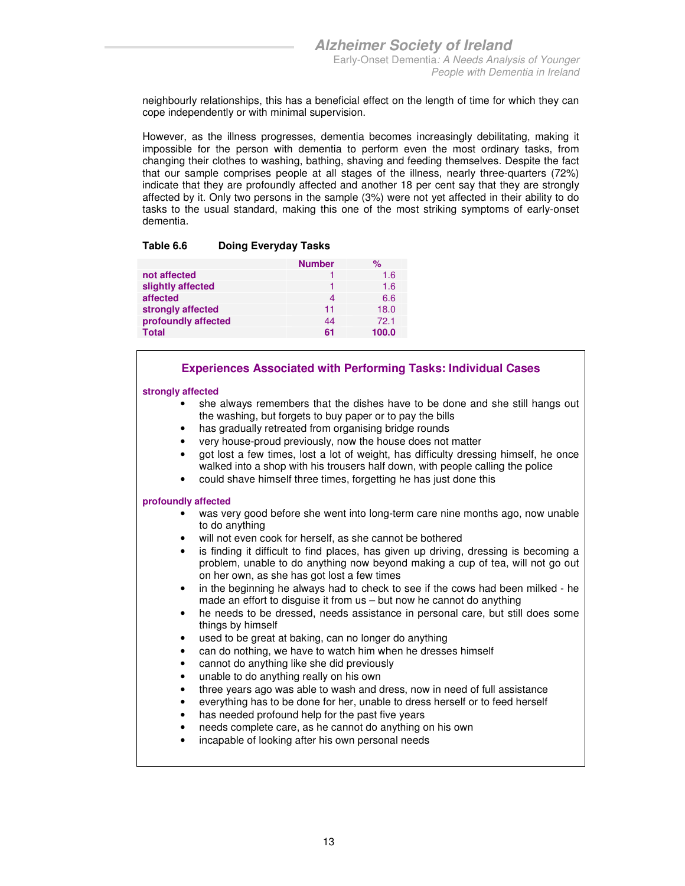neighbourly relationships, this has a beneficial effect on the length of time for which they can cope independently or with minimal supervision.

However, as the illness progresses, dementia becomes increasingly debilitating, making it impossible for the person with dementia to perform even the most ordinary tasks, from changing their clothes to washing, bathing, shaving and feeding themselves. Despite the fact that our sample comprises people at all stages of the illness, nearly three-quarters (72%) indicate that they are profoundly affected and another 18 per cent say that they are strongly affected by it. Only two persons in the sample (3%) were not yet affected in their ability to do tasks to the usual standard, making this one of the most striking symptoms of early-onset dementia.

**Table 6.6 Doing Everyday Tasks**

| | Number | % |
|---|---|---|
| not affected | 1 | 1.6 |
| slightly affected | 1 | 1.6 |
| affected | 4 | 6.6 |
| strongly affected | 11 | 18.0 |
| profoundly affected | 44 | 72.1 |
| **Total** | **61** | **100.0** |

### Experiences Associated with Performing Tasks: Individual Cases

**strongly affected**

- she always remembers that the dishes have to be done and she still hangs out the washing, but forgets to buy paper or to pay the bills
- has gradually retreated from organising bridge rounds
- very house-proud previously, now the house does not matter
- got lost a few times, lost a lot of weight, has difficulty dressing himself, he once walked into a shop with his trousers half down, with people calling the police
- could shave himself three times, forgetting he has just done this

**profoundly affected**

- was very good before she went into long-term care nine months ago, now unable to do anything
- will not even cook for herself, as she cannot be bothered
- is finding it difficult to find places, has given up driving, dressing is becoming a problem, unable to do anything now beyond making a cup of tea, will not go out on her own, as she has got lost a few times
- in the beginning he always had to check to see if the cows had been milked - he made an effort to disguise it from us – but now he cannot do anything
- he needs to be dressed, needs assistance in personal care, but still does some things by himself
- used to be great at baking, can no longer do anything
- can do nothing, we have to watch him when he dresses himself
- cannot do anything like she did previously
- unable to do anything really on his own
- three years ago was able to wash and dress, now in need of full assistance
- everything has to be done for her, unable to dress herself or to feed herself
- has needed profound help for the past five years
- needs complete care, as he cannot do anything on his own
- incapable of looking after his own personal needs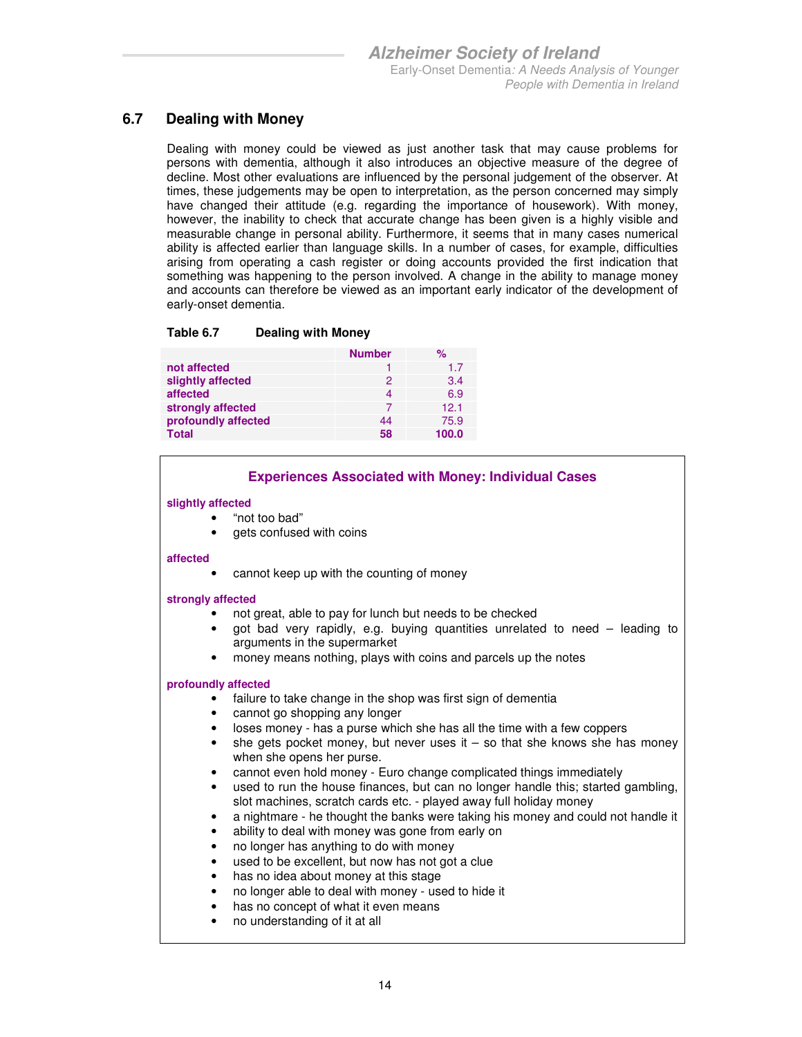## 6.7 Dealing with Money

Dealing with money could be viewed as just another task that may cause problems for persons with dementia, although it also introduces an objective measure of the degree of decline. Most other evaluations are influenced by the personal judgement of the observer. At times, these judgements may be open to interpretation, as the person concerned may simply have changed their attitude (e.g. regarding the importance of housework). With money, however, the inability to check that accurate change has been given is a highly visible and measurable change in personal ability. Furthermore, it seems that in many cases numerical ability is affected earlier than language skills. In a number of cases, for example, difficulties arising from operating a cash register or doing accounts provided the first indication that something was happening to the person involved. A change in the ability to manage money and accounts can therefore be viewed as an important early indicator of the development of early-onset dementia.

**Table 6.7 Dealing with Money**

| | Number | % |
|---|---|---|
| not affected | 1 | 1.7 |
| slightly affected | 2 | 3.4 |
| affected | 4 | 6.9 |
| strongly affected | 7 | 12.1 |
| profoundly affected | 44 | 75.9 |
| **Total** | **58** | **100.0** |

### Experiences Associated with Money: Individual Cases

**slightly affected**

- "not too bad"
- gets confused with coins

**affected**

- cannot keep up with the counting of money

**strongly affected**

- not great, able to pay for lunch but needs to be checked
- got bad very rapidly, e.g. buying quantities unrelated to need – leading to arguments in the supermarket
- money means nothing, plays with coins and parcels up the notes

**profoundly affected**

- failure to take change in the shop was first sign of dementia
- cannot go shopping any longer
- loses money - has a purse which she has all the time with a few coppers
- she gets pocket money, but never uses it – so that she knows she has money when she opens her purse.
- cannot even hold money - Euro change complicated things immediately
- used to run the house finances, but can no longer handle this; started gambling, slot machines, scratch cards etc. - played away full holiday money
- a nightmare - he thought the banks were taking his money and could not handle it
- ability to deal with money was gone from early on
- no longer has anything to do with money
- used to be excellent, but now has not got a clue
- has no idea about money at this stage
- no longer able to deal with money - used to hide it
- has no concept of what it even means
- no understanding of it at all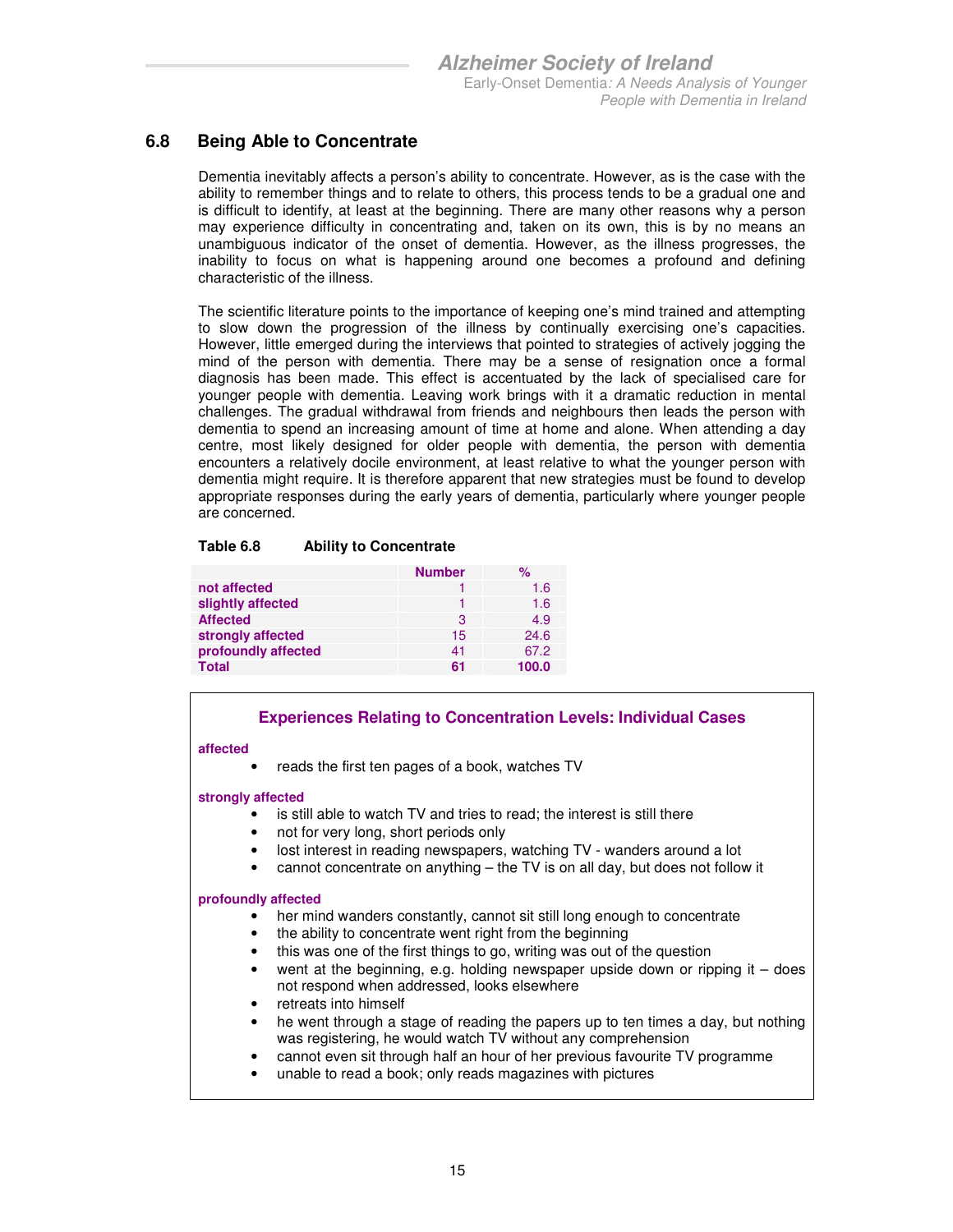## 6.8 Being Able to Concentrate

Dementia inevitably affects a person's ability to concentrate. However, as is the case with the ability to remember things and to relate to others, this process tends to be a gradual one and is difficult to identify, at least at the beginning. There are many other reasons why a person may experience difficulty in concentrating and, taken on its own, this is by no means an unambiguous indicator of the onset of dementia. However, as the illness progresses, the inability to focus on what is happening around one becomes a profound and defining characteristic of the illness.

The scientific literature points to the importance of keeping one's mind trained and attempting to slow down the progression of the illness by continually exercising one's capacities. However, little emerged during the interviews that pointed to strategies of actively jogging the mind of the person with dementia. There may be a sense of resignation once a formal diagnosis has been made. This effect is accentuated by the lack of specialised care for younger people with dementia. Leaving work brings with it a dramatic reduction in mental challenges. The gradual withdrawal from friends and neighbours then leads the person with dementia to spend an increasing amount of time at home and alone. When attending a day centre, most likely designed for older people with dementia, the person with dementia encounters a relatively docile environment, at least relative to what the younger person with dementia might require. It is therefore apparent that new strategies must be found to develop appropriate responses during the early years of dementia, particularly where younger people are concerned.

**Table 6.8 Ability to Concentrate**

| | Number | % |
|---|---|---|
| not affected | 1 | 1.6 |
| slightly affected | 1 | 1.6 |
| Affected | 3 | 4.9 |
| strongly affected | 15 | 24.6 |
| profoundly affected | 41 | 67.2 |
| **Total** | **61** | **100.0** |

### Experiences Relating to Concentration Levels: Individual Cases

**affected**

- reads the first ten pages of a book, watches TV

**strongly affected**

- is still able to watch TV and tries to read; the interest is still there
- not for very long, short periods only
- lost interest in reading newspapers, watching TV - wanders around a lot
- cannot concentrate on anything – the TV is on all day, but does not follow it

**profoundly affected**

- her mind wanders constantly, cannot sit still long enough to concentrate
- the ability to concentrate went right from the beginning
- this was one of the first things to go, writing was out of the question
- went at the beginning, e.g. holding newspaper upside down or ripping it – does not respond when addressed, looks elsewhere
- retreats into himself
- he went through a stage of reading the papers up to ten times a day, but nothing was registering, he would watch TV without any comprehension
- cannot even sit through half an hour of her previous favourite TV programme
- unable to read a book; only reads magazines with pictures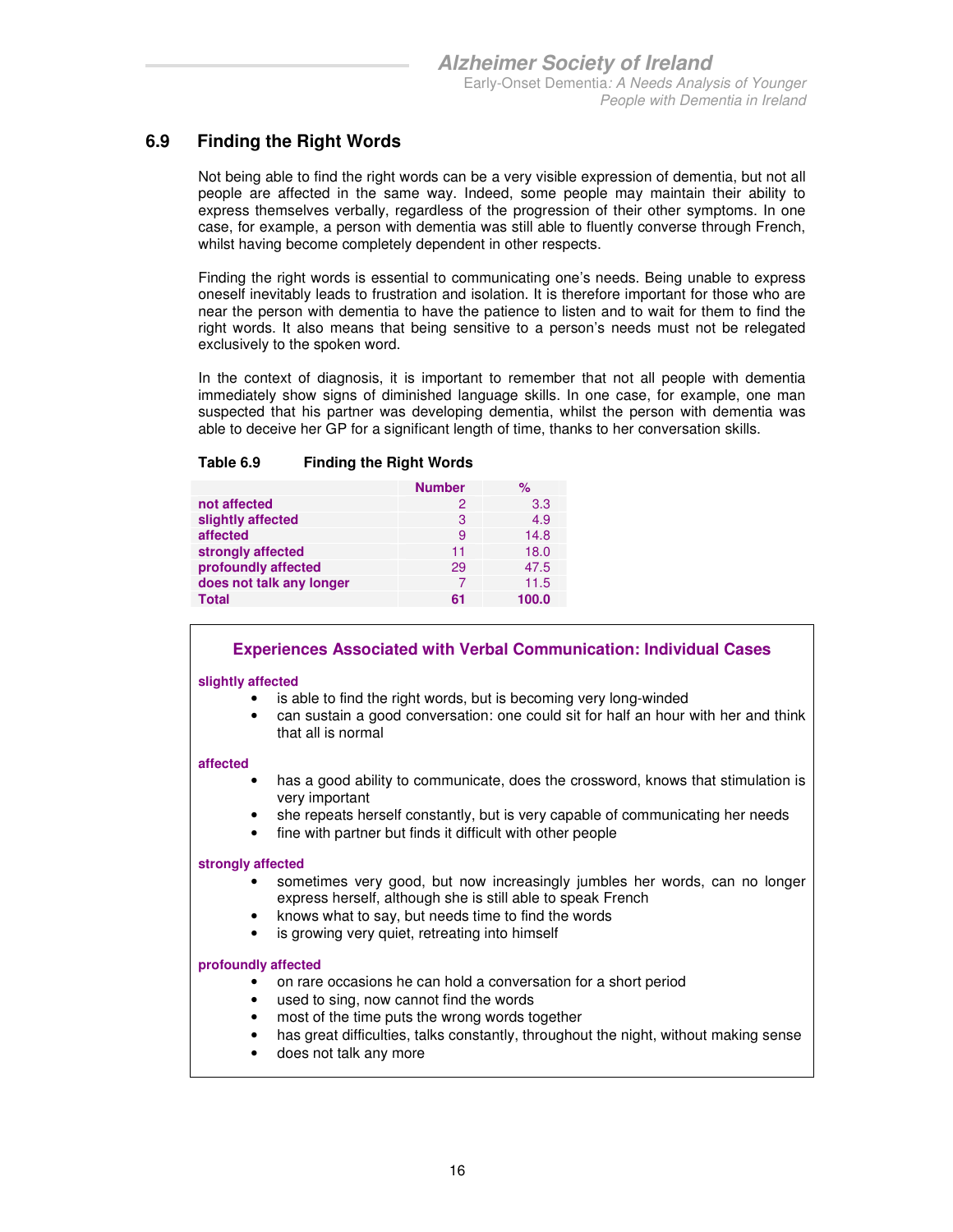## 6.9 Finding the Right Words

Not being able to find the right words can be a very visible expression of dementia, but not all people are affected in the same way. Indeed, some people may maintain their ability to express themselves verbally, regardless of the progression of their other symptoms. In one case, for example, a person with dementia was still able to fluently converse through French, whilst having become completely dependent in other respects.

Finding the right words is essential to communicating one's needs. Being unable to express oneself inevitably leads to frustration and isolation. It is therefore important for those who are near the person with dementia to have the patience to listen and to wait for them to find the right words. It also means that being sensitive to a person's needs must not be relegated exclusively to the spoken word.

In the context of diagnosis, it is important to remember that not all people with dementia immediately show signs of diminished language skills. In one case, for example, one man suspected that his partner was developing dementia, whilst the person with dementia was able to deceive her GP for a significant length of time, thanks to her conversation skills.

**Table 6.9 Finding the Right Words**

| | Number | % |
|---|---|---|
| not affected | 2 | 3.3 |
| slightly affected | 3 | 4.9 |
| affected | 9 | 14.8 |
| strongly affected | 11 | 18.0 |
| profoundly affected | 29 | 47.5 |
| does not talk any longer | 7 | 11.5 |
| **Total** | **61** | **100.0** |

### Experiences Associated with Verbal Communication: Individual Cases

**slightly affected**

- is able to find the right words, but is becoming very long-winded
- can sustain a good conversation: one could sit for half an hour with her and think that all is normal

**affected**

- has a good ability to communicate, does the crossword, knows that stimulation is very important
- she repeats herself constantly, but is very capable of communicating her needs
- fine with partner but finds it difficult with other people

**strongly affected**

- sometimes very good, but now increasingly jumbles her words, can no longer express herself, although she is still able to speak French
- knows what to say, but needs time to find the words
- is growing very quiet, retreating into himself

**profoundly affected**

- on rare occasions he can hold a conversation for a short period
- used to sing, now cannot find the words
- most of the time puts the wrong words together
- has great difficulties, talks constantly, throughout the night, without making sense
- does not talk any more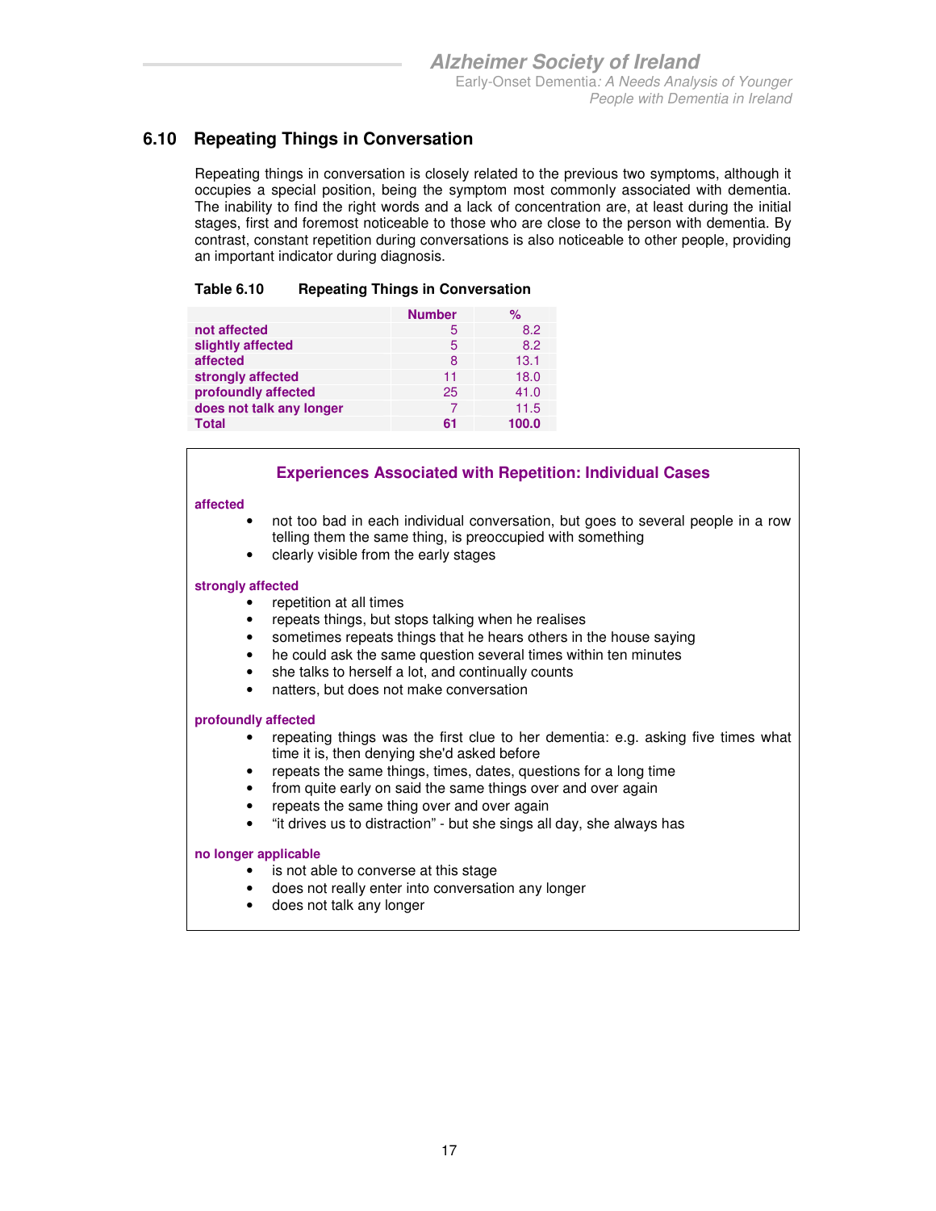## 6.10 Repeating Things in Conversation

Repeating things in conversation is closely related to the previous two symptoms, although it occupies a special position, being the symptom most commonly associated with dementia. The inability to find the right words and a lack of concentration are, at least during the initial stages, first and foremost noticeable to those who are close to the person with dementia. By contrast, constant repetition during conversations is also noticeable to other people, providing an important indicator during diagnosis.

**Table 6.10 Repeating Things in Conversation**

| | Number | % |
|---|---|---|
| not affected | 5 | 8.2 |
| slightly affected | 5 | 8.2 |
| affected | 8 | 13.1 |
| strongly affected | 11 | 18.0 |
| profoundly affected | 25 | 41.0 |
| does not talk any longer | 7 | 11.5 |
| **Total** | **61** | **100.0** |

### Experiences Associated with Repetition: Individual Cases

**affected**

- not too bad in each individual conversation, but goes to several people in a row telling them the same thing, is preoccupied with something
- clearly visible from the early stages

**strongly affected**

- repetition at all times
- repeats things, but stops talking when he realises
- sometimes repeats things that he hears others in the house saying
- he could ask the same question several times within ten minutes
- she talks to herself a lot, and continually counts
- natters, but does not make conversation

**profoundly affected**

- repeating things was the first clue to her dementia: e.g. asking five times what time it is, then denying she'd asked before
- repeats the same things, times, dates, questions for a long time
- from quite early on said the same things over and over again
- repeats the same thing over and over again
- "it drives us to distraction" - but she sings all day, she always has

**no longer applicable**

- is not able to converse at this stage
- does not really enter into conversation any longer
- does not talk any longer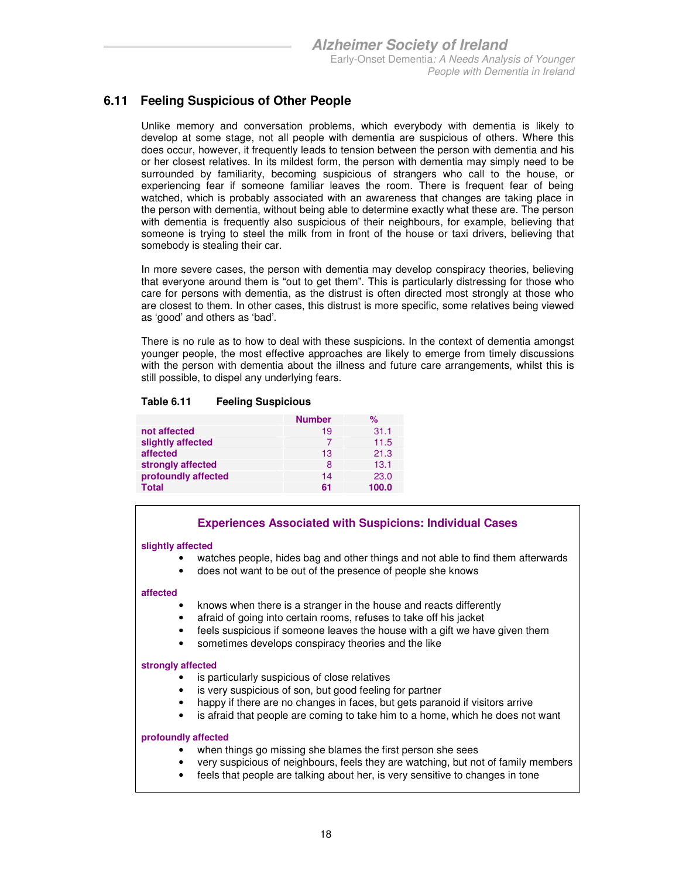## 6.11 Feeling Suspicious of Other People

Unlike memory and conversation problems, which everybody with dementia is likely to develop at some stage, not all people with dementia are suspicious of others. Where this does occur, however, it frequently leads to tension between the person with dementia and his or her closest relatives. In its mildest form, the person with dementia may simply need to be surrounded by familiarity, becoming suspicious of strangers who call to the house, or experiencing fear if someone familiar leaves the room. There is frequent fear of being watched, which is probably associated with an awareness that changes are taking place in the person with dementia, without being able to determine exactly what these are. The person with dementia is frequently also suspicious of their neighbours, for example, believing that someone is trying to steel the milk from in front of the house or taxi drivers, believing that somebody is stealing their car.

In more severe cases, the person with dementia may develop conspiracy theories, believing that everyone around them is "out to get them". This is particularly distressing for those who care for persons with dementia, as the distrust is often directed most strongly at those who are closest to them. In other cases, this distrust is more specific, some relatives being viewed as 'good' and others as 'bad'.

There is no rule as to how to deal with these suspicions. In the context of dementia amongst younger people, the most effective approaches are likely to emerge from timely discussions with the person with dementia about the illness and future care arrangements, whilst this is still possible, to dispel any underlying fears.

**Table 6.11 Feeling Suspicious**

| | Number | % |
|---|---|---|
| **not affected** | 19 | 31.1 |
| **slightly affected** | 7 | 11.5 |
| **affected** | 13 | 21.3 |
| **strongly affected** | 8 | 13.1 |
| **profoundly affected** | 14 | 23.0 |
| **Total** | **61** | **100.0** |

### Experiences Associated with Suspicions: Individual Cases

**slightly affected**

- watches people, hides bag and other things and not able to find them afterwards
- does not want to be out of the presence of people she knows

**affected**

- knows when there is a stranger in the house and reacts differently
- afraid of going into certain rooms, refuses to take off his jacket
- feels suspicious if someone leaves the house with a gift we have given them
- sometimes develops conspiracy theories and the like

**strongly affected**

- is particularly suspicious of close relatives
- is very suspicious of son, but good feeling for partner
- happy if there are no changes in faces, but gets paranoid if visitors arrive
- is afraid that people are coming to take him to a home, which he does not want

**profoundly affected**

- when things go missing she blames the first person she sees
- very suspicious of neighbours, feels they are watching, but not of family members
- feels that people are talking about her, is very sensitive to changes in tone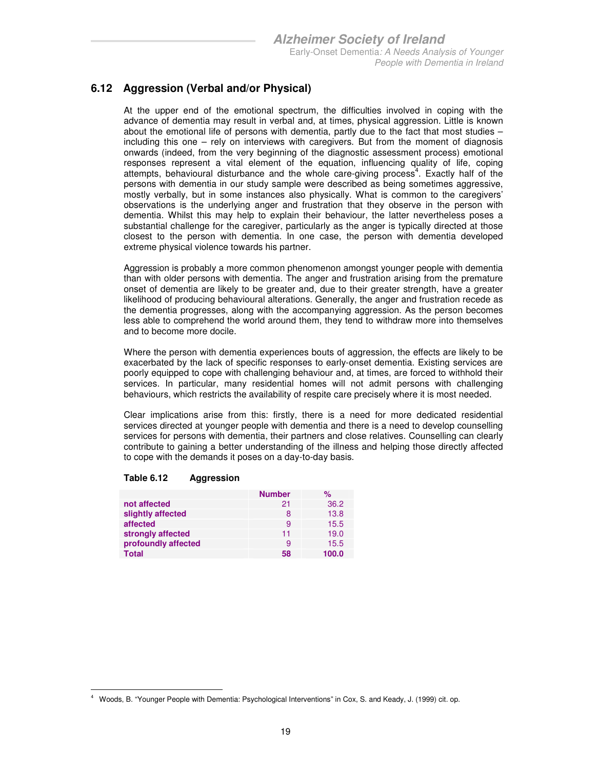## 6.12 Aggression (Verbal and/or Physical)

At the upper end of the emotional spectrum, the difficulties involved in coping with the advance of dementia may result in verbal and, at times, physical aggression. Little is known about the emotional life of persons with dementia, partly due to the fact that most studies – including this one – rely on interviews with caregivers. But from the moment of diagnosis onwards (indeed, from the very beginning of the diagnostic assessment process) emotional responses represent a vital element of the equation, influencing quality of life, coping attempts, behavioural disturbance and the whole care-giving process[4]. Exactly half of the persons with dementia in our study sample were described as being sometimes aggressive, mostly verbally, but in some instances also physically. What is common to the caregivers' observations is the underlying anger and frustration that they observe in the person with dementia. Whilst this may help to explain their behaviour, the latter nevertheless poses a substantial challenge for the caregiver, particularly as the anger is typically directed at those closest to the person with dementia. In one case, the person with dementia developed extreme physical violence towards his partner.

Aggression is probably a more common phenomenon amongst younger people with dementia than with older persons with dementia. The anger and frustration arising from the premature onset of dementia are likely to be greater and, due to their greater strength, have a greater likelihood of producing behavioural alterations. Generally, the anger and frustration recede as the dementia progresses, along with the accompanying aggression. As the person becomes less able to comprehend the world around them, they tend to withdraw more into themselves and to become more docile.

Where the person with dementia experiences bouts of aggression, the effects are likely to be exacerbated by the lack of specific responses to early-onset dementia. Existing services are poorly equipped to cope with challenging behaviour and, at times, are forced to withhold their services. In particular, many residential homes will not admit persons with challenging behaviours, which restricts the availability of respite care precisely where it is most needed.

Clear implications arise from this: firstly, there is a need for more dedicated residential services directed at younger people with dementia and there is a need to develop counselling services for persons with dementia, their partners and close relatives. Counselling can clearly contribute to gaining a better understanding of the illness and helping those directly affected to cope with the demands it poses on a day-to-day basis.

**Table 6.12 Aggression**

| | Number | % |
|---|---|---|
| not affected | 21 | 36.2 |
| slightly affected | 8 | 13.8 |
| affected | 9 | 15.5 |
| strongly affected | 11 | 19.0 |
| profoundly affected | 9 | 15.5 |
| **Total** | **58** | **100.0** |

[4] Woods, B. "Younger People with Dementia: Psychological Interventions" in Cox, S. and Keady, J. (1999) cit. op.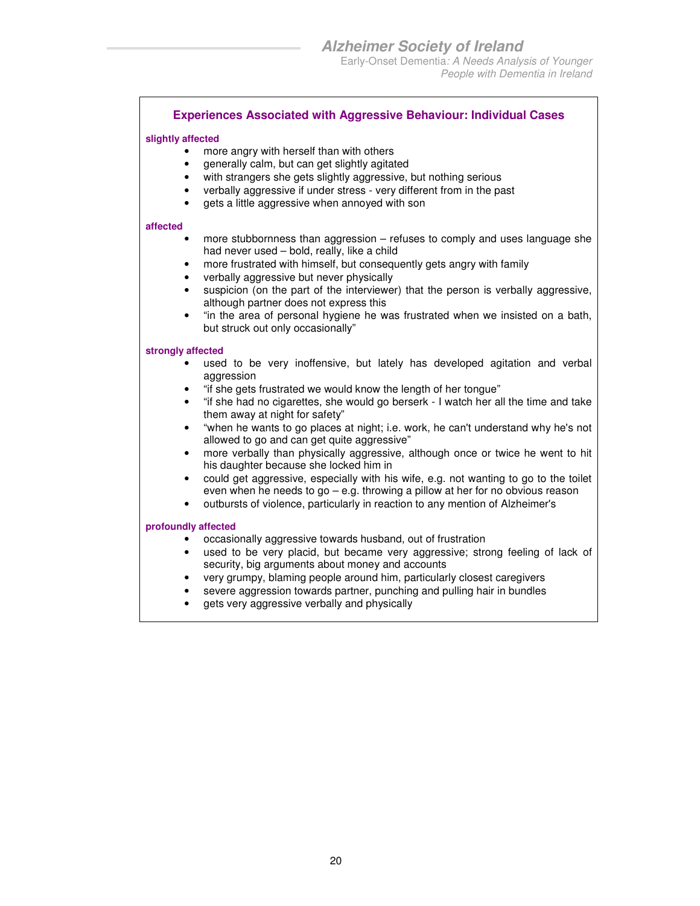## Experiences Associated with Aggressive Behaviour: Individual Cases

**slightly affected**

- more angry with herself than with others
- generally calm, but can get slightly agitated
- with strangers she gets slightly aggressive, but nothing serious
- verbally aggressive if under stress - very different from in the past
- gets a little aggressive when annoyed with son

**affected**

- more stubbornness than aggression – refuses to comply and uses language she had never used – bold, really, like a child
- more frustrated with himself, but consequently gets angry with family
- verbally aggressive but never physically
- suspicion (on the part of the interviewer) that the person is verbally aggressive, although partner does not express this
- "in the area of personal hygiene he was frustrated when we insisted on a bath, but struck out only occasionally"

**strongly affected**

- used to be very inoffensive, but lately has developed agitation and verbal aggression
- "if she gets frustrated we would know the length of her tongue"
- "if she had no cigarettes, she would go berserk - I watch her all the time and take them away at night for safety"
- "when he wants to go places at night; i.e. work, he can't understand why he's not allowed to go and can get quite aggressive"
- more verbally than physically aggressive, although once or twice he went to hit his daughter because she locked him in
- could get aggressive, especially with his wife, e.g. not wanting to go to the toilet even when he needs to go – e.g. throwing a pillow at her for no obvious reason
- outbursts of violence, particularly in reaction to any mention of Alzheimer's

**profoundly affected**

- occasionally aggressive towards husband, out of frustration
- used to be very placid, but became very aggressive; strong feeling of lack of security, big arguments about money and accounts
- very grumpy, blaming people around him, particularly closest caregivers
- severe aggression towards partner, punching and pulling hair in bundles
- gets very aggressive verbally and physically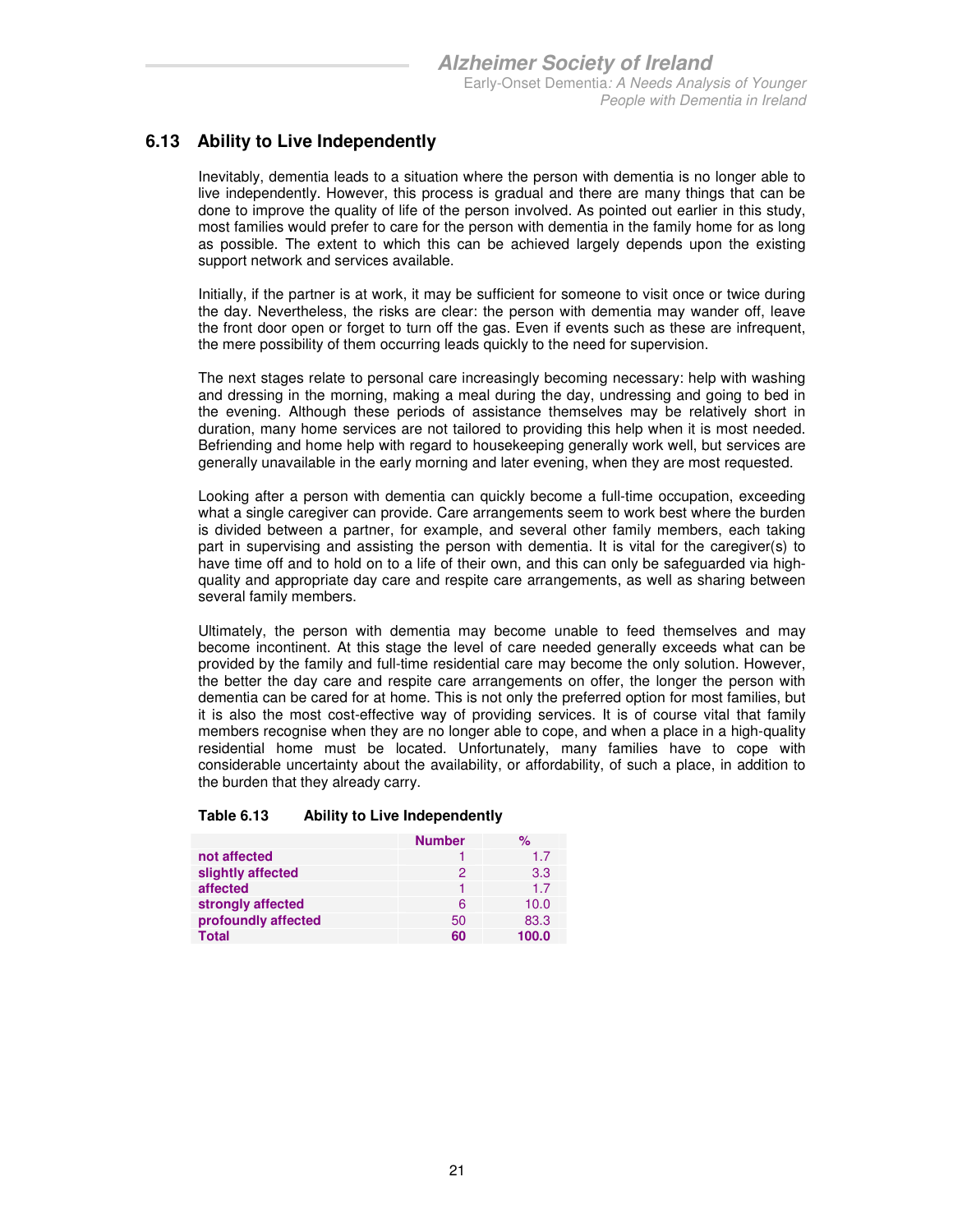## 6.13 Ability to Live Independently

Inevitably, dementia leads to a situation where the person with dementia is no longer able to live independently. However, this process is gradual and there are many things that can be done to improve the quality of life of the person involved. As pointed out earlier in this study, most families would prefer to care for the person with dementia in the family home for as long as possible. The extent to which this can be achieved largely depends upon the existing support network and services available.

Initially, if the partner is at work, it may be sufficient for someone to visit once or twice during the day. Nevertheless, the risks are clear: the person with dementia may wander off, leave the front door open or forget to turn off the gas. Even if events such as these are infrequent, the mere possibility of them occurring leads quickly to the need for supervision.

The next stages relate to personal care increasingly becoming necessary: help with washing and dressing in the morning, making a meal during the day, undressing and going to bed in the evening. Although these periods of assistance themselves may be relatively short in duration, many home services are not tailored to providing this help when it is most needed. Befriending and home help with regard to housekeeping generally work well, but services are generally unavailable in the early morning and later evening, when they are most requested.

Looking after a person with dementia can quickly become a full-time occupation, exceeding what a single caregiver can provide. Care arrangements seem to work best where the burden is divided between a partner, for example, and several other family members, each taking part in supervising and assisting the person with dementia. It is vital for the caregiver(s) to have time off and to hold on to a life of their own, and this can only be safeguarded via high-quality and appropriate day care and respite care arrangements, as well as sharing between several family members.

Ultimately, the person with dementia may become unable to feed themselves and may become incontinent. At this stage the level of care needed generally exceeds what can be provided by the family and full-time residential care may become the only solution. However, the better the day care and respite care arrangements on offer, the longer the person with dementia can be cared for at home. This is not only the preferred option for most families, but it is also the most cost-effective way of providing services. It is of course vital that family members recognise when they are no longer able to cope, and when a place in a high-quality residential home must be located. Unfortunately, many families have to cope with considerable uncertainty about the availability, or affordability, of such a place, in addition to the burden that they already carry.

**Table 6.13 Ability to Live Independently**

| | Number | % |
|---|---|---|
| not affected | 1 | 1.7 |
| slightly affected | 2 | 3.3 |
| affected | 1 | 1.7 |
| strongly affected | 6 | 10.0 |
| profoundly affected | 50 | 83.3 |
| **Total** | **60** | **100.0** |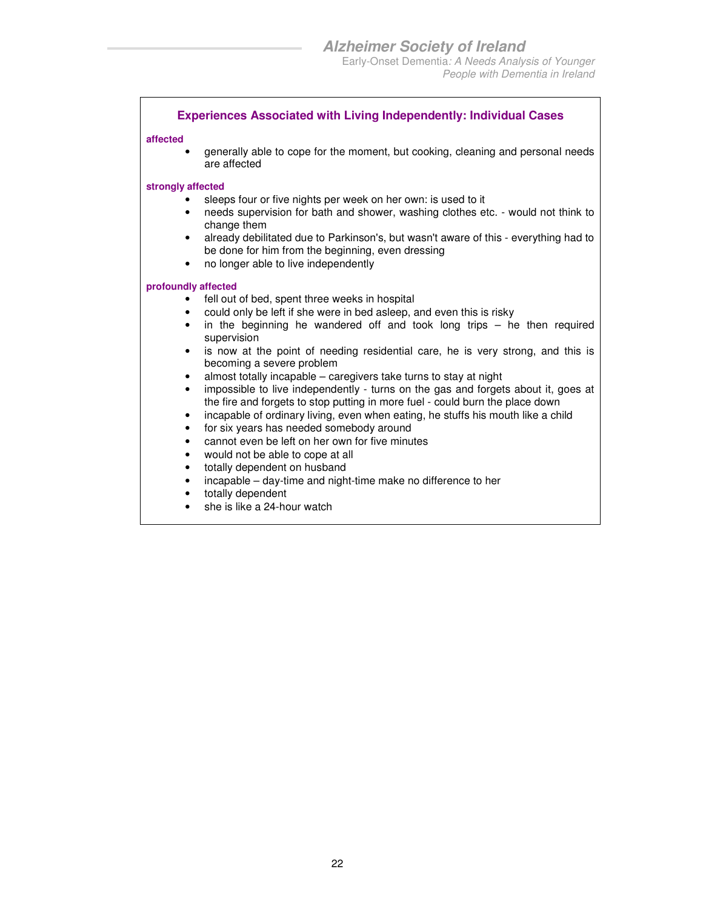### Experiences Associated with Living Independently: Individual Cases

**affected**

- generally able to cope for the moment, but cooking, cleaning and personal needs are affected

**strongly affected**

- sleeps four or five nights per week on her own: is used to it
- needs supervision for bath and shower, washing clothes etc. - would not think to change them
- already debilitated due to Parkinson's, but wasn't aware of this - everything had to be done for him from the beginning, even dressing
- no longer able to live independently

**profoundly affected**

- fell out of bed, spent three weeks in hospital
- could only be left if she were in bed asleep, and even this is risky
- in the beginning he wandered off and took long trips – he then required supervision
- is now at the point of needing residential care, he is very strong, and this is becoming a severe problem
- almost totally incapable – caregivers take turns to stay at night
- impossible to live independently - turns on the gas and forgets about it, goes at the fire and forgets to stop putting in more fuel - could burn the place down
- incapable of ordinary living, even when eating, he stuffs his mouth like a child
- for six years has needed somebody around
- cannot even be left on her own for five minutes
- would not be able to cope at all
- totally dependent on husband
- incapable – day-time and night-time make no difference to her
- totally dependent
- she is like a 24-hour watch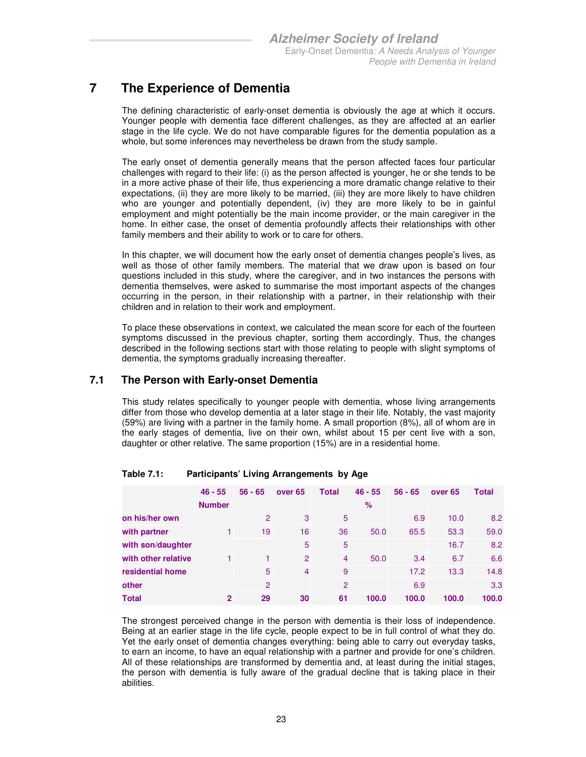# 7 The Experience of Dementia

The defining characteristic of early-onset dementia is obviously the age at which it occurs. Younger people with dementia face different challenges, as they are affected at an earlier stage in the life cycle. We do not have comparable figures for the dementia population as a whole, but some inferences may nevertheless be drawn from the study sample.

The early onset of dementia generally means that the person affected faces four particular challenges with regard to their life: (i) as the person affected is younger, he or she tends to be in a more active phase of their life, thus experiencing a more dramatic change relative to their expectations, (ii) they are more likely to be married, (iii) they are more likely to have children who are younger and potentially dependent, (iv) they are more likely to be in gainful employment and might potentially be the main income provider, or the main caregiver in the home. In either case, the onset of dementia profoundly affects their relationships with other family members and their ability to work or to care for others.

In this chapter, we will document how the early onset of dementia changes people's lives, as well as those of other family members. The material that we draw upon is based on four questions included in this study, where the caregiver, and in two instances the persons with dementia themselves, were asked to summarise the most important aspects of the changes occurring in the person, in their relationship with a partner, in their relationship with their children and in relation to their work and employment.

To place these observations in context, we calculated the mean score for each of the fourteen symptoms discussed in the previous chapter, sorting them accordingly. Thus, the changes described in the following sections start with those relating to people with slight symptoms of dementia, the symptoms gradually increasing thereafter.

## 7.1 The Person with Early-onset Dementia

This study relates specifically to younger people with dementia, whose living arrangements differ from those who develop dementia at a later stage in their life. Notably, the vast majority (59%) are living with a partner in the family home. A small proportion (8%), all of whom are in the early stages of dementia, live on their own, whilst about 15 per cent live with a son, daughter or other relative. The same proportion (15%) are in a residential home.

**Table 7.1: Participants' Living Arrangements by Age**

| | 46 - 55 | 56 - 65 | over 65 | Total | 46 - 55 | 56 - 65 | over 65 | Total |
|---|---|---|---|---|---|---|---|---|
| | Number | | | | % | | | |
| on his/her own | | 2 | 3 | 5 | | 6.9 | 10.0 | 8.2 |
| with partner | 1 | 19 | 16 | 36 | 50.0 | 65.5 | 53.3 | 59.0 |
| with son/daughter | | | 5 | 5 | | | 16.7 | 8.2 |
| with other relative | 1 | 1 | 2 | 4 | 50.0 | 3.4 | 6.7 | 6.6 |
| residential home | | 5 | 4 | 9 | | 17.2 | 13.3 | 14.8 |
| other | | 2 | | 2 | | 6.9 | | 3.3 |
| **Total** | **2** | **29** | **30** | **61** | **100.0** | **100.0** | **100.0** | **100.0** |

The strongest perceived change in the person with dementia is their loss of independence. Being at an earlier stage in the life cycle, people expect to be in full control of what they do. Yet the early onset of dementia changes everything: being able to carry out everyday tasks, to earn an income, to have an equal relationship with a partner and provide for one's children. All of these relationships are transformed by dementia and, at least during the initial stages, the person with dementia is fully aware of the gradual decline that is taking place in their abilities.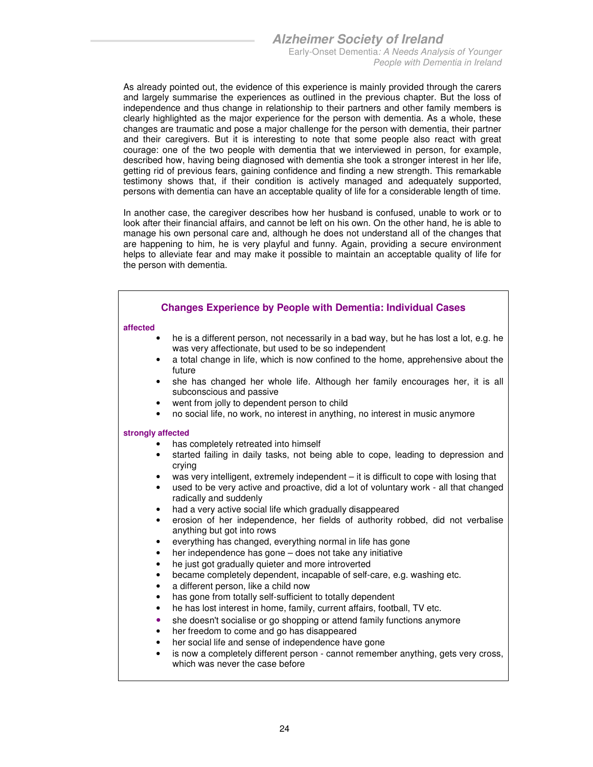As already pointed out, the evidence of this experience is mainly provided through the carers and largely summarise the experiences as outlined in the previous chapter. But the loss of independence and thus change in relationship to their partners and other family members is clearly highlighted as the major experience for the person with dementia. As a whole, these changes are traumatic and pose a major challenge for the person with dementia, their partner and their caregivers. But it is interesting to note that some people also react with great courage: one of the two people with dementia that we interviewed in person, for example, described how, having being diagnosed with dementia she took a stronger interest in her life, getting rid of previous fears, gaining confidence and finding a new strength. This remarkable testimony shows that, if their condition is actively managed and adequately supported, persons with dementia can have an acceptable quality of life for a considerable length of time.

In another case, the caregiver describes how her husband is confused, unable to work or to look after their financial affairs, and cannot be left on his own. On the other hand, he is able to manage his own personal care and, although he does not understand all of the changes that are happening to him, he is very playful and funny. Again, providing a secure environment helps to alleviate fear and may make it possible to maintain an acceptable quality of life for the person with dementia.

### Changes Experience by People with Dementia: Individual Cases

**affected**

- he is a different person, not necessarily in a bad way, but he has lost a lot, e.g. he was very affectionate, but used to be so independent
- a total change in life, which is now confined to the home, apprehensive about the future
- she has changed her whole life. Although her family encourages her, it is all subconscious and passive
- went from jolly to dependent person to child
- no social life, no work, no interest in anything, no interest in music anymore

**strongly affected**

- has completely retreated into himself
- started failing in daily tasks, not being able to cope, leading to depression and crying
- was very intelligent, extremely independent – it is difficult to cope with losing that
- used to be very active and proactive, did a lot of voluntary work - all that changed radically and suddenly
- had a very active social life which gradually disappeared
- erosion of her independence, her fields of authority robbed, did not verbalise anything but got into rows
- everything has changed, everything normal in life has gone
- her independence has gone – does not take any initiative
- he just got gradually quieter and more introverted
- became completely dependent, incapable of self-care, e.g. washing etc.
- a different person, like a child now
- has gone from totally self-sufficient to totally dependent
- he has lost interest in home, family, current affairs, football, TV etc.
- she doesn't socialise or go shopping or attend family functions anymore
- her freedom to come and go has disappeared
- her social life and sense of independence have gone
- is now a completely different person - cannot remember anything, gets very cross, which was never the case before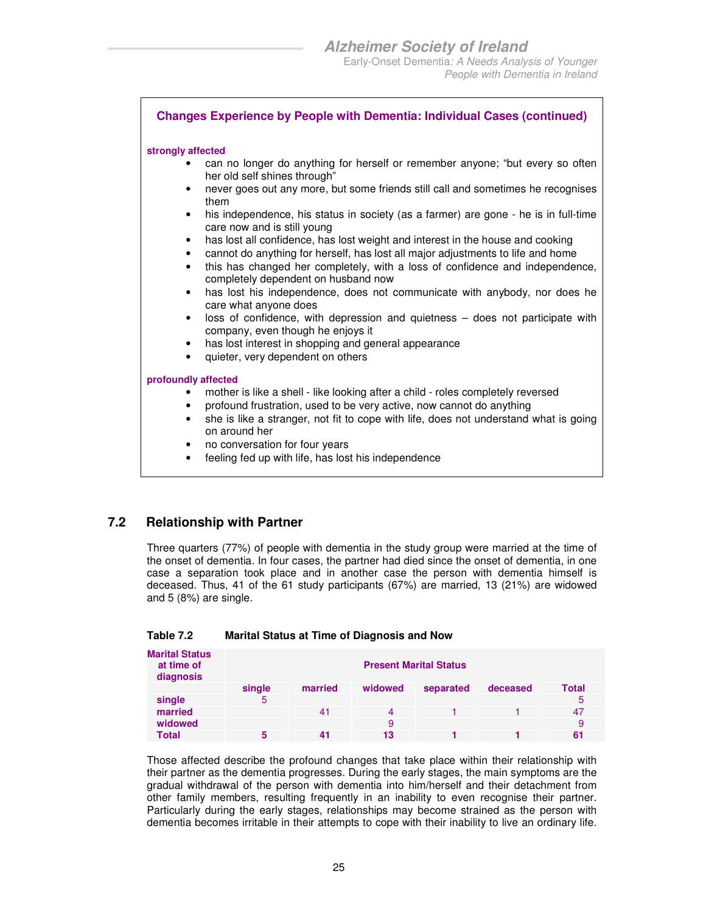**Changes Experience by People with Dementia: Individual Cases (continued)**

**strongly affected**

- can no longer do anything for herself or remember anyone; "but every so often her old self shines through"
- never goes out any more, but some friends still call and sometimes he recognises them
- his independence, his status in society (as a farmer) are gone - he is in full-time care now and is still young
- has lost all confidence, has lost weight and interest in the house and cooking
- cannot do anything for herself, has lost all major adjustments to life and home
- this has changed her completely, with a loss of confidence and independence, completely dependent on husband now
- has lost his independence, does not communicate with anybody, nor does he care what anyone does
- loss of confidence, with depression and quietness – does not participate with company, even though he enjoys it
- has lost interest in shopping and general appearance
- quieter, very dependent on others

**profoundly affected**

- mother is like a shell - like looking after a child - roles completely reversed
- profound frustration, used to be very active, now cannot do anything
- she is like a stranger, not fit to cope with life, does not understand what is going on around her
- no conversation for four years
- feeling fed up with life, has lost his independence

## 7.2 Relationship with Partner

Three quarters (77%) of people with dementia in the study group were married at the time of the onset of dementia. In four cases, the partner had died since the onset of dementia, in one case a separation took place and in another case the person with dementia himself is deceased. Thus, 41 of the 61 study participants (67%) are married, 13 (21%) are widowed and 5 (8%) are single.

**Table 7.2 Marital Status at Time of Diagnosis and Now**

| Marital Status at time of diagnosis | Present Marital Status | | | | | |
|---|---|---|---|---|---|---|
| | single | married | widowed | separated | deceased | Total |
| single | 5 | | | | | 5 |
| married | | 41 | 4 | 1 | 1 | 47 |
| widowed | | | 9 | | | 9 |
| **Total** | **5** | **41** | **13** | **1** | **1** | **61** |

Those affected describe the profound changes that take place within their relationship with their partner as the dementia progresses. During the early stages, the main symptoms are the gradual withdrawal of the person with dementia into him/herself and their detachment from other family members, resulting frequently in an inability to even recognise their partner. Particularly during the early stages, relationships may become strained as the person with dementia becomes irritable in their attempts to cope with their inability to live an ordinary life.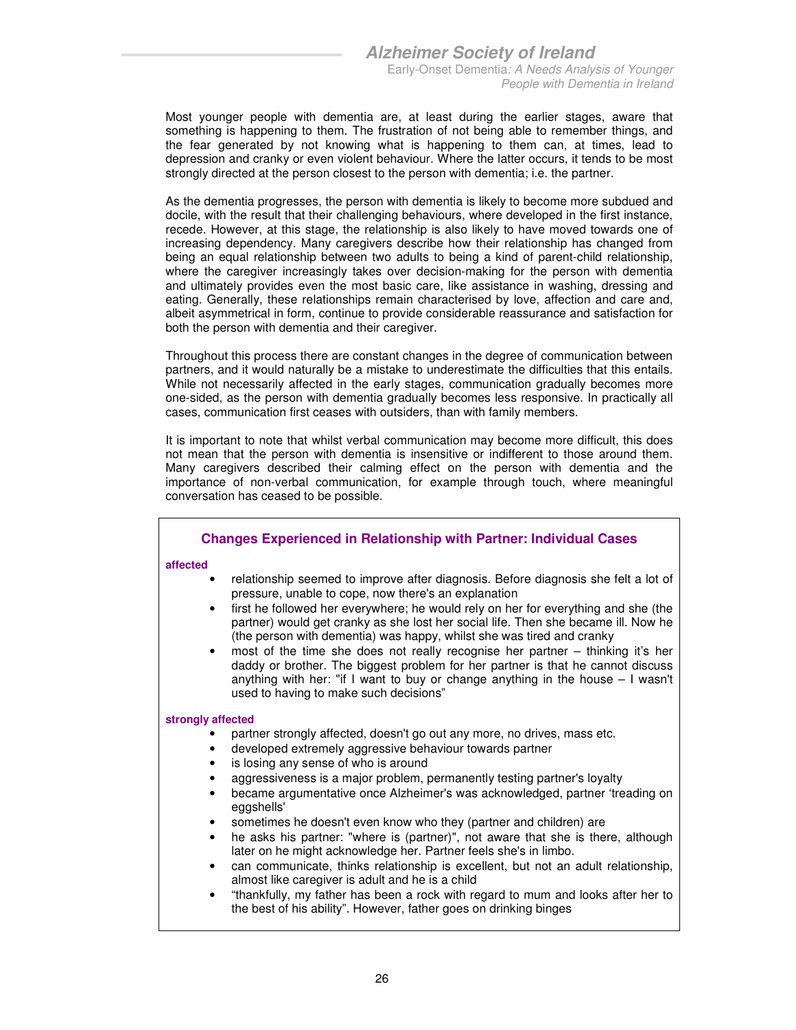Most younger people with dementia are, at least during the earlier stages, aware that something is happening to them. The frustration of not being able to remember things, and the fear generated by not knowing what is happening to them can, at times, lead to depression and cranky or even violent behaviour. Where the latter occurs, it tends to be most strongly directed at the person closest to the person with dementia; i.e. the partner.

As the dementia progresses, the person with dementia is likely to become more subdued and docile, with the result that their challenging behaviours, where developed in the first instance, recede. However, at this stage, the relationship is also likely to have moved towards one of increasing dependency. Many caregivers describe how their relationship has changed from being an equal relationship between two adults to being a kind of parent-child relationship, where the caregiver increasingly takes over decision-making for the person with dementia and ultimately provides even the most basic care, like assistance in washing, dressing and eating. Generally, these relationships remain characterised by love, affection and care and, albeit asymmetrical in form, continue to provide considerable reassurance and satisfaction for both the person with dementia and their caregiver.

Throughout this process there are constant changes in the degree of communication between partners, and it would naturally be a mistake to underestimate the difficulties that this entails. While not necessarily affected in the early stages, communication gradually becomes more one-sided, as the person with dementia gradually becomes less responsive. In practically all cases, communication first ceases with outsiders, than with family members.

It is important to note that whilst verbal communication may become more difficult, this does not mean that the person with dementia is insensitive or indifferent to those around them. Many caregivers described their calming effect on the person with dementia and the importance of non-verbal communication, for example through touch, where meaningful conversation has ceased to be possible.

### Changes Experienced in Relationship with Partner: Individual Cases

**affected**

- relationship seemed to improve after diagnosis. Before diagnosis she felt a lot of pressure, unable to cope, now there's an explanation
- first he followed her everywhere; he would rely on her for everything and she (the partner) would get cranky as she lost her social life. Then she became ill. Now he (the person with dementia) was happy, whilst she was tired and cranky
- most of the time she does not really recognise her partner – thinking it's her daddy or brother. The biggest problem for her partner is that he cannot discuss anything with her: "if I want to buy or change anything in the house – I wasn't used to having to make such decisions"

**strongly affected**

- partner strongly affected, doesn't go out any more, no drives, mass etc.
- developed extremely aggressive behaviour towards partner
- is losing any sense of who is around
- aggressiveness is a major problem, permanently testing partner's loyalty
- became argumentative once Alzheimer's was acknowledged, partner 'treading on eggshells'
- sometimes he doesn't even know who they (partner and children) are
- he asks his partner: "where is (partner)", not aware that she is there, although later on he might acknowledge her. Partner feels she's in limbo.
- can communicate, thinks relationship is excellent, but not an adult relationship, almost like caregiver is adult and he is a child
- "thankfully, my father has been a rock with regard to mum and looks after her to the best of his ability". However, father goes on drinking binges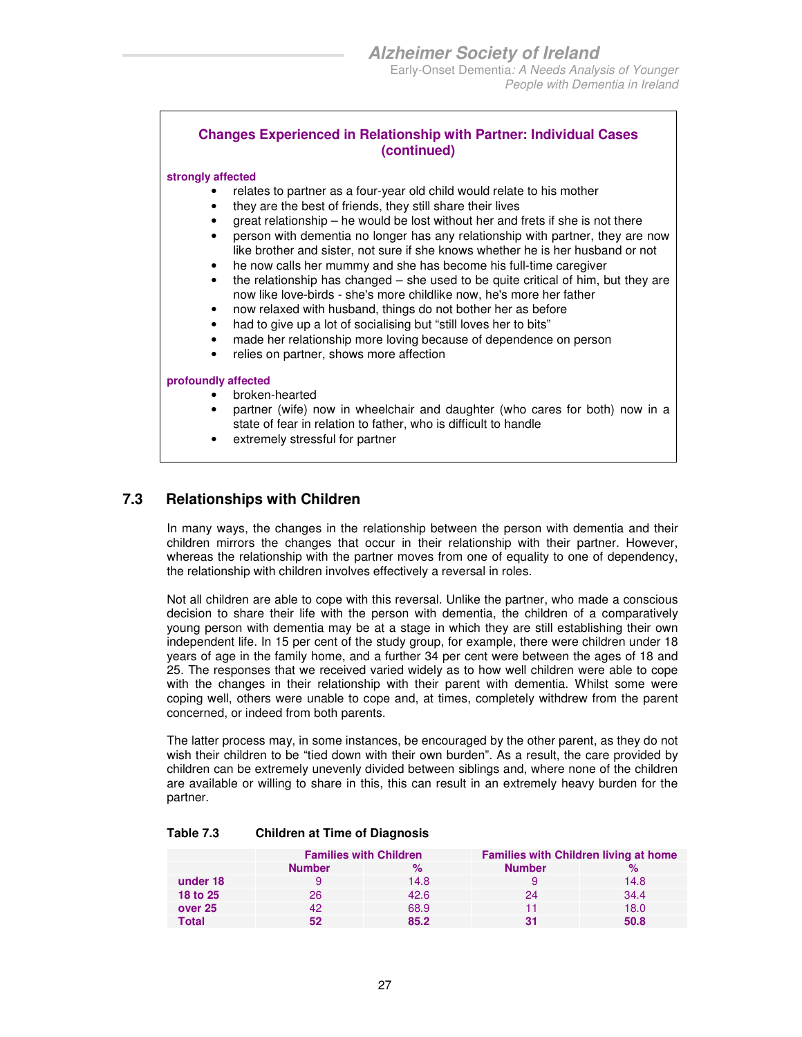### Changes Experienced in Relationship with Partner: Individual Cases (continued)

**strongly affected**

- relates to partner as a four-year old child would relate to his mother
- they are the best of friends, they still share their lives
- great relationship – he would be lost without her and frets if she is not there
- person with dementia no longer has any relationship with partner, they are now like brother and sister, not sure if she knows whether he is her husband or not
- he now calls her mummy and she has become his full-time caregiver
- the relationship has changed – she used to be quite critical of him, but they are now like love-birds - she's more childlike now, he's more her father
- now relaxed with husband, things do not bother her as before
- had to give up a lot of socialising but "still loves her to bits"
- made her relationship more loving because of dependence on person
- relies on partner, shows more affection

**profoundly affected**

- broken-hearted
- partner (wife) now in wheelchair and daughter (who cares for both) now in a state of fear in relation to father, who is difficult to handle
- extremely stressful for partner

## 7.3 Relationships with Children

In many ways, the changes in the relationship between the person with dementia and their children mirrors the changes that occur in their relationship with their partner. However, whereas the relationship with the partner moves from one of equality to one of dependency, the relationship with children involves effectively a reversal in roles.

Not all children are able to cope with this reversal. Unlike the partner, who made a conscious decision to share their life with the person with dementia, the children of a comparatively young person with dementia may be at a stage in which they are still establishing their own independent life. In 15 per cent of the study group, for example, there were children under 18 years of age in the family home, and a further 34 per cent were between the ages of 18 and 25. The responses that we received varied widely as to how well children were able to cope with the changes in their relationship with their parent with dementia. Whilst some were coping well, others were unable to cope and, at times, completely withdrew from the parent concerned, or indeed from both parents.

The latter process may, in some instances, be encouraged by the other parent, as they do not wish their children to be "tied down with their own burden". As a result, the care provided by children can be extremely unevenly divided between siblings and, where none of the children are available or willing to share in this, this can result in an extremely heavy burden for the partner.

**Table 7.3 Children at Time of Diagnosis**

| | Families with Children | | Families with Children living at home | |
|---|---|---|---|---|
| | Number | % | Number | % |
| under 18 | 9 | 14.8 | 9 | 14.8 |
| 18 to 25 | 26 | 42.6 | 24 | 34.4 |
| over 25 | 42 | 68.9 | 11 | 18.0 |
| **Total** | **52** | **85.2** | **31** | **50.8** |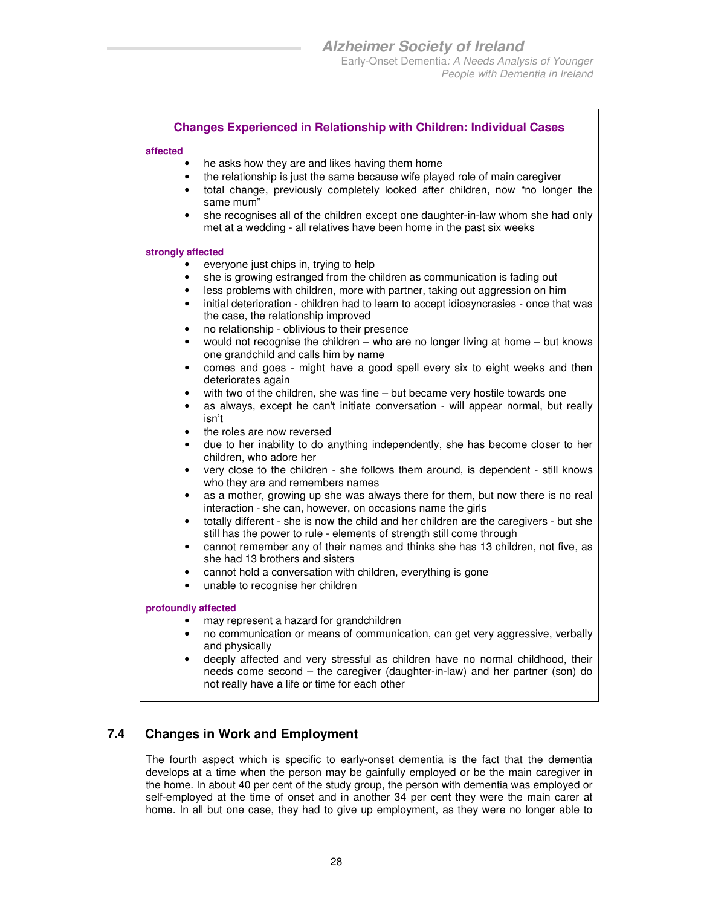### Changes Experienced in Relationship with Children: Individual Cases

**affected**

- he asks how they are and likes having them home
- the relationship is just the same because wife played role of main caregiver
- total change, previously completely looked after children, now "no longer the same mum"
- she recognises all of the children except one daughter-in-law whom she had only met at a wedding - all relatives have been home in the past six weeks

**strongly affected**

- everyone just chips in, trying to help
- she is growing estranged from the children as communication is fading out
- less problems with children, more with partner, taking out aggression on him
- initial deterioration - children had to learn to accept idiosyncrasies - once that was the case, the relationship improved
- no relationship - oblivious to their presence
- would not recognise the children – who are no longer living at home – but knows one grandchild and calls him by name
- comes and goes - might have a good spell every six to eight weeks and then deteriorates again
- with two of the children, she was fine – but became very hostile towards one
- as always, except he can't initiate conversation - will appear normal, but really isn't
- the roles are now reversed
- due to her inability to do anything independently, she has become closer to her children, who adore her
- very close to the children - she follows them around, is dependent - still knows who they are and remembers names
- as a mother, growing up she was always there for them, but now there is no real interaction - she can, however, on occasions name the girls
- totally different - she is now the child and her children are the caregivers - but she still has the power to rule - elements of strength still come through
- cannot remember any of their names and thinks she has 13 children, not five, as she had 13 brothers and sisters
- cannot hold a conversation with children, everything is gone
- unable to recognise her children

**profoundly affected**

- may represent a hazard for grandchildren
- no communication or means of communication, can get very aggressive, verbally and physically
- deeply affected and very stressful as children have no normal childhood, their needs come second – the caregiver (daughter-in-law) and her partner (son) do not really have a life or time for each other

## 7.4 Changes in Work and Employment

The fourth aspect which is specific to early-onset dementia is the fact that the dementia develops at a time when the person may be gainfully employed or be the main caregiver in the home. In about 40 per cent of the study group, the person with dementia was employed or self-employed at the time of onset and in another 34 per cent they were the main carer at home. In all but one case, they had to give up employment, as they were no longer able to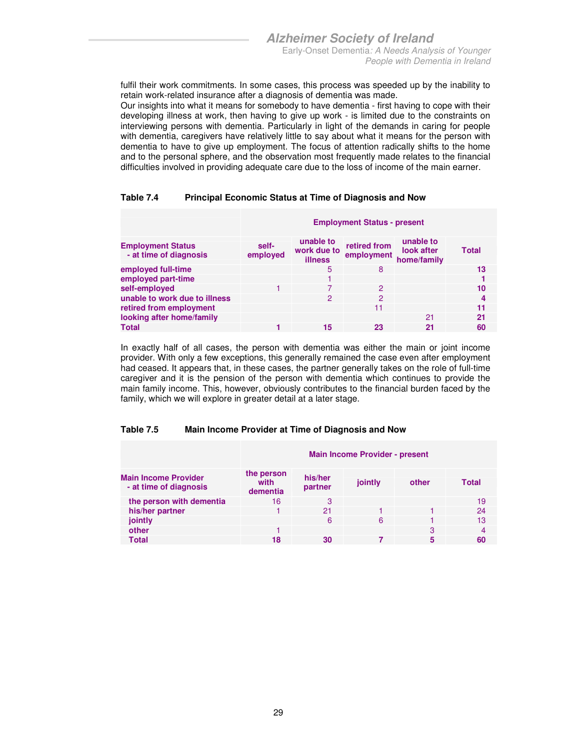fulfil their work commitments. In some cases, this process was speeded up by the inability to retain work-related insurance after a diagnosis of dementia was made.

Our insights into what it means for somebody to have dementia - first having to cope with their developing illness at work, then having to give up work - is limited due to the constraints on interviewing persons with dementia. Particularly in light of the demands in caring for people with dementia, caregivers have relatively little to say about what it means for the person with dementia to have to give up employment. The focus of attention radically shifts to the home and to the personal sphere, and the observation most frequently made relates to the financial difficulties involved in providing adequate care due to the loss of income of the main earner.

**Table 7.4 Principal Economic Status at Time of Diagnosis and Now**

| | Employment Status - present | | | | |
|---|---|---|---|---|---|
| **Employment Status - at time of diagnosis** | **self-employed** | **unable to work due to illness** | **retired from employment** | **unable to look after home/family** | **Total** |
| employed full-time | | 5 | 8 | | **13** |
| employed part-time | | 1 | | | **1** |
| self-employed | 1 | 7 | 2 | | **10** |
| unable to work due to illness | | 2 | 2 | | **4** |
| retired from employment | | | 11 | | **11** |
| looking after home/family | | | | 21 | **21** |
| **Total** | **1** | **15** | **23** | **21** | **60** |

In exactly half of all cases, the person with dementia was either the main or joint income provider. With only a few exceptions, this generally remained the case even after employment had ceased. It appears that, in these cases, the partner generally takes on the role of full-time caregiver and it is the pension of the person with dementia which continues to provide the main family income. This, however, obviously contributes to the financial burden faced by the family, which we will explore in greater detail at a later stage.

**Table 7.5 Main Income Provider at Time of Diagnosis and Now**

| | Main Income Provider - present | | | | |
|---|---|---|---|---|---|
| **Main Income Provider - at time of diagnosis** | **the person with dementia** | **his/her partner** | **jointly** | **other** | **Total** |
| the person with dementia | 16 | 3 | | | 19 |
| his/her partner | 1 | 21 | 1 | 1 | 24 |
| jointly | | 6 | 6 | 1 | 13 |
| other | 1 | | | 3 | 4 |
| **Total** | **18** | **30** | **7** | **5** | **60** |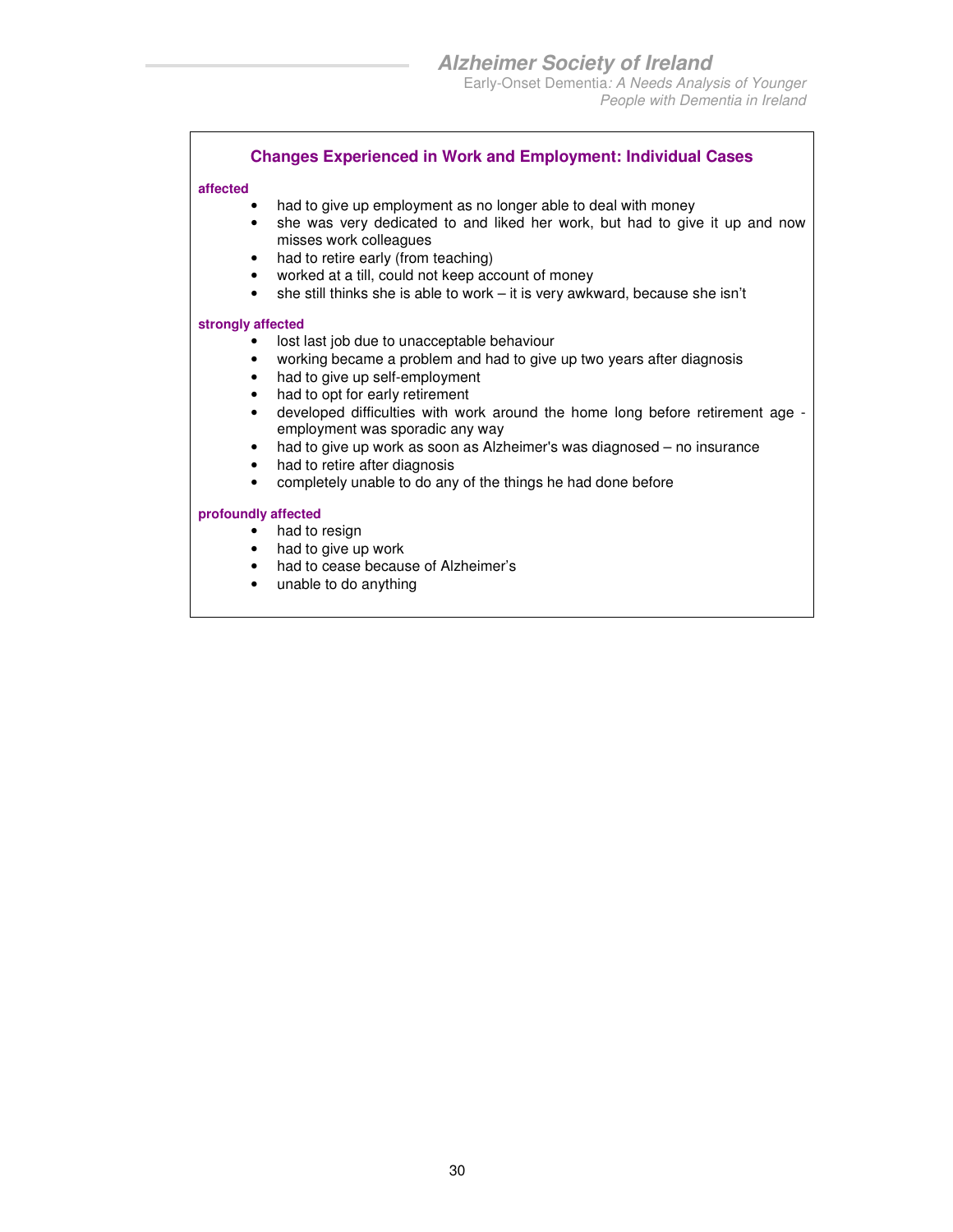### Changes Experienced in Work and Employment: Individual Cases

**affected**

- had to give up employment as no longer able to deal with money
- she was very dedicated to and liked her work, but had to give it up and now misses work colleagues
- had to retire early (from teaching)
- worked at a till, could not keep account of money
- she still thinks she is able to work – it is very awkward, because she isn't

**strongly affected**

- lost last job due to unacceptable behaviour
- working became a problem and had to give up two years after diagnosis
- had to give up self-employment
- had to opt for early retirement
- developed difficulties with work around the home long before retirement age - employment was sporadic any way
- had to give up work as soon as Alzheimer's was diagnosed – no insurance
- had to retire after diagnosis
- completely unable to do any of the things he had done before

**profoundly affected**

- had to resign
- had to give up work
- had to cease because of Alzheimer's
- unable to do anything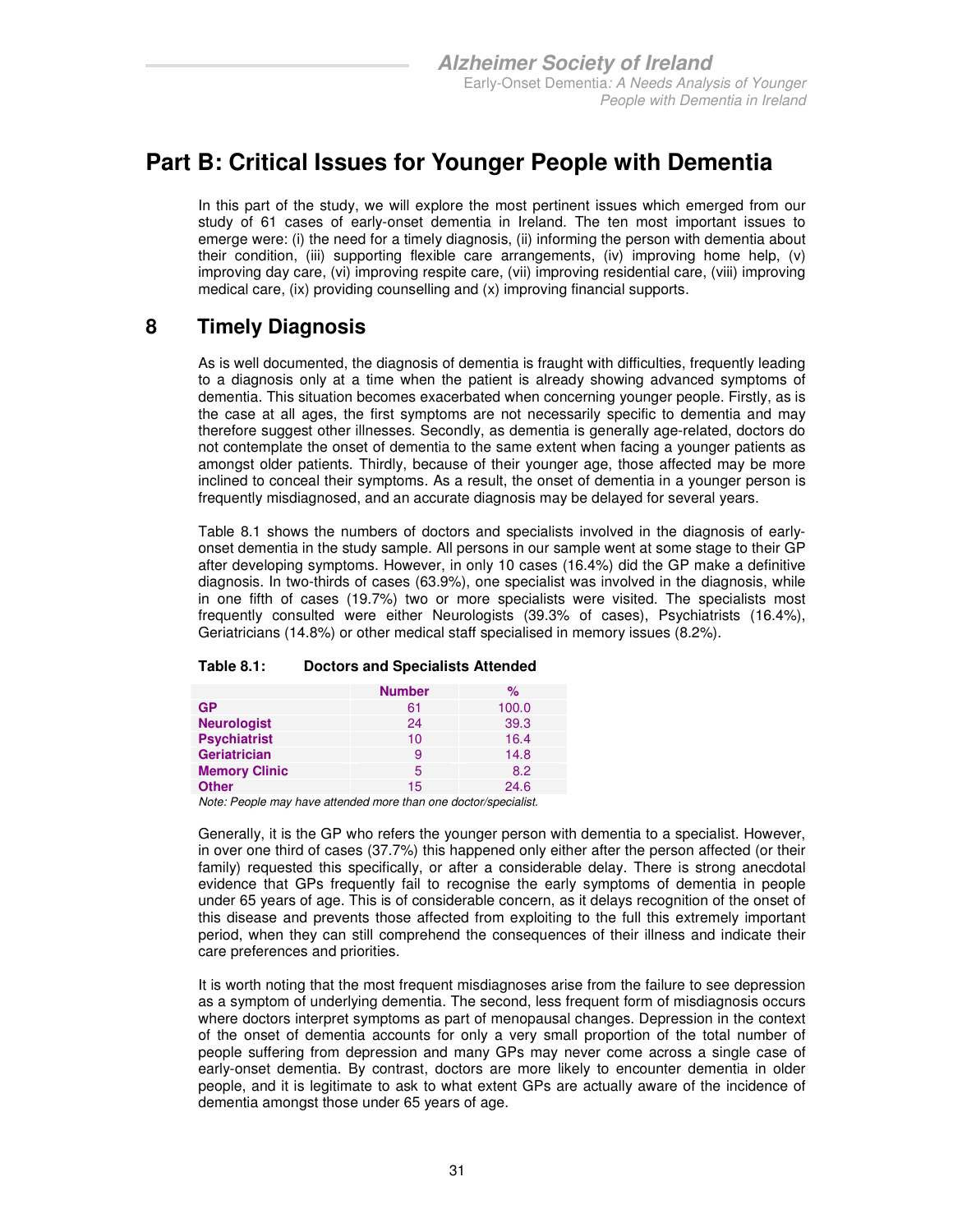# Part B: Critical Issues for Younger People with Dementia

In this part of the study, we will explore the most pertinent issues which emerged from our study of 61 cases of early-onset dementia in Ireland. The ten most important issues to emerge were: (i) the need for a timely diagnosis, (ii) informing the person with dementia about their condition, (iii) supporting flexible care arrangements, (iv) improving home help, (v) improving day care, (vi) improving respite care, (vii) improving residential care, (viii) improving medical care, (ix) providing counselling and (x) improving financial supports.

## 8 Timely Diagnosis

As is well documented, the diagnosis of dementia is fraught with difficulties, frequently leading to a diagnosis only at a time when the patient is already showing advanced symptoms of dementia. This situation becomes exacerbated when concerning younger people. Firstly, as is the case at all ages, the first symptoms are not necessarily specific to dementia and may therefore suggest other illnesses. Secondly, as dementia is generally age-related, doctors do not contemplate the onset of dementia to the same extent when facing a younger patients as amongst older patients. Thirdly, because of their younger age, those affected may be more inclined to conceal their symptoms. As a result, the onset of dementia in a younger person is frequently misdiagnosed, and an accurate diagnosis may be delayed for several years.

Table 8.1 shows the numbers of doctors and specialists involved in the diagnosis of early-onset dementia in the study sample. All persons in our sample went at some stage to their GP after developing symptoms. However, in only 10 cases (16.4%) did the GP make a definitive diagnosis. In two-thirds of cases (63.9%), one specialist was involved in the diagnosis, while in one fifth of cases (19.7%) two or more specialists were visited. The specialists most frequently consulted were either Neurologists (39.3% of cases), Psychiatrists (16.4%), Geriatricians (14.8%) or other medical staff specialised in memory issues (8.2%).

**Table 8.1: Doctors and Specialists Attended**

| | Number | % |
|---|---|---|
| **GP** | 61 | 100.0 |
| **Neurologist** | 24 | 39.3 |
| **Psychiatrist** | 10 | 16.4 |
| **Geriatrician** | 9 | 14.8 |
| **Memory Clinic** | 5 | 8.2 |
| **Other** | 15 | 24.6 |

*Note: People may have attended more than one doctor/specialist.*

Generally, it is the GP who refers the younger person with dementia to a specialist. However, in over one third of cases (37.7%) this happened only either after the person affected (or their family) requested this specifically, or after a considerable delay. There is strong anecdotal evidence that GPs frequently fail to recognise the early symptoms of dementia in people under 65 years of age. This is of considerable concern, as it delays recognition of the onset of this disease and prevents those affected from exploiting to the full this extremely important period, when they can still comprehend the consequences of their illness and indicate their care preferences and priorities.

It is worth noting that the most frequent misdiagnoses arise from the failure to see depression as a symptom of underlying dementia. The second, less frequent form of misdiagnosis occurs where doctors interpret symptoms as part of menopausal changes. Depression in the context of the onset of dementia accounts for only a very small proportion of the total number of people suffering from depression and many GPs may never come across a single case of early-onset dementia. By contrast, doctors are more likely to encounter dementia in older people, and it is legitimate to ask to what extent GPs are actually aware of the incidence of dementia amongst those under 65 years of age.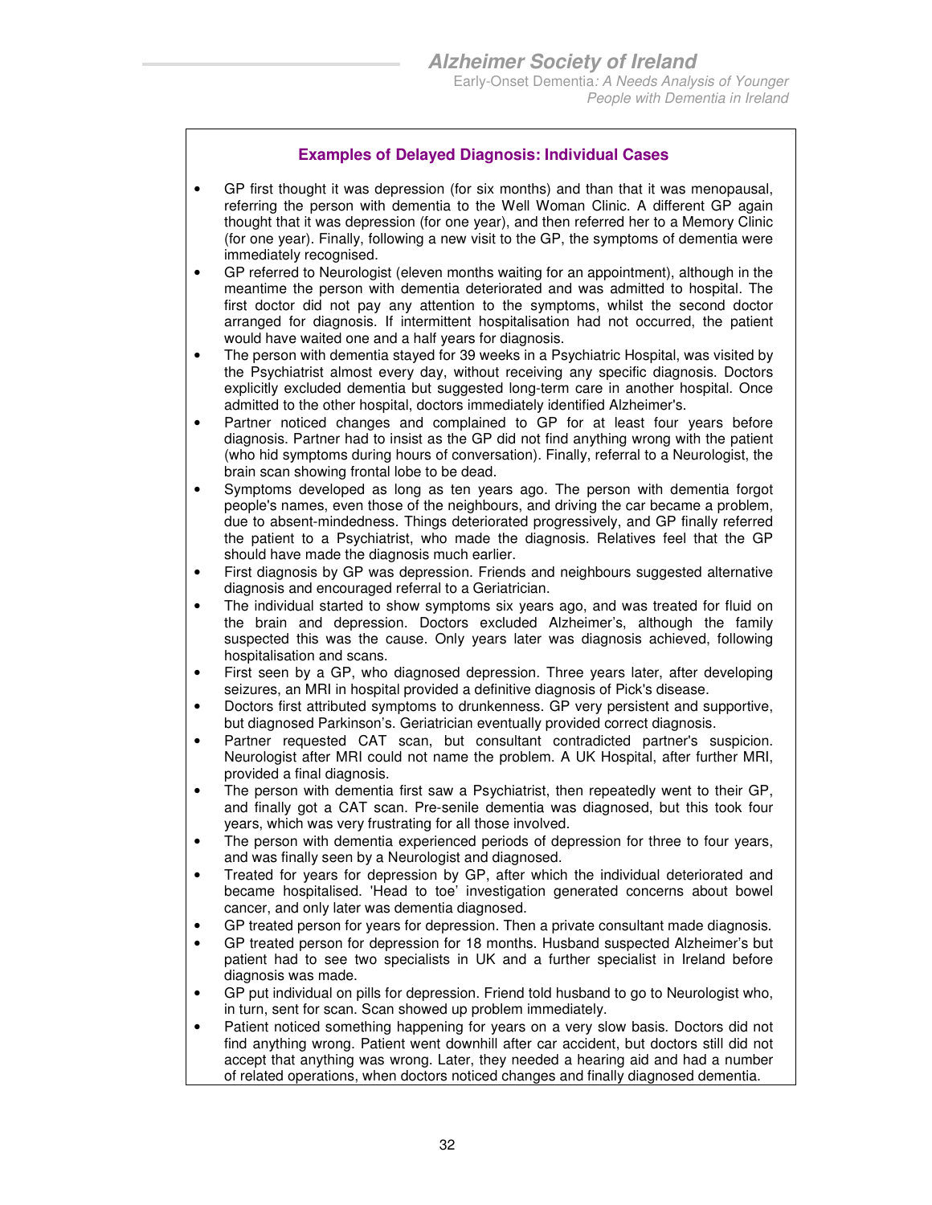### Examples of Delayed Diagnosis: Individual Cases

- GP first thought it was depression (for six months) and than that it was menopausal, referring the person with dementia to the Well Woman Clinic. A different GP again thought that it was depression (for one year), and then referred her to a Memory Clinic (for one year). Finally, following a new visit to the GP, the symptoms of dementia were immediately recognised.
- GP referred to Neurologist (eleven months waiting for an appointment), although in the meantime the person with dementia deteriorated and was admitted to hospital. The first doctor did not pay any attention to the symptoms, whilst the second doctor arranged for diagnosis. If intermittent hospitalisation had not occurred, the patient would have waited one and a half years for diagnosis.
- The person with dementia stayed for 39 weeks in a Psychiatric Hospital, was visited by the Psychiatrist almost every day, without receiving any specific diagnosis. Doctors explicitly excluded dementia but suggested long-term care in another hospital. Once admitted to the other hospital, doctors immediately identified Alzheimer's.
- Partner noticed changes and complained to GP for at least four years before diagnosis. Partner had to insist as the GP did not find anything wrong with the patient (who hid symptoms during hours of conversation). Finally, referral to a Neurologist, the brain scan showing frontal lobe to be dead.
- Symptoms developed as long as ten years ago. The person with dementia forgot people's names, even those of the neighbours, and driving the car became a problem, due to absent-mindedness. Things deteriorated progressively, and GP finally referred the patient to a Psychiatrist, who made the diagnosis. Relatives feel that the GP should have made the diagnosis much earlier.
- First diagnosis by GP was depression. Friends and neighbours suggested alternative diagnosis and encouraged referral to a Geriatrician.
- The individual started to show symptoms six years ago, and was treated for fluid on the brain and depression. Doctors excluded Alzheimer's, although the family suspected this was the cause. Only years later was diagnosis achieved, following hospitalisation and scans.
- First seen by a GP, who diagnosed depression. Three years later, after developing seizures, an MRI in hospital provided a definitive diagnosis of Pick's disease.
- Doctors first attributed symptoms to drunkenness. GP very persistent and supportive, but diagnosed Parkinson's. Geriatrician eventually provided correct diagnosis.
- Partner requested CAT scan, but consultant contradicted partner's suspicion. Neurologist after MRI could not name the problem. A UK Hospital, after further MRI, provided a final diagnosis.
- The person with dementia first saw a Psychiatrist, then repeatedly went to their GP, and finally got a CAT scan. Pre-senile dementia was diagnosed, but this took four years, which was very frustrating for all those involved.
- The person with dementia experienced periods of depression for three to four years, and was finally seen by a Neurologist and diagnosed.
- Treated for years for depression by GP, after which the individual deteriorated and became hospitalised. 'Head to toe' investigation generated concerns about bowel cancer, and only later was dementia diagnosed.
- GP treated person for years for depression. Then a private consultant made diagnosis.
- GP treated person for depression for 18 months. Husband suspected Alzheimer's but patient had to see two specialists in UK and a further specialist in Ireland before diagnosis was made.
- GP put individual on pills for depression. Friend told husband to go to Neurologist who, in turn, sent for scan. Scan showed up problem immediately.
- Patient noticed something happening for years on a very slow basis. Doctors did not find anything wrong. Patient went downhill after car accident, but doctors still did not accept that anything was wrong. Later, they needed a hearing aid and had a number of related operations, when doctors noticed changes and finally diagnosed dementia.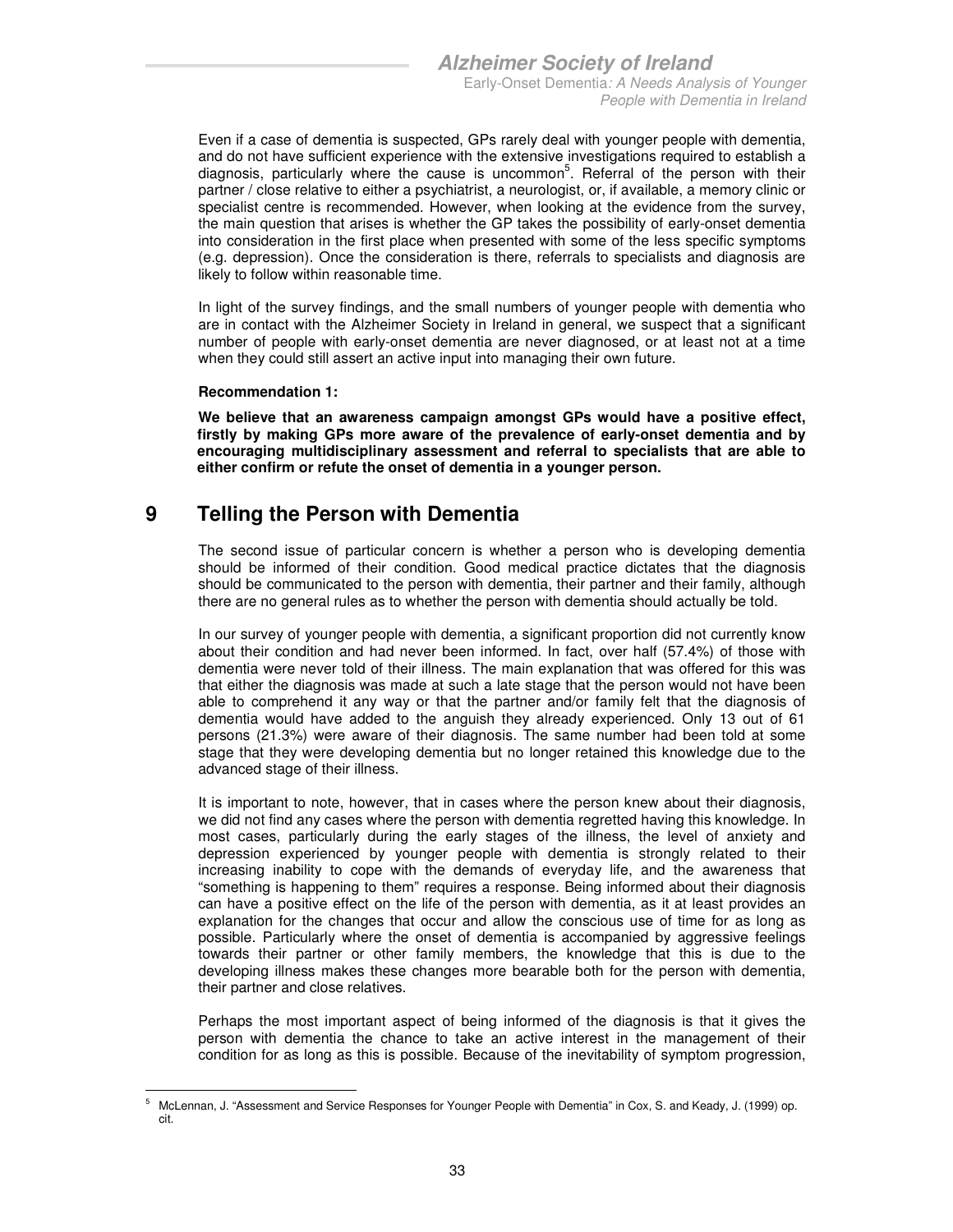Even if a case of dementia is suspected, GPs rarely deal with younger people with dementia, and do not have sufficient experience with the extensive investigations required to establish a diagnosis, particularly where the cause is uncommon[5]. Referral of the person with their partner / close relative to either a psychiatrist, a neurologist, or, if available, a memory clinic or specialist centre is recommended. However, when looking at the evidence from the survey, the main question that arises is whether the GP takes the possibility of early-onset dementia into consideration in the first place when presented with some of the less specific symptoms (e.g. depression). Once the consideration is there, referrals to specialists and diagnosis are likely to follow within reasonable time.

In light of the survey findings, and the small numbers of younger people with dementia who are in contact with the Alzheimer Society in Ireland in general, we suspect that a significant number of people with early-onset dementia are never diagnosed, or at least not at a time when they could still assert an active input into managing their own future.

**Recommendation 1:**

**We believe that an awareness campaign amongst GPs would have a positive effect, firstly by making GPs more aware of the prevalence of early-onset dementia and by encouraging multidisciplinary assessment and referral to specialists that are able to either confirm or refute the onset of dementia in a younger person.**

# 9 Telling the Person with Dementia

The second issue of particular concern is whether a person who is developing dementia should be informed of their condition. Good medical practice dictates that the diagnosis should be communicated to the person with dementia, their partner and their family, although there are no general rules as to whether the person with dementia should actually be told.

In our survey of younger people with dementia, a significant proportion did not currently know about their condition and had never been informed. In fact, over half (57.4%) of those with dementia were never told of their illness. The main explanation that was offered for this was that either the diagnosis was made at such a late stage that the person would not have been able to comprehend it any way or that the partner and/or family felt that the diagnosis of dementia would have added to the anguish they already experienced. Only 13 out of 61 persons (21.3%) were aware of their diagnosis. The same number had been told at some stage that they were developing dementia but no longer retained this knowledge due to the advanced stage of their illness.

It is important to note, however, that in cases where the person knew about their diagnosis, we did not find any cases where the person with dementia regretted having this knowledge. In most cases, particularly during the early stages of the illness, the level of anxiety and depression experienced by younger people with dementia is strongly related to their increasing inability to cope with the demands of everyday life, and the awareness that "something is happening to them" requires a response. Being informed about their diagnosis can have a positive effect on the life of the person with dementia, as it at least provides an explanation for the changes that occur and allow the conscious use of time for as long as possible. Particularly where the onset of dementia is accompanied by aggressive feelings towards their partner or other family members, the knowledge that this is due to the developing illness makes these changes more bearable both for the person with dementia, their partner and close relatives.

Perhaps the most important aspect of being informed of the diagnosis is that it gives the person with dementia the chance to take an active interest in the management of their condition for as long as this is possible. Because of the inevitability of symptom progression,

[5] McLennan, J. "Assessment and Service Responses for Younger People with Dementia" in Cox, S. and Keady, J. (1999) op. cit.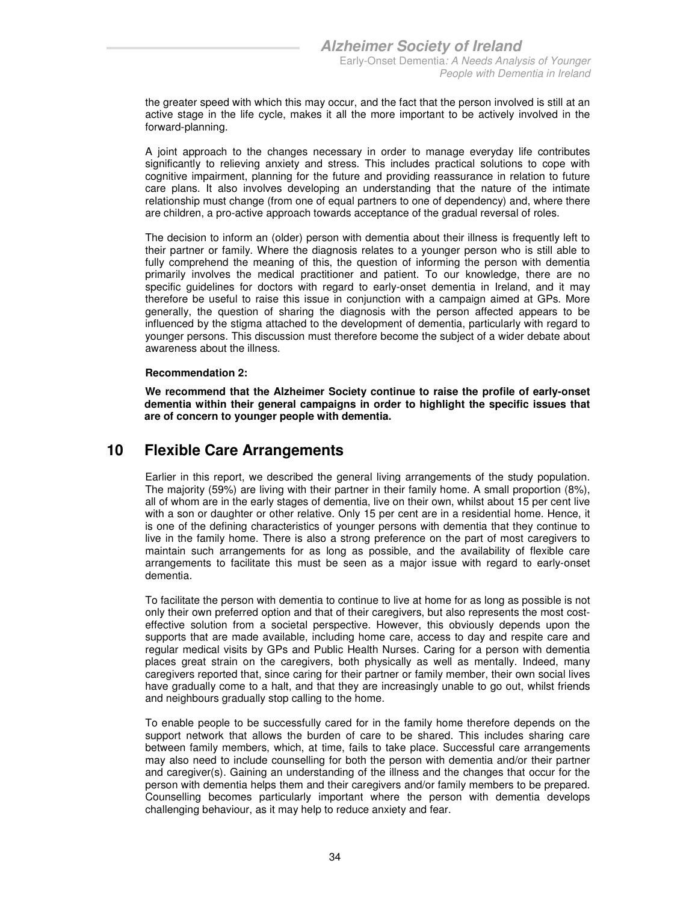the greater speed with which this may occur, and the fact that the person involved is still at an active stage in the life cycle, makes it all the more important to be actively involved in the forward-planning.

A joint approach to the changes necessary in order to manage everyday life contributes significantly to relieving anxiety and stress. This includes practical solutions to cope with cognitive impairment, planning for the future and providing reassurance in relation to future care plans. It also involves developing an understanding that the nature of the intimate relationship must change (from one of equal partners to one of dependency) and, where there are children, a pro-active approach towards acceptance of the gradual reversal of roles.

The decision to inform an (older) person with dementia about their illness is frequently left to their partner or family. Where the diagnosis relates to a younger person who is still able to fully comprehend the meaning of this, the question of informing the person with dementia primarily involves the medical practitioner and patient. To our knowledge, there are no specific guidelines for doctors with regard to early-onset dementia in Ireland, and it may therefore be useful to raise this issue in conjunction with a campaign aimed at GPs. More generally, the question of sharing the diagnosis with the person affected appears to be influenced by the stigma attached to the development of dementia, particularly with regard to younger persons. This discussion must therefore become the subject of a wider debate about awareness about the illness.

**Recommendation 2:**

**We recommend that the Alzheimer Society continue to raise the profile of early-onset dementia within their general campaigns in order to highlight the specific issues that are of concern to younger people with dementia.**

# 10 Flexible Care Arrangements

Earlier in this report, we described the general living arrangements of the study population. The majority (59%) are living with their partner in their family home. A small proportion (8%), all of whom are in the early stages of dementia, live on their own, whilst about 15 per cent live with a son or daughter or other relative. Only 15 per cent are in a residential home. Hence, it is one of the defining characteristics of younger persons with dementia that they continue to live in the family home. There is also a strong preference on the part of most caregivers to maintain such arrangements for as long as possible, and the availability of flexible care arrangements to facilitate this must be seen as a major issue with regard to early-onset dementia.

To facilitate the person with dementia to continue to live at home for as long as possible is not only their own preferred option and that of their caregivers, but also represents the most cost-effective solution from a societal perspective. However, this obviously depends upon the supports that are made available, including home care, access to day and respite care and regular medical visits by GPs and Public Health Nurses. Caring for a person with dementia places great strain on the caregivers, both physically as well as mentally. Indeed, many caregivers reported that, since caring for their partner or family member, their own social lives have gradually come to a halt, and that they are increasingly unable to go out, whilst friends and neighbours gradually stop calling to the home.

To enable people to be successfully cared for in the family home therefore depends on the support network that allows the burden of care to be shared. This includes sharing care between family members, which, at time, fails to take place. Successful care arrangements may also need to include counselling for both the person with dementia and/or their partner and caregiver(s). Gaining an understanding of the illness and the changes that occur for the person with dementia helps them and their caregivers and/or family members to be prepared. Counselling becomes particularly important where the person with dementia develops challenging behaviour, as it may help to reduce anxiety and fear.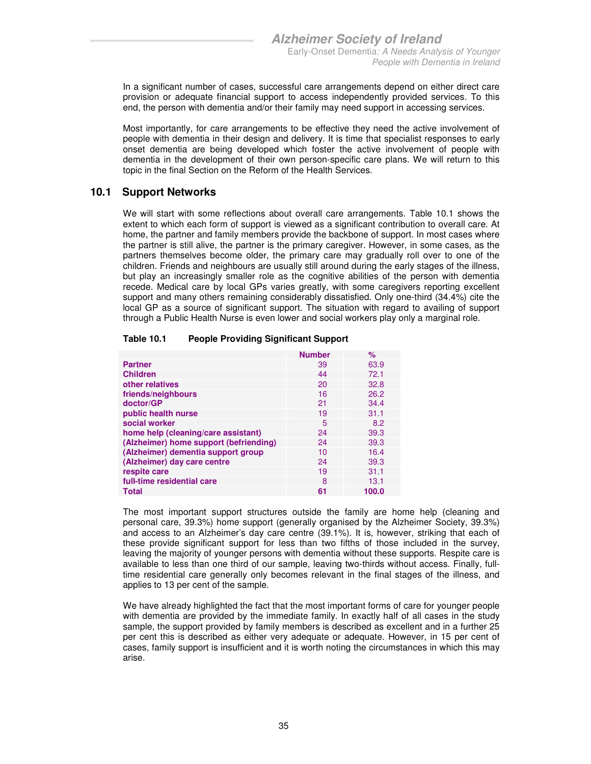In a significant number of cases, successful care arrangements depend on either direct care provision or adequate financial support to access independently provided services. To this end, the person with dementia and/or their family may need support in accessing services.

Most importantly, for care arrangements to be effective they need the active involvement of people with dementia in their design and delivery. It is time that specialist responses to early onset dementia are being developed which foster the active involvement of people with dementia in the development of their own person-specific care plans. We will return to this topic in the final Section on the Reform of the Health Services.

## 10.1 Support Networks

We will start with some reflections about overall care arrangements. Table 10.1 shows the extent to which each form of support is viewed as a significant contribution to overall care. At home, the partner and family members provide the backbone of support. In most cases where the partner is still alive, the partner is the primary caregiver. However, in some cases, as the partners themselves become older, the primary care may gradually roll over to one of the children. Friends and neighbours are usually still around during the early stages of the illness, but play an increasingly smaller role as the cognitive abilities of the person with dementia recede. Medical care by local GPs varies greatly, with some caregivers reporting excellent support and many others remaining considerably dissatisfied. Only one-third (34.4%) cite the local GP as a source of significant support. The situation with regard to availing of support through a Public Health Nurse is even lower and social workers play only a marginal role.

**Table 10.1 People Providing Significant Support**

| | Number | % |
|---|---|---|
| Partner | 39 | 63.9 |
| Children | 44 | 72.1 |
| other relatives | 20 | 32.8 |
| friends/neighbours | 16 | 26.2 |
| doctor/GP | 21 | 34.4 |
| public health nurse | 19 | 31.1 |
| social worker | 5 | 8.2 |
| home help (cleaning/care assistant) | 24 | 39.3 |
| (Alzheimer) home support (befriending) | 24 | 39.3 |
| (Alzheimer) dementia support group | 10 | 16.4 |
| (Alzheimer) day care centre | 24 | 39.3 |
| respite care | 19 | 31.1 |
| full-time residential care | 8 | 13.1 |
| **Total** | **61** | **100.0** |

The most important support structures outside the family are home help (cleaning and personal care, 39.3%) home support (generally organised by the Alzheimer Society, 39.3%) and access to an Alzheimer's day care centre (39.1%). It is, however, striking that each of these provide significant support for less than two fifths of those included in the survey, leaving the majority of younger persons with dementia without these supports. Respite care is available to less than one third of our sample, leaving two-thirds without access. Finally, full-time residential care generally only becomes relevant in the final stages of the illness, and applies to 13 per cent of the sample.

We have already highlighted the fact that the most important forms of care for younger people with dementia are provided by the immediate family. In exactly half of all cases in the study sample, the support provided by family members is described as excellent and in a further 25 per cent this is described as either very adequate or adequate. However, in 15 per cent of cases, family support is insufficient and it is worth noting the circumstances in which this may arise.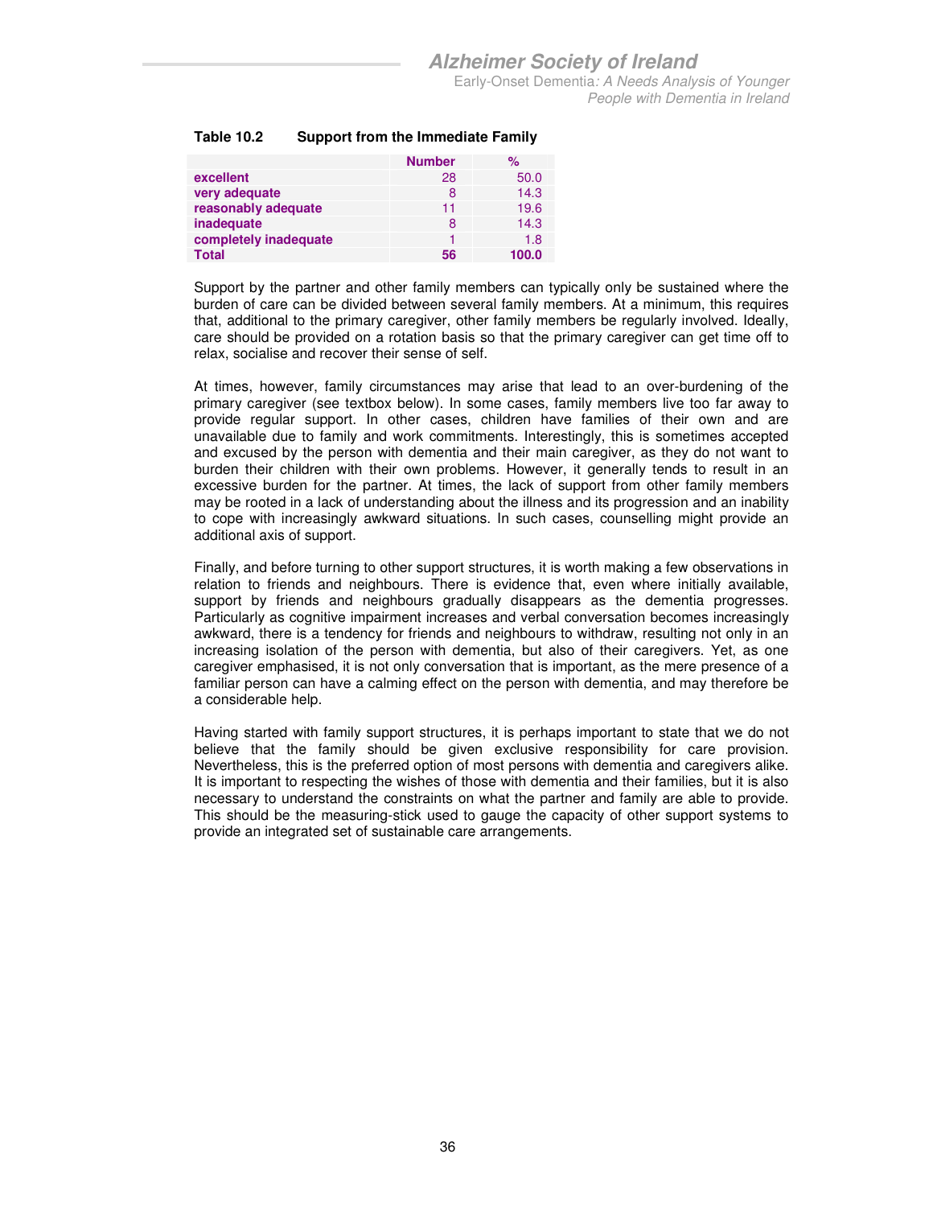**Table 10.2 Support from the Immediate Family**

| | Number | % |
|---|---|---|
| **excellent** | 28 | 50.0 |
| **very adequate** | 8 | 14.3 |
| **reasonably adequate** | 11 | 19.6 |
| **inadequate** | 8 | 14.3 |
| **completely inadequate** | 1 | 1.8 |
| **Total** | **56** | **100.0** |

Support by the partner and other family members can typically only be sustained where the burden of care can be divided between several family members. At a minimum, this requires that, additional to the primary caregiver, other family members be regularly involved. Ideally, care should be provided on a rotation basis so that the primary caregiver can get time off to relax, socialise and recover their sense of self.

At times, however, family circumstances may arise that lead to an over-burdening of the primary caregiver (see textbox below). In some cases, family members live too far away to provide regular support. In other cases, children have families of their own and are unavailable due to family and work commitments. Interestingly, this is sometimes accepted and excused by the person with dementia and their main caregiver, as they do not want to burden their children with their own problems. However, it generally tends to result in an excessive burden for the partner. At times, the lack of support from other family members may be rooted in a lack of understanding about the illness and its progression and an inability to cope with increasingly awkward situations. In such cases, counselling might provide an additional axis of support.

Finally, and before turning to other support structures, it is worth making a few observations in relation to friends and neighbours. There is evidence that, even where initially available, support by friends and neighbours gradually disappears as the dementia progresses. Particularly as cognitive impairment increases and verbal conversation becomes increasingly awkward, there is a tendency for friends and neighbours to withdraw, resulting not only in an increasing isolation of the person with dementia, but also of their caregivers. Yet, as one caregiver emphasised, it is not only conversation that is important, as the mere presence of a familiar person can have a calming effect on the person with dementia, and may therefore be a considerable help.

Having started with family support structures, it is perhaps important to state that we do not believe that the family should be given exclusive responsibility for care provision. Nevertheless, this is the preferred option of most persons with dementia and caregivers alike. It is important to respecting the wishes of those with dementia and their families, but it is also necessary to understand the constraints on what the partner and family are able to provide. This should be the measuring-stick used to gauge the capacity of other support systems to provide an integrated set of sustainable care arrangements.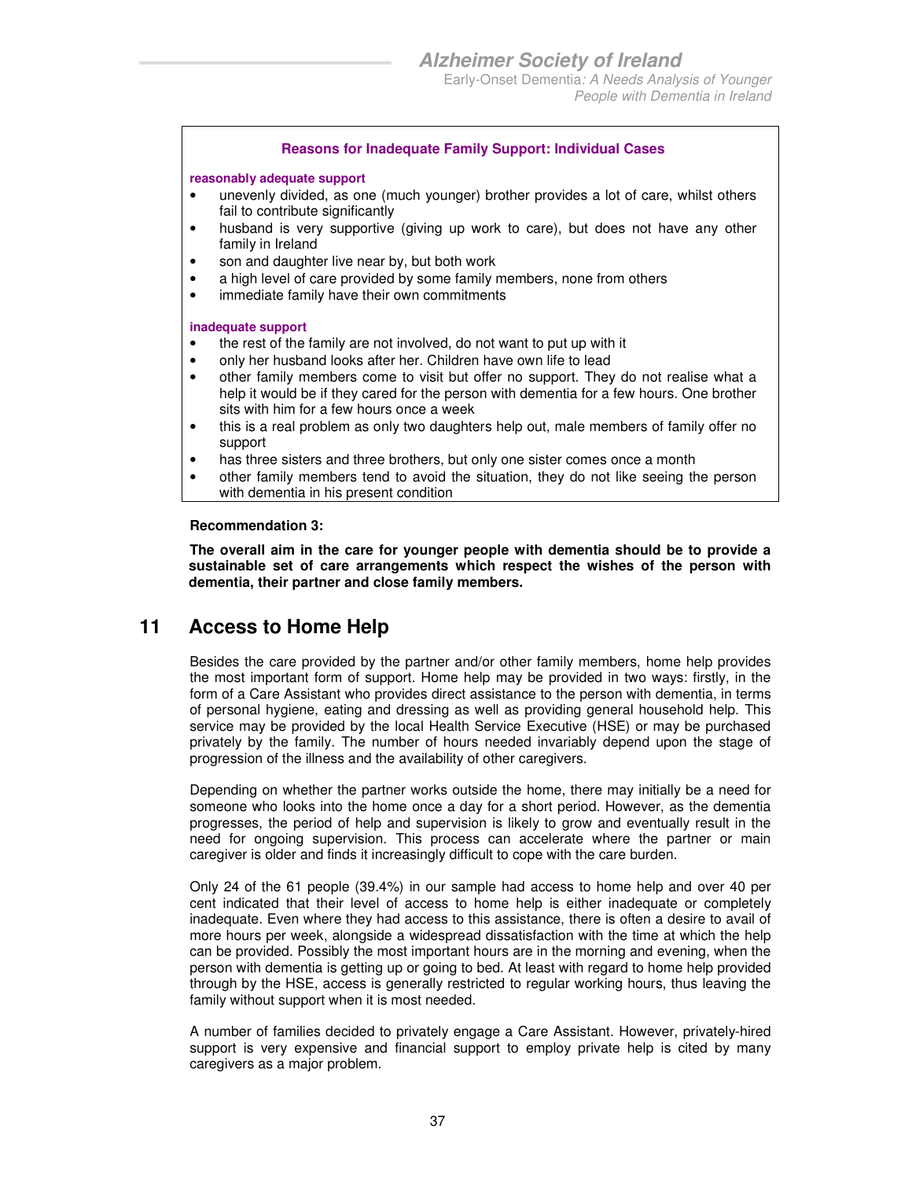**Reasons for Inadequate Family Support: Individual Cases**

**reasonably adequate support**

- unevenly divided, as one (much younger) brother provides a lot of care, whilst others fail to contribute significantly
- husband is very supportive (giving up work to care), but does not have any other family in Ireland
- son and daughter live near by, but both work
- a high level of care provided by some family members, none from others
- immediate family have their own commitments

**inadequate support**

- the rest of the family are not involved, do not want to put up with it
- only her husband looks after her. Children have own life to lead
- other family members come to visit but offer no support. They do not realise what a help it would be if they cared for the person with dementia for a few hours. One brother sits with him for a few hours once a week
- this is a real problem as only two daughters help out, male members of family offer no support
- has three sisters and three brothers, but only one sister comes once a month
- other family members tend to avoid the situation, they do not like seeing the person with dementia in his present condition

**Recommendation 3:**

**The overall aim in the care for younger people with dementia should be to provide a sustainable set of care arrangements which respect the wishes of the person with dementia, their partner and close family members.**

## 11 Access to Home Help

Besides the care provided by the partner and/or other family members, home help provides the most important form of support. Home help may be provided in two ways: firstly, in the form of a Care Assistant who provides direct assistance to the person with dementia, in terms of personal hygiene, eating and dressing as well as providing general household help. This service may be provided by the local Health Service Executive (HSE) or may be purchased privately by the family. The number of hours needed invariably depend upon the stage of progression of the illness and the availability of other caregivers.

Depending on whether the partner works outside the home, there may initially be a need for someone who looks into the home once a day for a short period. However, as the dementia progresses, the period of help and supervision is likely to grow and eventually result in the need for ongoing supervision. This process can accelerate where the partner or main caregiver is older and finds it increasingly difficult to cope with the care burden.

Only 24 of the 61 people (39.4%) in our sample had access to home help and over 40 per cent indicated that their level of access to home help is either inadequate or completely inadequate. Even where they had access to this assistance, there is often a desire to avail of more hours per week, alongside a widespread dissatisfaction with the time at which the help can be provided. Possibly the most important hours are in the morning and evening, when the person with dementia is getting up or going to bed. At least with regard to home help provided through by the HSE, access is generally restricted to regular working hours, thus leaving the family without support when it is most needed.

A number of families decided to privately engage a Care Assistant. However, privately-hired support is very expensive and financial support to employ private help is cited by many caregivers as a major problem.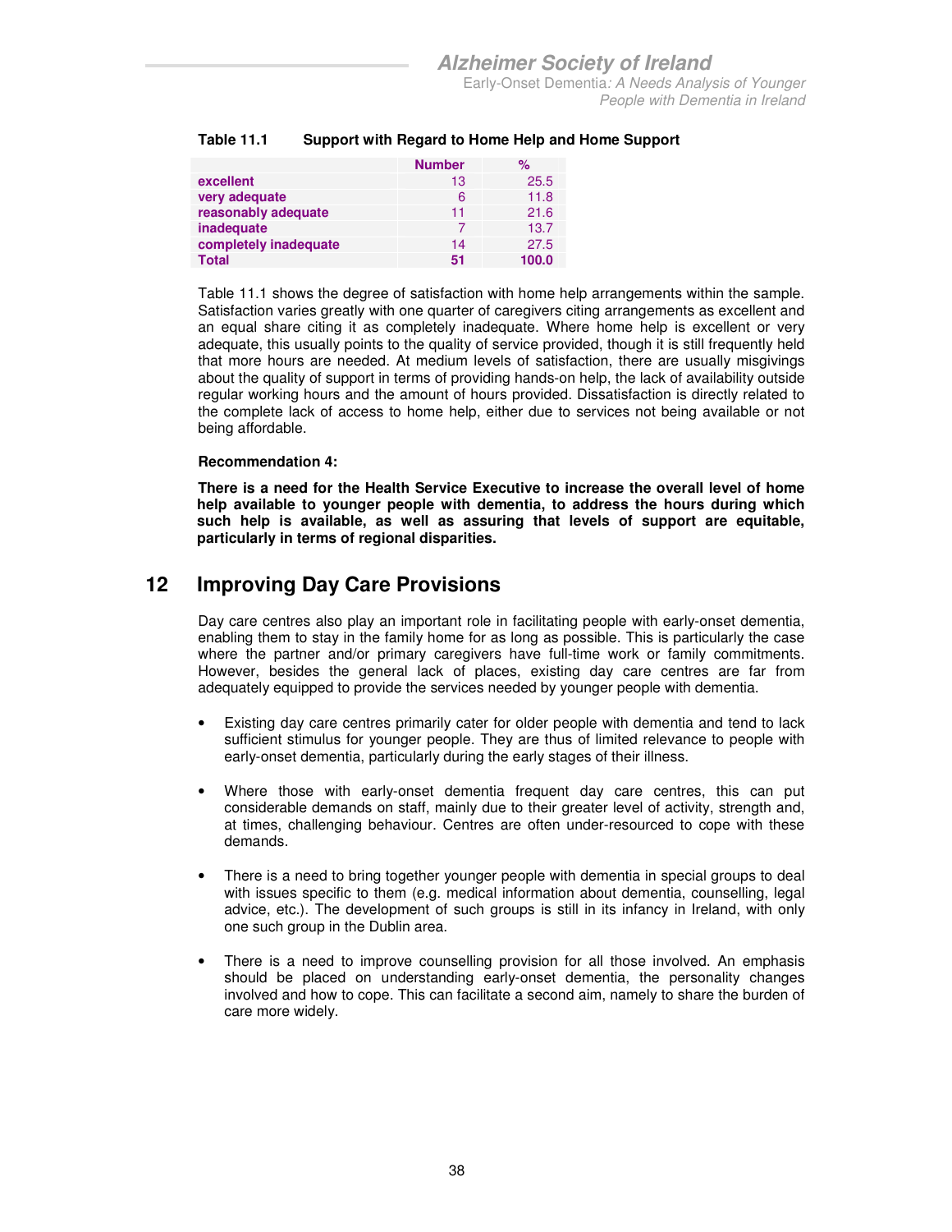**Table 11.1 Support with Regard to Home Help and Home Support**

| | Number | % |
|---|---|---|
| **excellent** | 13 | 25.5 |
| **very adequate** | 6 | 11.8 |
| **reasonably adequate** | 11 | 21.6 |
| **inadequate** | 7 | 13.7 |
| **completely inadequate** | 14 | 27.5 |
| **Total** | **51** | **100.0** |

Table 11.1 shows the degree of satisfaction with home help arrangements within the sample. Satisfaction varies greatly with one quarter of caregivers citing arrangements as excellent and an equal share citing it as completely inadequate. Where home help is excellent or very adequate, this usually points to the quality of service provided, though it is still frequently held that more hours are needed. At medium levels of satisfaction, there are usually misgivings about the quality of support in terms of providing hands-on help, the lack of availability outside regular working hours and the amount of hours provided. Dissatisfaction is directly related to the complete lack of access to home help, either due to services not being available or not being affordable.

**Recommendation 4:**

**There is a need for the Health Service Executive to increase the overall level of home help available to younger people with dementia, to address the hours during which such help is available, as well as assuring that levels of support are equitable, particularly in terms of regional disparities.**

# 12 Improving Day Care Provisions

Day care centres also play an important role in facilitating people with early-onset dementia, enabling them to stay in the family home for as long as possible. This is particularly the case where the partner and/or primary caregivers have full-time work or family commitments. However, besides the general lack of places, existing day care centres are far from adequately equipped to provide the services needed by younger people with dementia.

- Existing day care centres primarily cater for older people with dementia and tend to lack sufficient stimulus for younger people. They are thus of limited relevance to people with early-onset dementia, particularly during the early stages of their illness.

- Where those with early-onset dementia frequent day care centres, this can put considerable demands on staff, mainly due to their greater level of activity, strength and, at times, challenging behaviour. Centres are often under-resourced to cope with these demands.

- There is a need to bring together younger people with dementia in special groups to deal with issues specific to them (e.g. medical information about dementia, counselling, legal advice, etc.). The development of such groups is still in its infancy in Ireland, with only one such group in the Dublin area.

- There is a need to improve counselling provision for all those involved. An emphasis should be placed on understanding early-onset dementia, the personality changes involved and how to cope. This can facilitate a second aim, namely to share the burden of care more widely.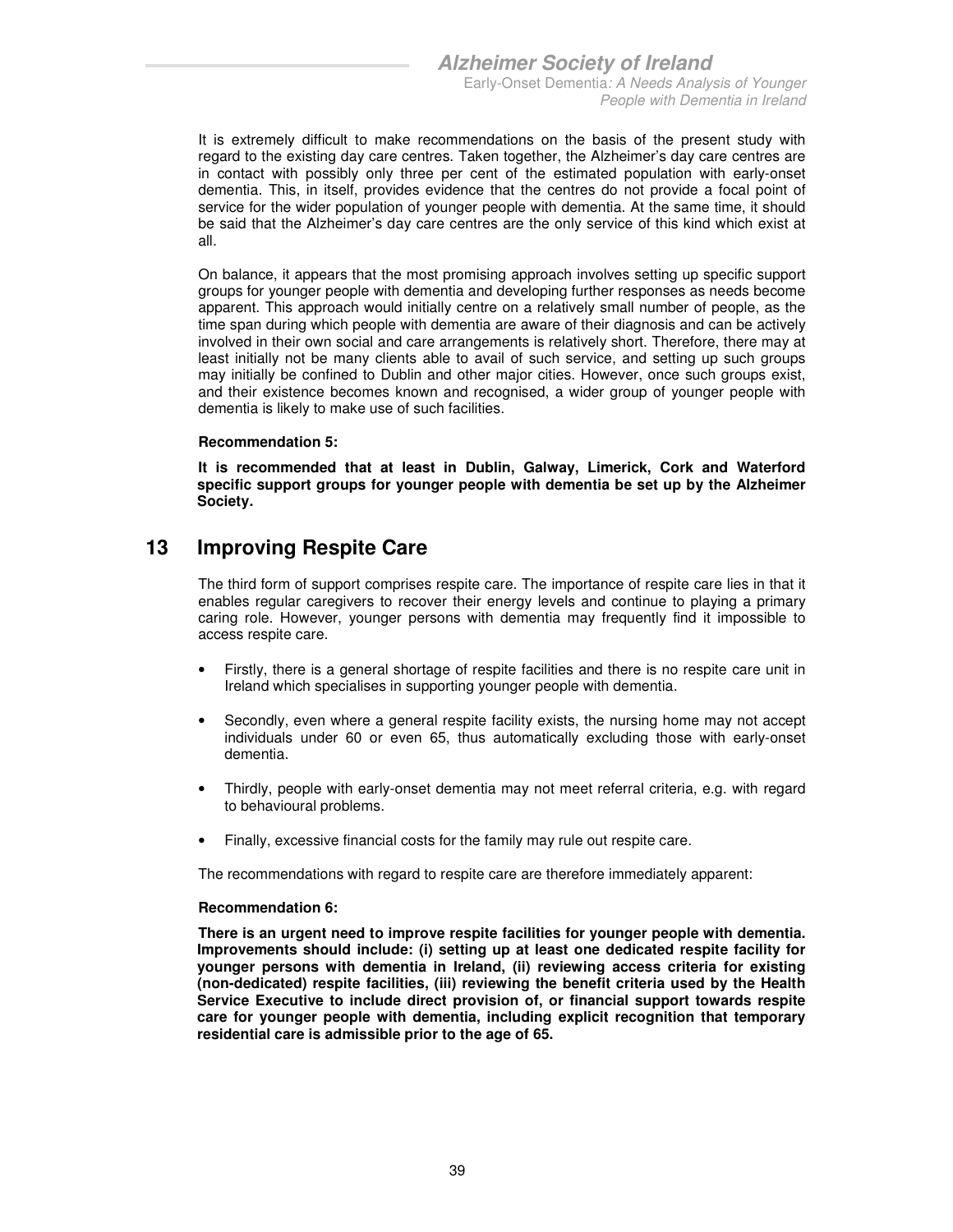It is extremely difficult to make recommendations on the basis of the present study with regard to the existing day care centres. Taken together, the Alzheimer's day care centres are in contact with possibly only three per cent of the estimated population with early-onset dementia. This, in itself, provides evidence that the centres do not provide a focal point of service for the wider population of younger people with dementia. At the same time, it should be said that the Alzheimer's day care centres are the only service of this kind which exist at all.

On balance, it appears that the most promising approach involves setting up specific support groups for younger people with dementia and developing further responses as needs become apparent. This approach would initially centre on a relatively small number of people, as the time span during which people with dementia are aware of their diagnosis and can be actively involved in their own social and care arrangements is relatively short. Therefore, there may at least initially not be many clients able to avail of such service, and setting up such groups may initially be confined to Dublin and other major cities. However, once such groups exist, and their existence becomes known and recognised, a wider group of younger people with dementia is likely to make use of such facilities.

**Recommendation 5:**

**It is recommended that at least in Dublin, Galway, Limerick, Cork and Waterford specific support groups for younger people with dementia be set up by the Alzheimer Society.**

# 13 Improving Respite Care

The third form of support comprises respite care. The importance of respite care lies in that it enables regular caregivers to recover their energy levels and continue to playing a primary caring role. However, younger persons with dementia may frequently find it impossible to access respite care.

- Firstly, there is a general shortage of respite facilities and there is no respite care unit in Ireland which specialises in supporting younger people with dementia.
- Secondly, even where a general respite facility exists, the nursing home may not accept individuals under 60 or even 65, thus automatically excluding those with early-onset dementia.
- Thirdly, people with early-onset dementia may not meet referral criteria, e.g. with regard to behavioural problems.
- Finally, excessive financial costs for the family may rule out respite care.

The recommendations with regard to respite care are therefore immediately apparent:

**Recommendation 6:**

**There is an urgent need to improve respite facilities for younger people with dementia. Improvements should include: (i) setting up at least one dedicated respite facility for younger persons with dementia in Ireland, (ii) reviewing access criteria for existing (non-dedicated) respite facilities, (iii) reviewing the benefit criteria used by the Health Service Executive to include direct provision of, or financial support towards respite care for younger people with dementia, including explicit recognition that temporary residential care is admissible prior to the age of 65.**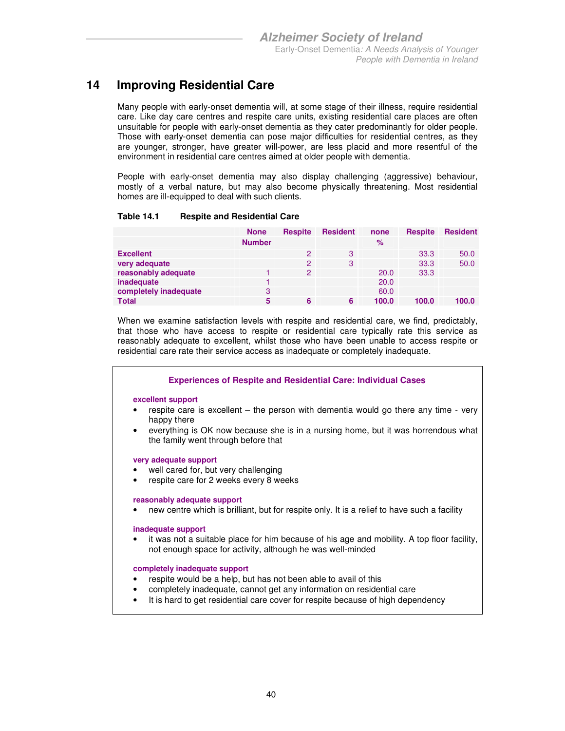# 14 Improving Residential Care

Many people with early-onset dementia will, at some stage of their illness, require residential care. Like day care centres and respite care units, existing residential care places are often unsuitable for people with early-onset dementia as they cater predominantly for older people. Those with early-onset dementia can pose major difficulties for residential centres, as they are younger, stronger, have greater will-power, are less placid and more resentful of the environment in residential care centres aimed at older people with dementia.

People with early-onset dementia may also display challenging (aggressive) behaviour, mostly of a verbal nature, but may also become physically threatening. Most residential homes are ill-equipped to deal with such clients.

**Table 14.1 Respite and Residential Care**

| | None | Respite | Resident | none | Respite | Resident |
|---|---|---|---|---|---|---|
| | Number | | | % | | |
| **Excellent** | | 2 | 3 | | 33.3 | 50.0 |
| **very adequate** | | 2 | 3 | | 33.3 | 50.0 |
| **reasonably adequate** | 1 | 2 | | 20.0 | 33.3 | |
| **inadequate** | 1 | | | 20.0 | | |
| **completely inadequate** | 3 | | | 60.0 | | |
| **Total** | **5** | **6** | **6** | **100.0** | **100.0** | **100.0** |

When we examine satisfaction levels with respite and residential care, we find, predictably, that those who have access to respite or residential care typically rate this service as reasonably adequate to excellent, whilst those who have been unable to access respite or residential care rate their service access as inadequate or completely inadequate.

### Experiences of Respite and Residential Care: Individual Cases

**excellent support**

- respite care is excellent – the person with dementia would go there any time - very happy there
- everything is OK now because she is in a nursing home, but it was horrendous what the family went through before that

**very adequate support**

- well cared for, but very challenging
- respite care for 2 weeks every 8 weeks

**reasonably adequate support**

- new centre which is brilliant, but for respite only. It is a relief to have such a facility

**inadequate support**

- it was not a suitable place for him because of his age and mobility. A top floor facility, not enough space for activity, although he was well-minded

**completely inadequate support**

- respite would be a help, but has not been able to avail of this
- completely inadequate, cannot get any information on residential care
- It is hard to get residential care cover for respite because of high dependency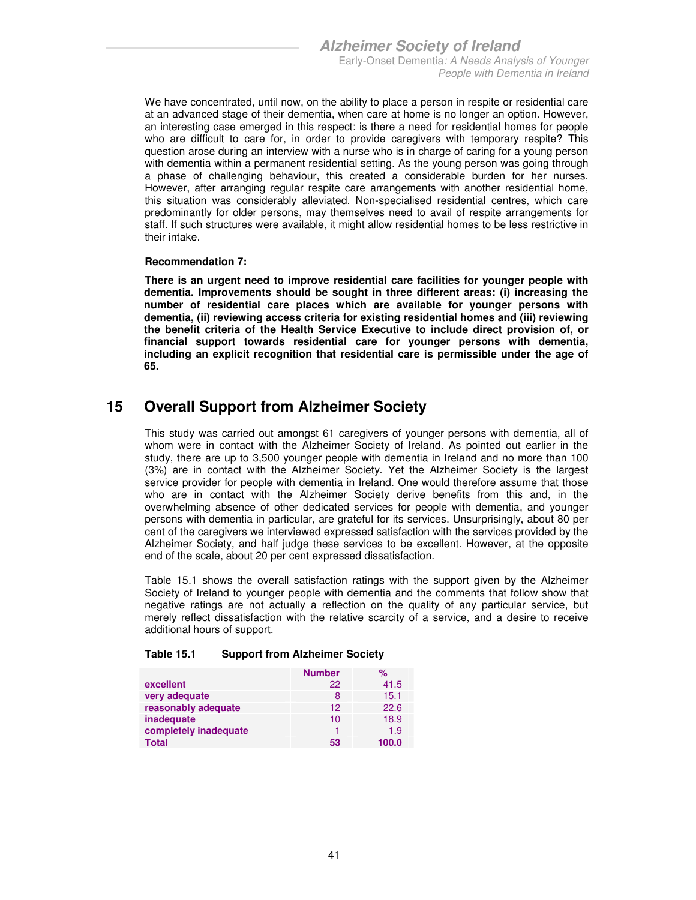We have concentrated, until now, on the ability to place a person in respite or residential care at an advanced stage of their dementia, when care at home is no longer an option. However, an interesting case emerged in this respect: is there a need for residential homes for people who are difficult to care for, in order to provide caregivers with temporary respite? This question arose during an interview with a nurse who is in charge of caring for a young person with dementia within a permanent residential setting. As the young person was going through a phase of challenging behaviour, this created a considerable burden for her nurses. However, after arranging regular respite care arrangements with another residential home, this situation was considerably alleviated. Non-specialised residential centres, which care predominantly for older persons, may themselves need to avail of respite arrangements for staff. If such structures were available, it might allow residential homes to be less restrictive in their intake.

**Recommendation 7:**

**There is an urgent need to improve residential care facilities for younger people with dementia. Improvements should be sought in three different areas: (i) increasing the number of residential care places which are available for younger persons with dementia, (ii) reviewing access criteria for existing residential homes and (iii) reviewing the benefit criteria of the Health Service Executive to include direct provision of, or financial support towards residential care for younger persons with dementia, including an explicit recognition that residential care is permissible under the age of 65.**

# 15 Overall Support from Alzheimer Society

This study was carried out amongst 61 caregivers of younger persons with dementia, all of whom were in contact with the Alzheimer Society of Ireland. As pointed out earlier in the study, there are up to 3,500 younger people with dementia in Ireland and no more than 100 (3%) are in contact with the Alzheimer Society. Yet the Alzheimer Society is the largest service provider for people with dementia in Ireland. One would therefore assume that those who are in contact with the Alzheimer Society derive benefits from this and, in the overwhelming absence of other dedicated services for people with dementia, and younger persons with dementia in particular, are grateful for its services. Unsurprisingly, about 80 per cent of the caregivers we interviewed expressed satisfaction with the services provided by the Alzheimer Society, and half judge these services to be excellent. However, at the opposite end of the scale, about 20 per cent expressed dissatisfaction.

Table 15.1 shows the overall satisfaction ratings with the support given by the Alzheimer Society of Ireland to younger people with dementia and the comments that follow show that negative ratings are not actually a reflection on the quality of any particular service, but merely reflect dissatisfaction with the relative scarcity of a service, and a desire to receive additional hours of support.

**Table 15.1 Support from Alzheimer Society**

| | Number | % |
|---|---|---|
| excellent | 22 | 41.5 |
| very adequate | 8 | 15.1 |
| reasonably adequate | 12 | 22.6 |
| inadequate | 10 | 18.9 |
| completely inadequate | 1 | 1.9 |
| Total | 53 | 100.0 |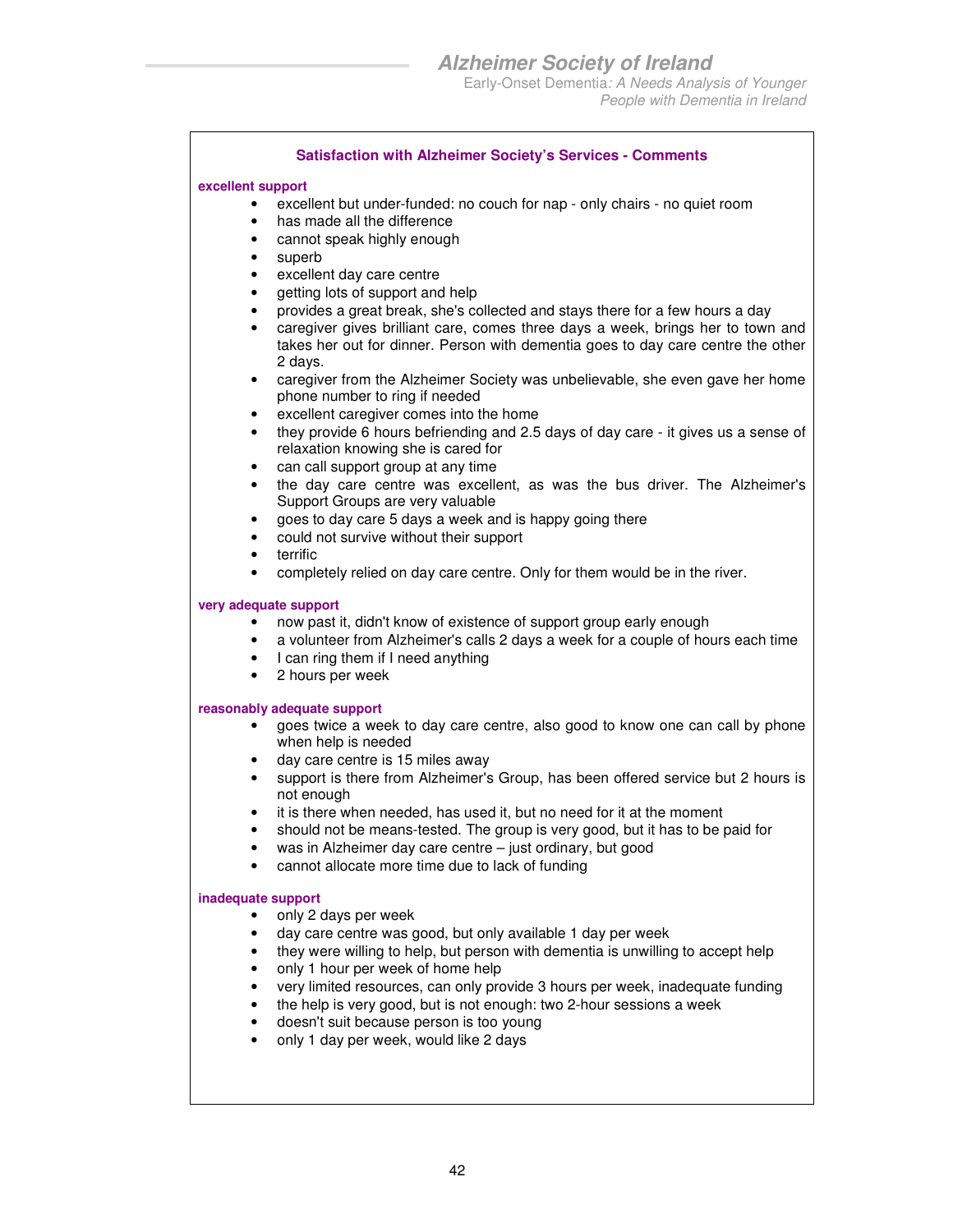### Satisfaction with Alzheimer Society's Services - Comments

**excellent support**

- excellent but under-funded: no couch for nap - only chairs - no quiet room
- has made all the difference
- cannot speak highly enough
- superb
- excellent day care centre
- getting lots of support and help
- provides a great break, she's collected and stays there for a few hours a day
- caregiver gives brilliant care, comes three days a week, brings her to town and takes her out for dinner. Person with dementia goes to day care centre the other 2 days.
- caregiver from the Alzheimer Society was unbelievable, she even gave her home phone number to ring if needed
- excellent caregiver comes into the home
- they provide 6 hours befriending and 2.5 days of day care - it gives us a sense of relaxation knowing she is cared for
- can call support group at any time
- the day care centre was excellent, as was the bus driver. The Alzheimer's Support Groups are very valuable
- goes to day care 5 days a week and is happy going there
- could not survive without their support
- terrific
- completely relied on day care centre. Only for them would be in the river.

**very adequate support**

- now past it, didn't know of existence of support group early enough
- a volunteer from Alzheimer's calls 2 days a week for a couple of hours each time
- I can ring them if I need anything
- 2 hours per week

**reasonably adequate support**

- goes twice a week to day care centre, also good to know one can call by phone when help is needed
- day care centre is 15 miles away
- support is there from Alzheimer's Group, has been offered service but 2 hours is not enough
- it is there when needed, has used it, but no need for it at the moment
- should not be means-tested. The group is very good, but it has to be paid for
- was in Alzheimer day care centre – just ordinary, but good
- cannot allocate more time due to lack of funding

**inadequate support**

- only 2 days per week
- day care centre was good, but only available 1 day per week
- they were willing to help, but person with dementia is unwilling to accept help
- only 1 hour per week of home help
- very limited resources, can only provide 3 hours per week, inadequate funding
- the help is very good, but is not enough: two 2-hour sessions a week
- doesn't suit because person is too young
- only 1 day per week, would like 2 days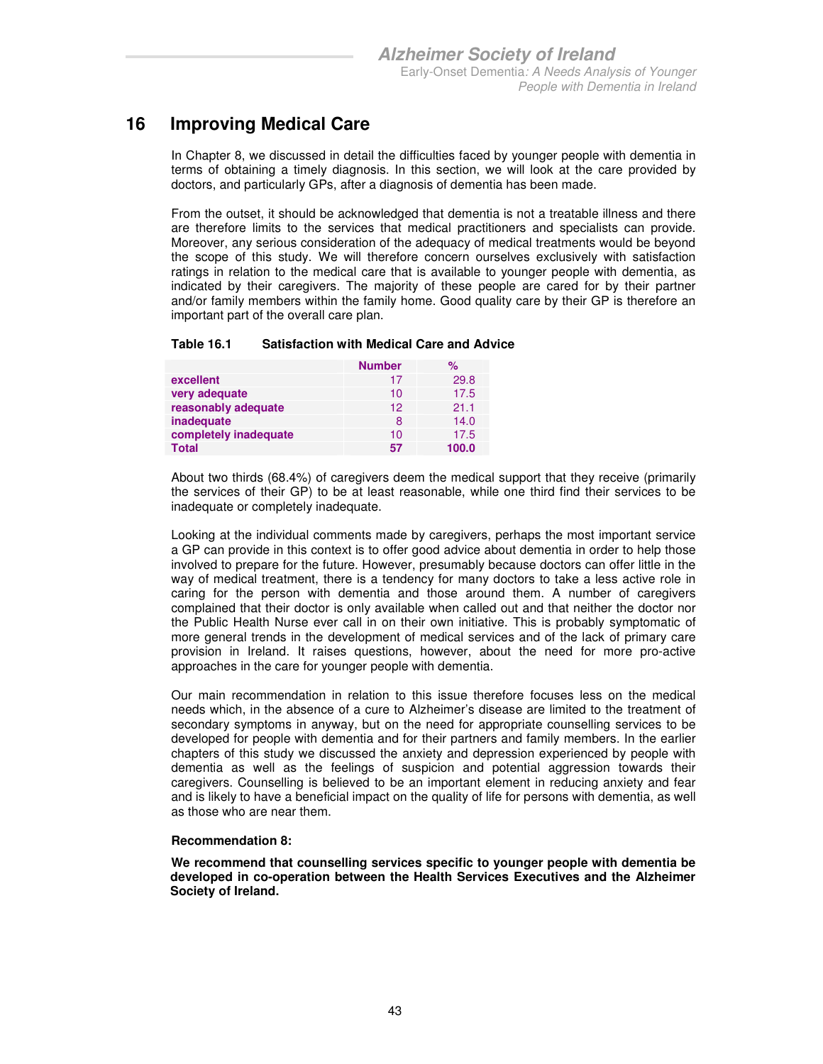# 16 Improving Medical Care

In Chapter 8, we discussed in detail the difficulties faced by younger people with dementia in terms of obtaining a timely diagnosis. In this section, we will look at the care provided by doctors, and particularly GPs, after a diagnosis of dementia has been made.

From the outset, it should be acknowledged that dementia is not a treatable illness and there are therefore limits to the services that medical practitioners and specialists can provide. Moreover, any serious consideration of the adequacy of medical treatments would be beyond the scope of this study. We will therefore concern ourselves exclusively with satisfaction ratings in relation to the medical care that is available to younger people with dementia, as indicated by their caregivers. The majority of these people are cared for by their partner and/or family members within the family home. Good quality care by their GP is therefore an important part of the overall care plan.

**Table 16.1 Satisfaction with Medical Care and Advice**

| | Number | % |
|---|---|---|
| excellent | 17 | 29.8 |
| very adequate | 10 | 17.5 |
| reasonably adequate | 12 | 21.1 |
| inadequate | 8 | 14.0 |
| completely inadequate | 10 | 17.5 |
| **Total** | **57** | **100.0** |

About two thirds (68.4%) of caregivers deem the medical support that they receive (primarily the services of their GP) to be at least reasonable, while one third find their services to be inadequate or completely inadequate.

Looking at the individual comments made by caregivers, perhaps the most important service a GP can provide in this context is to offer good advice about dementia in order to help those involved to prepare for the future. However, presumably because doctors can offer little in the way of medical treatment, there is a tendency for many doctors to take a less active role in caring for the person with dementia and those around them. A number of caregivers complained that their doctor is only available when called out and that neither the doctor nor the Public Health Nurse ever call in on their own initiative. This is probably symptomatic of more general trends in the development of medical services and of the lack of primary care provision in Ireland. It raises questions, however, about the need for more pro-active approaches in the care for younger people with dementia.

Our main recommendation in relation to this issue therefore focuses less on the medical needs which, in the absence of a cure to Alzheimer's disease are limited to the treatment of secondary symptoms in anyway, but on the need for appropriate counselling services to be developed for people with dementia and for their partners and family members. In the earlier chapters of this study we discussed the anxiety and depression experienced by people with dementia as well as the feelings of suspicion and potential aggression towards their caregivers. Counselling is believed to be an important element in reducing anxiety and fear and is likely to have a beneficial impact on the quality of life for persons with dementia, as well as those who are near them.

**Recommendation 8:**

**We recommend that counselling services specific to younger people with dementia be developed in co-operation between the Health Services Executives and the Alzheimer Society of Ireland.**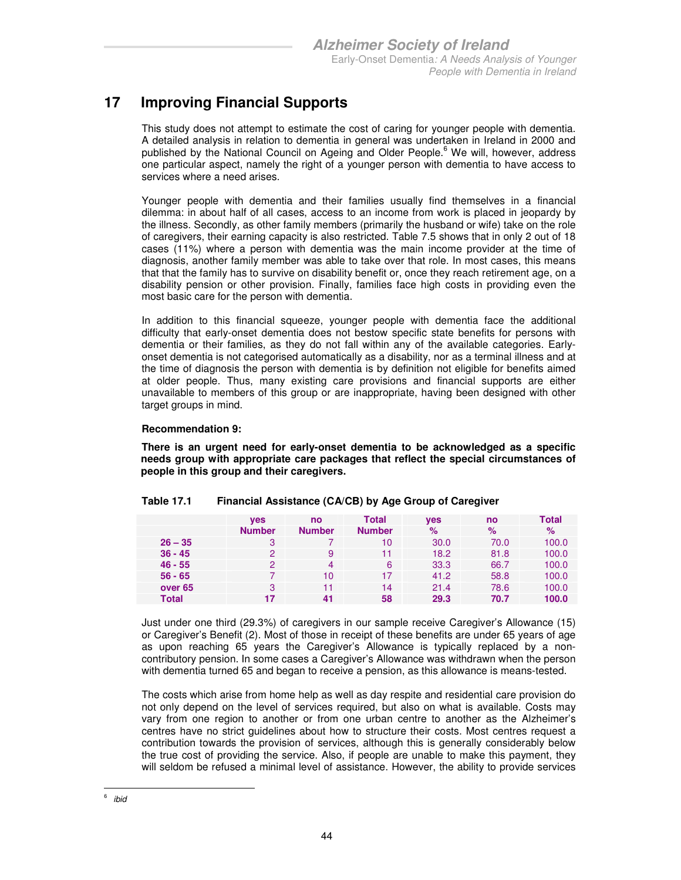# 17 Improving Financial Supports

This study does not attempt to estimate the cost of caring for younger people with dementia. A detailed analysis in relation to dementia in general was undertaken in Ireland in 2000 and published by the National Council on Ageing and Older People.[6] We will, however, address one particular aspect, namely the right of a younger person with dementia to have access to services where a need arises.

Younger people with dementia and their families usually find themselves in a financial dilemma: in about half of all cases, access to an income from work is placed in jeopardy by the illness. Secondly, as other family members (primarily the husband or wife) take on the role of caregivers, their earning capacity is also restricted. Table 7.5 shows that in only 2 out of 18 cases (11%) where a person with dementia was the main income provider at the time of diagnosis, another family member was able to take over that role. In most cases, this means that that the family has to survive on disability benefit or, once they reach retirement age, on a disability pension or other provision. Finally, families face high costs in providing even the most basic care for the person with dementia.

In addition to this financial squeeze, younger people with dementia face the additional difficulty that early-onset dementia does not bestow specific state benefits for persons with dementia or their families, as they do not fall within any of the available categories. Early-onset dementia is not categorised automatically as a disability, nor as a terminal illness and at the time of diagnosis the person with dementia is by definition not eligible for benefits aimed at older people. Thus, many existing care provisions and financial supports are either unavailable to members of this group or are inappropriate, having been designed with other target groups in mind.

**Recommendation 9:**

**There is an urgent need for early-onset dementia to be acknowledged as a specific needs group with appropriate care packages that reflect the special circumstances of people in this group and their caregivers.**

**Table 17.1 Financial Assistance (CA/CB) by Age Group of Caregiver**

| | yes Number | no Number | Total Number | yes % | no % | Total % |
|---|---|---|---|---|---|---|
| **26 – 35** | 3 | 7 | 10 | 30.0 | 70.0 | 100.0 |
| **36 - 45** | 2 | 9 | 11 | 18.2 | 81.8 | 100.0 |
| **46 - 55** | 2 | 4 | 6 | 33.3 | 66.7 | 100.0 |
| **56 - 65** | 7 | 10 | 17 | 41.2 | 58.8 | 100.0 |
| **over 65** | 3 | 11 | 14 | 21.4 | 78.6 | 100.0 |
| **Total** | **17** | **41** | **58** | **29.3** | **70.7** | **100.0** |

Just under one third (29.3%) of caregivers in our sample receive Caregiver's Allowance (15) or Caregiver's Benefit (2). Most of those in receipt of these benefits are under 65 years of age as upon reaching 65 years the Caregiver's Allowance is typically replaced by a non-contributory pension. In some cases a Caregiver's Allowance was withdrawn when the person with dementia turned 65 and began to receive a pension, as this allowance is means-tested.

The costs which arise from home help as well as day respite and residential care provision do not only depend on the level of services required, but also on what is available. Costs may vary from one region to another or from one urban centre to another as the Alzheimer's centres have no strict guidelines about how to structure their costs. Most centres request a contribution towards the provision of services, although this is generally considerably below the true cost of providing the service. Also, if people are unable to make this payment, they will seldom be refused a minimal level of assistance. However, the ability to provide services

[6] *ibid*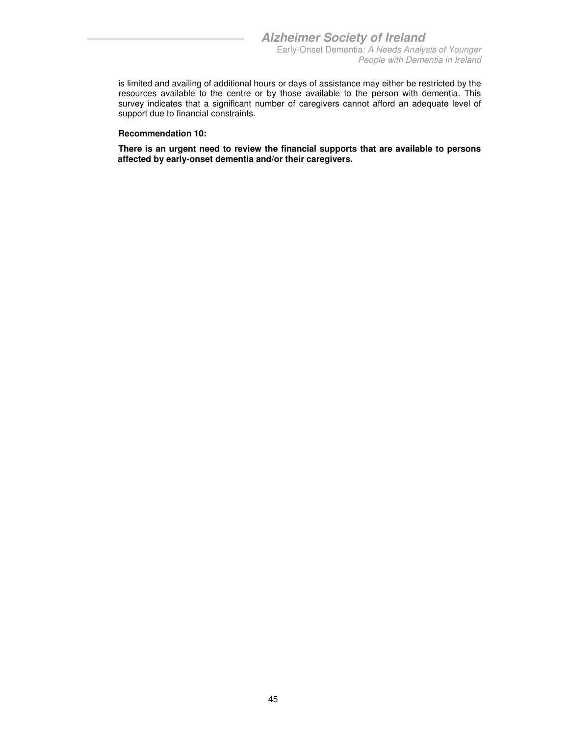is limited and availing of additional hours or days of assistance may either be restricted by the resources available to the centre or by those available to the person with dementia. This survey indicates that a significant number of caregivers cannot afford an adequate level of support due to financial constraints.

**Recommendation 10:**

**There is an urgent need to review the financial supports that are available to persons affected by early-onset dementia and/or their caregivers.**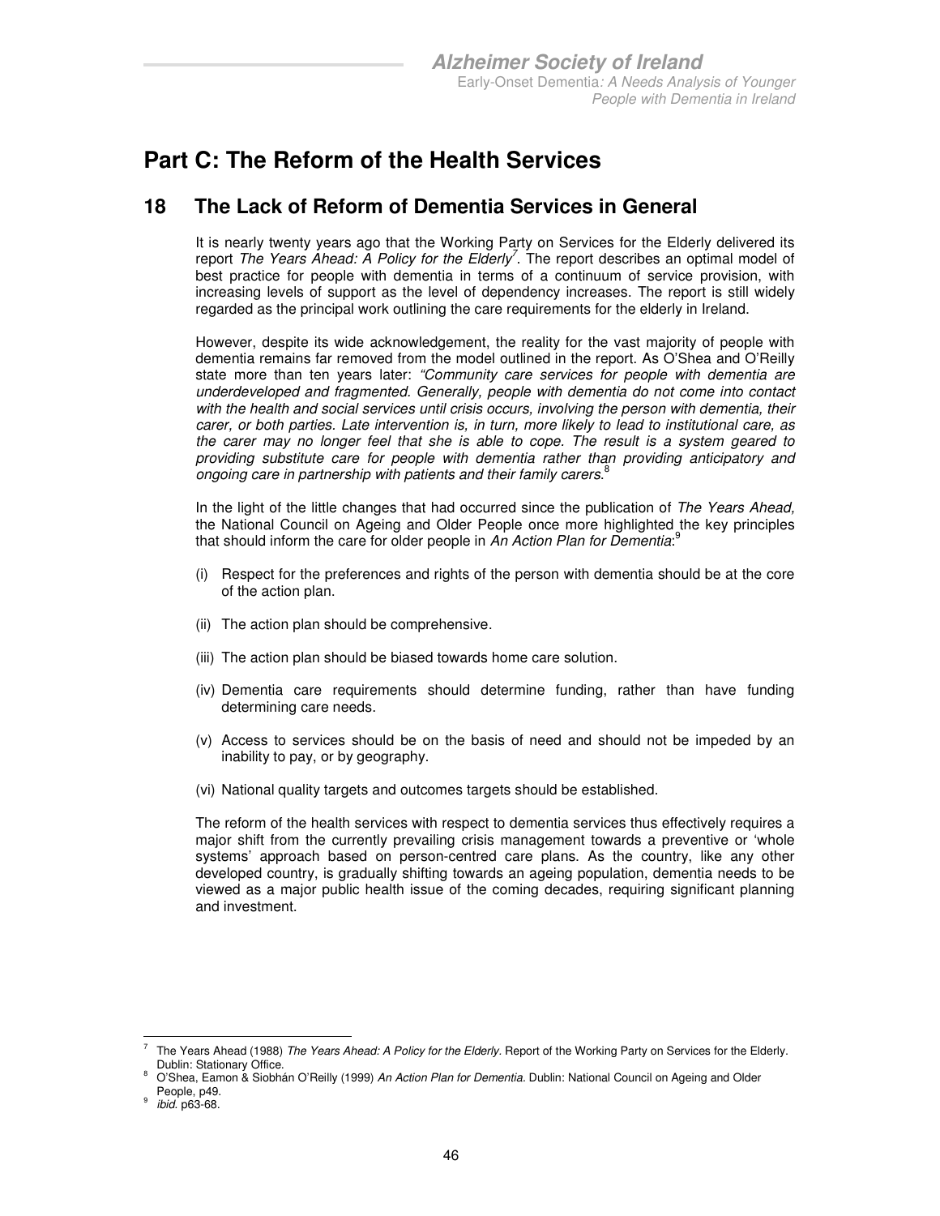# Part C: The Reform of the Health Services

## 18 The Lack of Reform of Dementia Services in General

It is nearly twenty years ago that the Working Party on Services for the Elderly delivered its report *The Years Ahead: A Policy for the Elderly*[7]. The report describes an optimal model of best practice for people with dementia in terms of a continuum of service provision, with increasing levels of support as the level of dependency increases. The report is still widely regarded as the principal work outlining the care requirements for the elderly in Ireland.

However, despite its wide acknowledgement, the reality for the vast majority of people with dementia remains far removed from the model outlined in the report. As O'Shea and O'Reilly state more than ten years later: *"Community care services for people with dementia are underdeveloped and fragmented. Generally, people with dementia do not come into contact with the health and social services until crisis occurs, involving the person with dementia, their carer, or both parties. Late intervention is, in turn, more likely to lead to institutional care, as the carer may no longer feel that she is able to cope. The result is a system geared to providing substitute care for people with dementia rather than providing anticipatory and ongoing care in partnership with patients and their family carers*.[8]

In the light of the little changes that had occurred since the publication of *The Years Ahead,* the National Council on Ageing and Older People once more highlighted the key principles that should inform the care for older people in *An Action Plan for Dementia*:[9]

(i) Respect for the preferences and rights of the person with dementia should be at the core of the action plan.

(ii) The action plan should be comprehensive.

(iii) The action plan should be biased towards home care solution.

(iv) Dementia care requirements should determine funding, rather than have funding determining care needs.

(v) Access to services should be on the basis of need and should not be impeded by an inability to pay, or by geography.

(vi) National quality targets and outcomes targets should be established.

The reform of the health services with respect to dementia services thus effectively requires a major shift from the currently prevailing crisis management towards a preventive or 'whole systems' approach based on person-centred care plans. As the country, like any other developed country, is gradually shifting towards an ageing population, dementia needs to be viewed as a major public health issue of the coming decades, requiring significant planning and investment.

---

[7] The Years Ahead (1988) *The Years Ahead: A Policy for the Elderly*. Report of the Working Party on Services for the Elderly. Dublin: Stationary Office.

[8] O'Shea, Eamon & Siobhán O'Reilly (1999) *An Action Plan for Dementia.* Dublin: National Council on Ageing and Older People, p49.

[9] *ibid.* p63-68.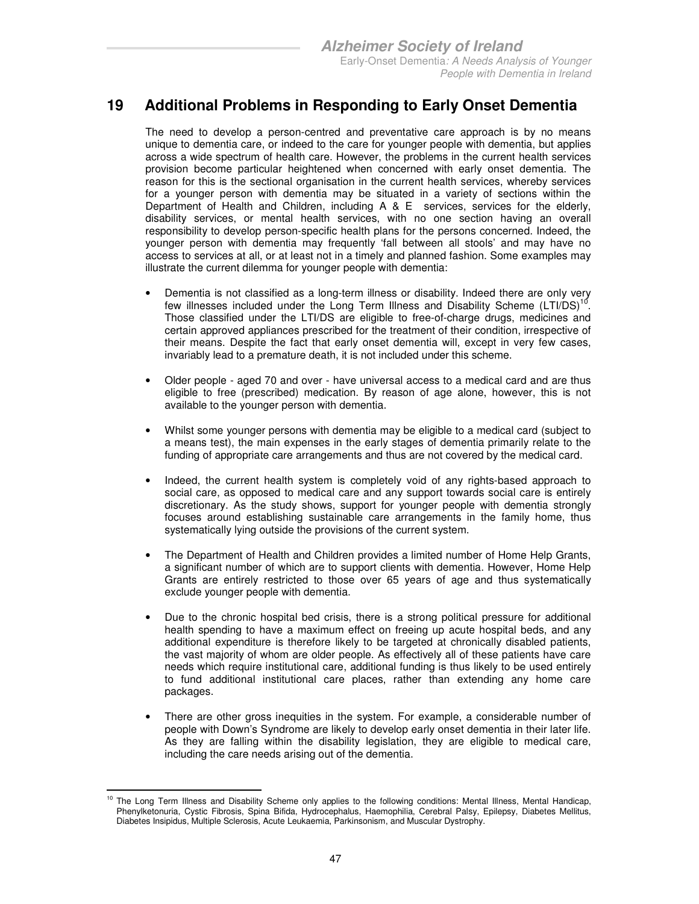# 19 Additional Problems in Responding to Early Onset Dementia

The need to develop a person-centred and preventative care approach is by no means unique to dementia care, or indeed to the care for younger people with dementia, but applies across a wide spectrum of health care. However, the problems in the current health services provision become particular heightened when concerned with early onset dementia. The reason for this is the sectional organisation in the current health services, whereby services for a younger person with dementia may be situated in a variety of sections within the Department of Health and Children, including A & E services, services for the elderly, disability services, or mental health services, with no one section having an overall responsibility to develop person-specific health plans for the persons concerned. Indeed, the younger person with dementia may frequently 'fall between all stools' and may have no access to services at all, or at least not in a timely and planned fashion. Some examples may illustrate the current dilemma for younger people with dementia:

- Dementia is not classified as a long-term illness or disability. Indeed there are only very few illnesses included under the Long Term Illness and Disability Scheme (LTI/DS)[10]. Those classified under the LTI/DS are eligible to free-of-charge drugs, medicines and certain approved appliances prescribed for the treatment of their condition, irrespective of their means. Despite the fact that early onset dementia will, except in very few cases, invariably lead to a premature death, it is not included under this scheme.

- Older people - aged 70 and over - have universal access to a medical card and are thus eligible to free (prescribed) medication. By reason of age alone, however, this is not available to the younger person with dementia.

- Whilst some younger persons with dementia may be eligible to a medical card (subject to a means test), the main expenses in the early stages of dementia primarily relate to the funding of appropriate care arrangements and thus are not covered by the medical card.

- Indeed, the current health system is completely void of any rights-based approach to social care, as opposed to medical care and any support towards social care is entirely discretionary. As the study shows, support for younger people with dementia strongly focuses around establishing sustainable care arrangements in the family home, thus systematically lying outside the provisions of the current system.

- The Department of Health and Children provides a limited number of Home Help Grants, a significant number of which are to support clients with dementia. However, Home Help Grants are entirely restricted to those over 65 years of age and thus systematically exclude younger people with dementia.

- Due to the chronic hospital bed crisis, there is a strong political pressure for additional health spending to have a maximum effect on freeing up acute hospital beds, and any additional expenditure is therefore likely to be targeted at chronically disabled patients, the vast majority of whom are older people. As effectively all of these patients have care needs which require institutional care, additional funding is thus likely to be used entirely to fund additional institutional care places, rather than extending any home care packages.

- There are other gross inequities in the system. For example, a considerable number of people with Down's Syndrome are likely to develop early onset dementia in their later life. As they are falling within the disability legislation, they are eligible to medical care, including the care needs arising out of the dementia.

---

[10] The Long Term Illness and Disability Scheme only applies to the following conditions: Mental Illness, Mental Handicap, Phenylketonuria, Cystic Fibrosis, Spina Bifida, Hydrocephalus, Haemophilia, Cerebral Palsy, Epilepsy, Diabetes Mellitus, Diabetes Insipidus, Multiple Sclerosis, Acute Leukaemia, Parkinsonism, and Muscular Dystrophy.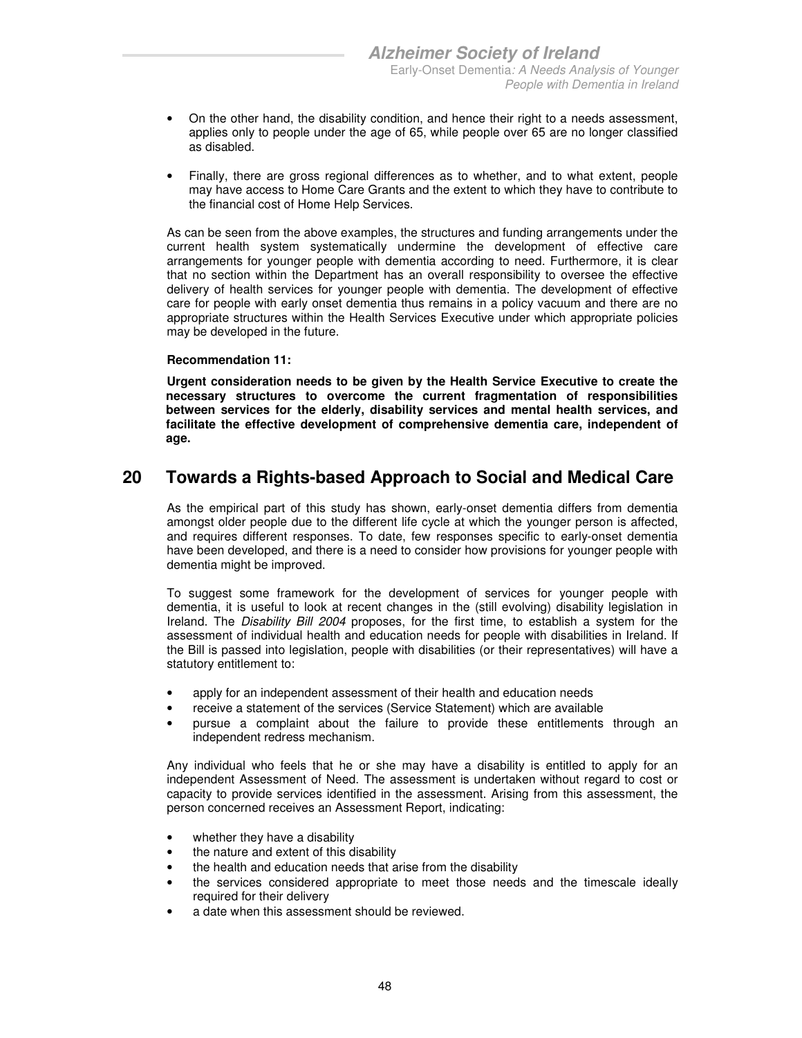- On the other hand, the disability condition, and hence their right to a needs assessment, applies only to people under the age of 65, while people over 65 are no longer classified as disabled.
- Finally, there are gross regional differences as to whether, and to what extent, people may have access to Home Care Grants and the extent to which they have to contribute to the financial cost of Home Help Services.

As can be seen from the above examples, the structures and funding arrangements under the current health system systematically undermine the development of effective care arrangements for younger people with dementia according to need. Furthermore, it is clear that no section within the Department has an overall responsibility to oversee the effective delivery of health services for younger people with dementia. The development of effective care for people with early onset dementia thus remains in a policy vacuum and there are no appropriate structures within the Health Services Executive under which appropriate policies may be developed in the future.

**Recommendation 11:**

**Urgent consideration needs to be given by the Health Service Executive to create the necessary structures to overcome the current fragmentation of responsibilities between services for the elderly, disability services and mental health services, and facilitate the effective development of comprehensive dementia care, independent of age.**

# 20 Towards a Rights-based Approach to Social and Medical Care

As the empirical part of this study has shown, early-onset dementia differs from dementia amongst older people due to the different life cycle at which the younger person is affected, and requires different responses. To date, few responses specific to early-onset dementia have been developed, and there is a need to consider how provisions for younger people with dementia might be improved.

To suggest some framework for the development of services for younger people with dementia, it is useful to look at recent changes in the (still evolving) disability legislation in Ireland. The *Disability Bill 2004* proposes, for the first time, to establish a system for the assessment of individual health and education needs for people with disabilities in Ireland. If the Bill is passed into legislation, people with disabilities (or their representatives) will have a statutory entitlement to:

- apply for an independent assessment of their health and education needs
- receive a statement of the services (Service Statement) which are available
- pursue a complaint about the failure to provide these entitlements through an independent redress mechanism.

Any individual who feels that he or she may have a disability is entitled to apply for an independent Assessment of Need. The assessment is undertaken without regard to cost or capacity to provide services identified in the assessment. Arising from this assessment, the person concerned receives an Assessment Report, indicating:

- whether they have a disability
- the nature and extent of this disability
- the health and education needs that arise from the disability
- the services considered appropriate to meet those needs and the timescale ideally required for their delivery
- a date when this assessment should be reviewed.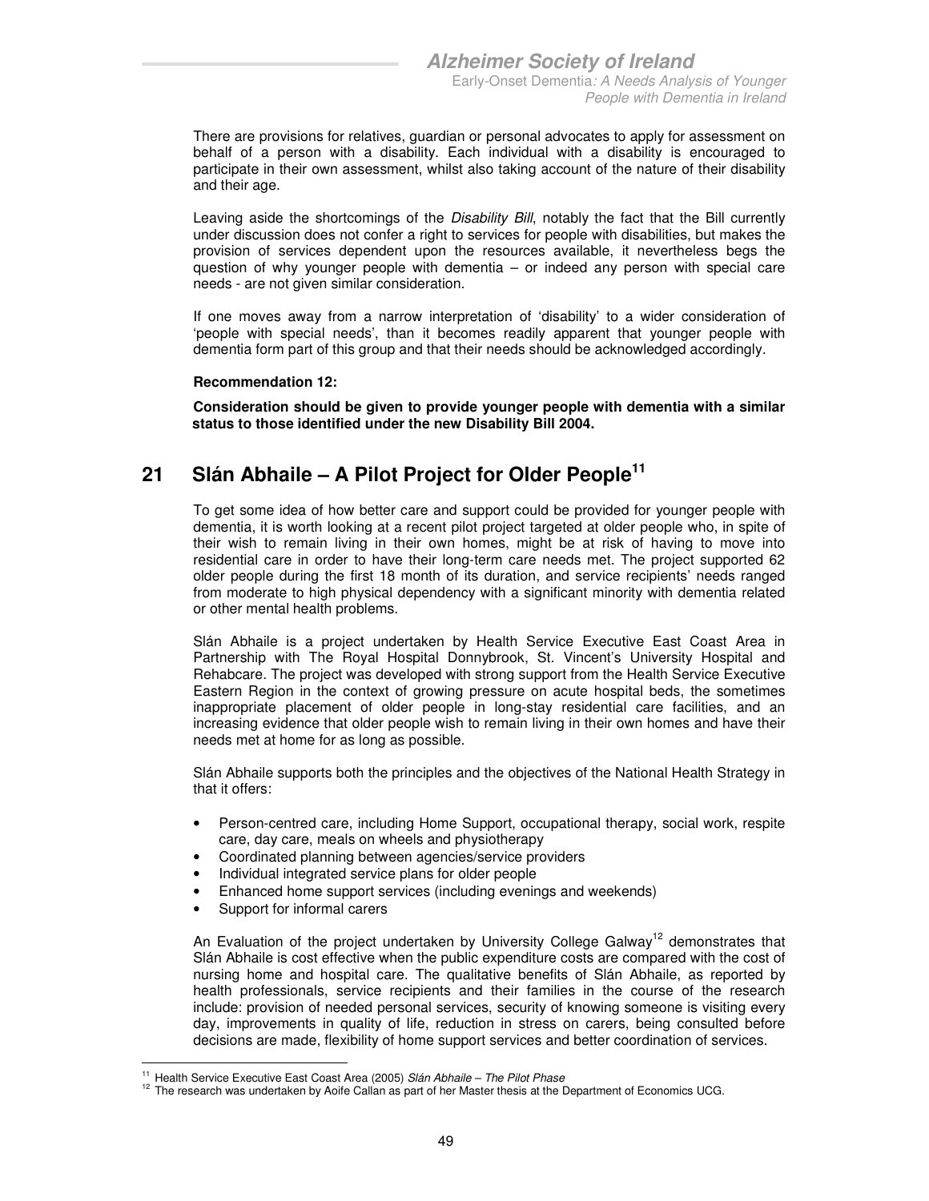There are provisions for relatives, guardian or personal advocates to apply for assessment on behalf of a person with a disability. Each individual with a disability is encouraged to participate in their own assessment, whilst also taking account of the nature of their disability and their age.

Leaving aside the shortcomings of the *Disability Bill*, notably the fact that the Bill currently under discussion does not confer a right to services for people with disabilities, but makes the provision of services dependent upon the resources available, it nevertheless begs the question of why younger people with dementia – or indeed any person with special care needs - are not given similar consideration.

If one moves away from a narrow interpretation of 'disability' to a wider consideration of 'people with special needs', than it becomes readily apparent that younger people with dementia form part of this group and that their needs should be acknowledged accordingly.

**Recommendation 12:**

**Consideration should be given to provide younger people with dementia with a similar status to those identified under the new Disability Bill 2004.**

# 21 Slán Abhaile – A Pilot Project for Older People[11]

To get some idea of how better care and support could be provided for younger people with dementia, it is worth looking at a recent pilot project targeted at older people who, in spite of their wish to remain living in their own homes, might be at risk of having to move into residential care in order to have their long-term care needs met. The project supported 62 older people during the first 18 month of its duration, and service recipients' needs ranged from moderate to high physical dependency with a significant minority with dementia related or other mental health problems.

Slán Abhaile is a project undertaken by Health Service Executive East Coast Area in Partnership with The Royal Hospital Donnybrook, St. Vincent's University Hospital and Rehabcare. The project was developed with strong support from the Health Service Executive Eastern Region in the context of growing pressure on acute hospital beds, the sometimes inappropriate placement of older people in long-stay residential care facilities, and an increasing evidence that older people wish to remain living in their own homes and have their needs met at home for as long as possible.

Slán Abhaile supports both the principles and the objectives of the National Health Strategy in that it offers:

- Person-centred care, including Home Support, occupational therapy, social work, respite care, day care, meals on wheels and physiotherapy
- Coordinated planning between agencies/service providers
- Individual integrated service plans for older people
- Enhanced home support services (including evenings and weekends)
- Support for informal carers

An Evaluation of the project undertaken by University College Galway[12] demonstrates that Slán Abhaile is cost effective when the public expenditure costs are compared with the cost of nursing home and hospital care. The qualitative benefits of Slán Abhaile, as reported by health professionals, service recipients and their families in the course of the research include: provision of needed personal services, security of knowing someone is visiting every day, improvements in quality of life, reduction in stress on carers, being consulted before decisions are made, flexibility of home support services and better coordination of services.

[11] Health Service Executive East Coast Area (2005) *Slán Abhaile – The Pilot Phase*

[12] The research was undertaken by Aoife Callan as part of her Master thesis at the Department of Economics UCG.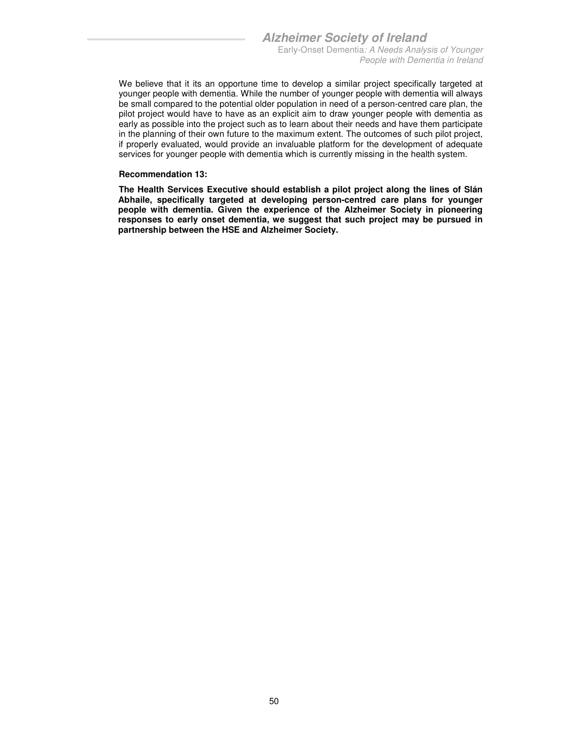We believe that it its an opportune time to develop a similar project specifically targeted at younger people with dementia. While the number of younger people with dementia will always be small compared to the potential older population in need of a person-centred care plan, the pilot project would have to have as an explicit aim to draw younger people with dementia as early as possible into the project such as to learn about their needs and have them participate in the planning of their own future to the maximum extent. The outcomes of such pilot project, if properly evaluated, would provide an invaluable platform for the development of adequate services for younger people with dementia which is currently missing in the health system.

**Recommendation 13:**

**The Health Services Executive should establish a pilot project along the lines of Slán Abhaile, specifically targeted at developing person-centred care plans for younger people with dementia. Given the experience of the Alzheimer Society in pioneering responses to early onset dementia, we suggest that such project may be pursued in partnership between the HSE and Alzheimer Society.**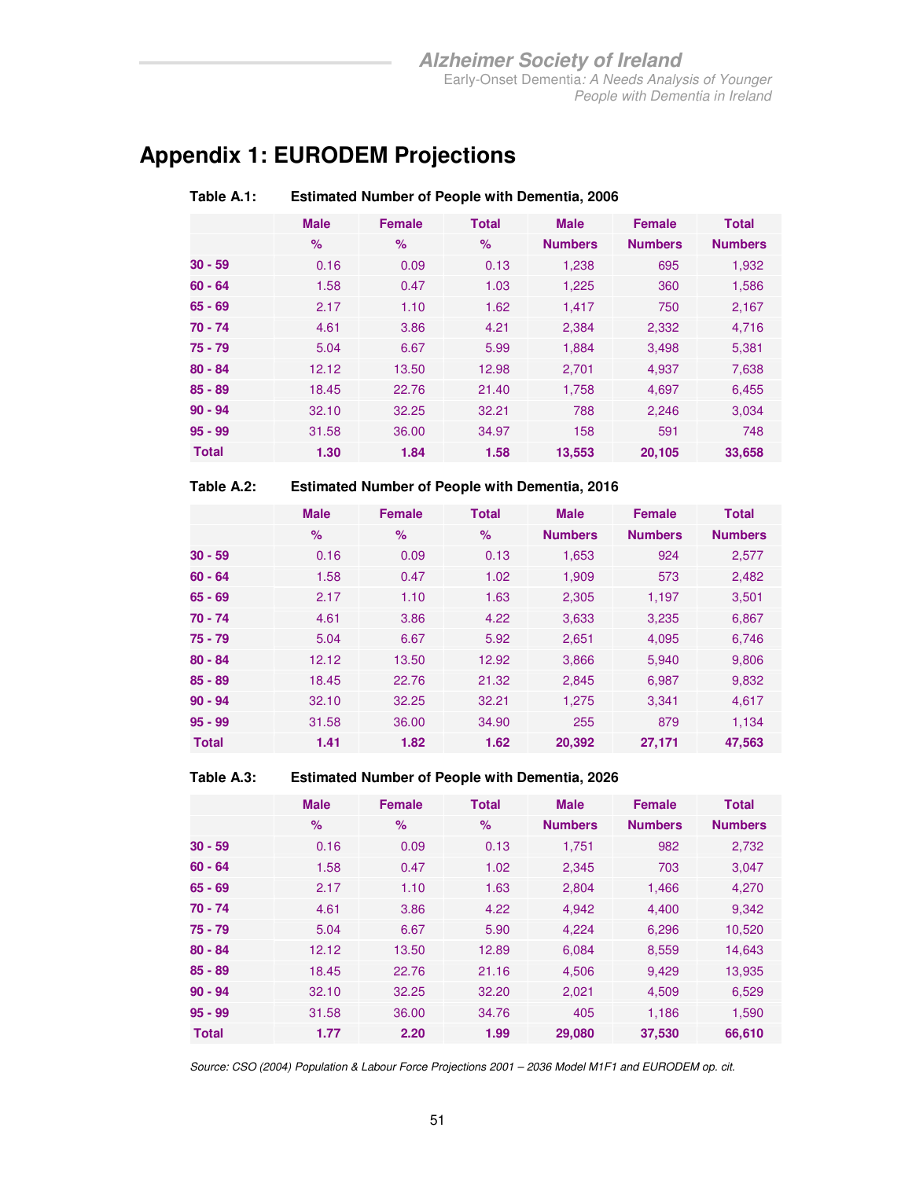# Appendix 1: EURODEM Projections

**Table A.1: Estimated Number of People with Dementia, 2006**

| | Male % | Female % | Total % | Male Numbers | Female Numbers | Total Numbers |
|---|---|---|---|---|---|---|
| **30 - 59** | 0.16 | 0.09 | 0.13 | 1,238 | 695 | 1,932 |
| **60 - 64** | 1.58 | 0.47 | 1.03 | 1,225 | 360 | 1,586 |
| **65 - 69** | 2.17 | 1.10 | 1.62 | 1,417 | 750 | 2,167 |
| **70 - 74** | 4.61 | 3.86 | 4.21 | 2,384 | 2,332 | 4,716 |
| **75 - 79** | 5.04 | 6.67 | 5.99 | 1,884 | 3,498 | 5,381 |
| **80 - 84** | 12.12 | 13.50 | 12.98 | 2,701 | 4,937 | 7,638 |
| **85 - 89** | 18.45 | 22.76 | 21.40 | 1,758 | 4,697 | 6,455 |
| **90 - 94** | 32.10 | 32.25 | 32.21 | 788 | 2,246 | 3,034 |
| **95 - 99** | 31.58 | 36.00 | 34.97 | 158 | 591 | 748 |
| **Total** | **1.30** | **1.84** | **1.58** | **13,553** | **20,105** | **33,658** |

**Table A.2: Estimated Number of People with Dementia, 2016**

| | Male % | Female % | Total % | Male Numbers | Female Numbers | Total Numbers |
|---|---|---|---|---|---|---|
| **30 - 59** | 0.16 | 0.09 | 0.13 | 1,653 | 924 | 2,577 |
| **60 - 64** | 1.58 | 0.47 | 1.02 | 1,909 | 573 | 2,482 |
| **65 - 69** | 2.17 | 1.10 | 1.63 | 2,305 | 1,197 | 3,501 |
| **70 - 74** | 4.61 | 3.86 | 4.22 | 3,633 | 3,235 | 6,867 |
| **75 - 79** | 5.04 | 6.67 | 5.92 | 2,651 | 4,095 | 6,746 |
| **80 - 84** | 12.12 | 13.50 | 12.92 | 3,866 | 5,940 | 9,806 |
| **85 - 89** | 18.45 | 22.76 | 21.32 | 2,845 | 6,987 | 9,832 |
| **90 - 94** | 32.10 | 32.25 | 32.21 | 1,275 | 3,341 | 4,617 |
| **95 - 99** | 31.58 | 36.00 | 34.90 | 255 | 879 | 1,134 |
| **Total** | **1.41** | **1.82** | **1.62** | **20,392** | **27,171** | **47,563** |

**Table A.3: Estimated Number of People with Dementia, 2026**

| | Male % | Female % | Total % | Male Numbers | Female Numbers | Total Numbers |
|---|---|---|---|---|---|---|
| **30 - 59** | 0.16 | 0.09 | 0.13 | 1,751 | 982 | 2,732 |
| **60 - 64** | 1.58 | 0.47 | 1.02 | 2,345 | 703 | 3,047 |
| **65 - 69** | 2.17 | 1.10 | 1.63 | 2,804 | 1,466 | 4,270 |
| **70 - 74** | 4.61 | 3.86 | 4.22 | 4,942 | 4,400 | 9,342 |
| **75 - 79** | 5.04 | 6.67 | 5.90 | 4,224 | 6,296 | 10,520 |
| **80 - 84** | 12.12 | 13.50 | 12.89 | 6,084 | 8,559 | 14,643 |
| **85 - 89** | 18.45 | 22.76 | 21.16 | 4,506 | 9,429 | 13,935 |
| **90 - 94** | 32.10 | 32.25 | 32.20 | 2,021 | 4,509 | 6,529 |
| **95 - 99** | 31.58 | 36.00 | 34.76 | 405 | 1,186 | 1,590 |
| **Total** | **1.77** | **2.20** | **1.99** | **29,080** | **37,530** | **66,610** |

*Source: CSO (2004) Population & Labour Force Projections 2001 – 2036 Model M1F1 and EURODEM op. cit.*